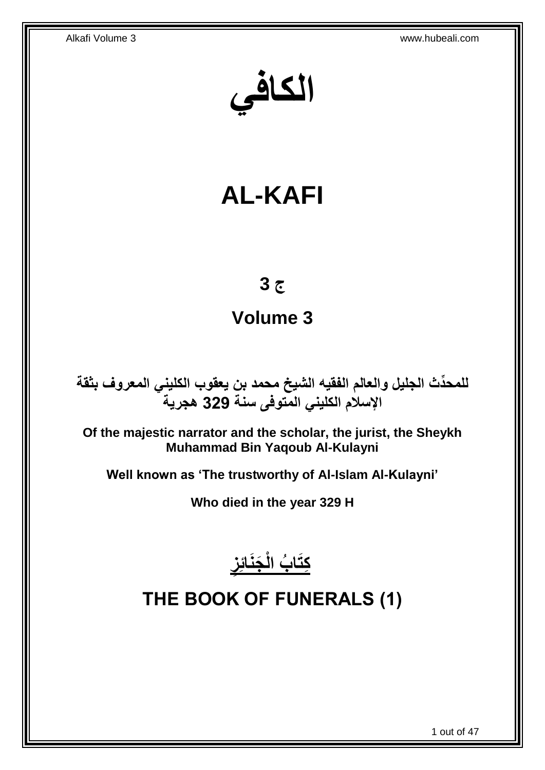# الكافي

# AL-KAFI

## ج 3

## Volume 3

**للمحدِّث الجليل والعالم الفقيه الشيخ محمد بن يعقوب الكليني المعروف بثقة الإسلام الكليني المتوفى سنة 329 هجرية**

**Of the majestic narrator and the scholar, the jurist, the Sheykh Muhammad Bin Yaqoub Al-Kulayni**

**Well known as 'The trustworthy of Al-Islam Al-Kulayni'**

**Who died in the year 329 H**

# كِتَابُ الْجَنَائِزِ

# THE BOOK OF FUNERALS (1)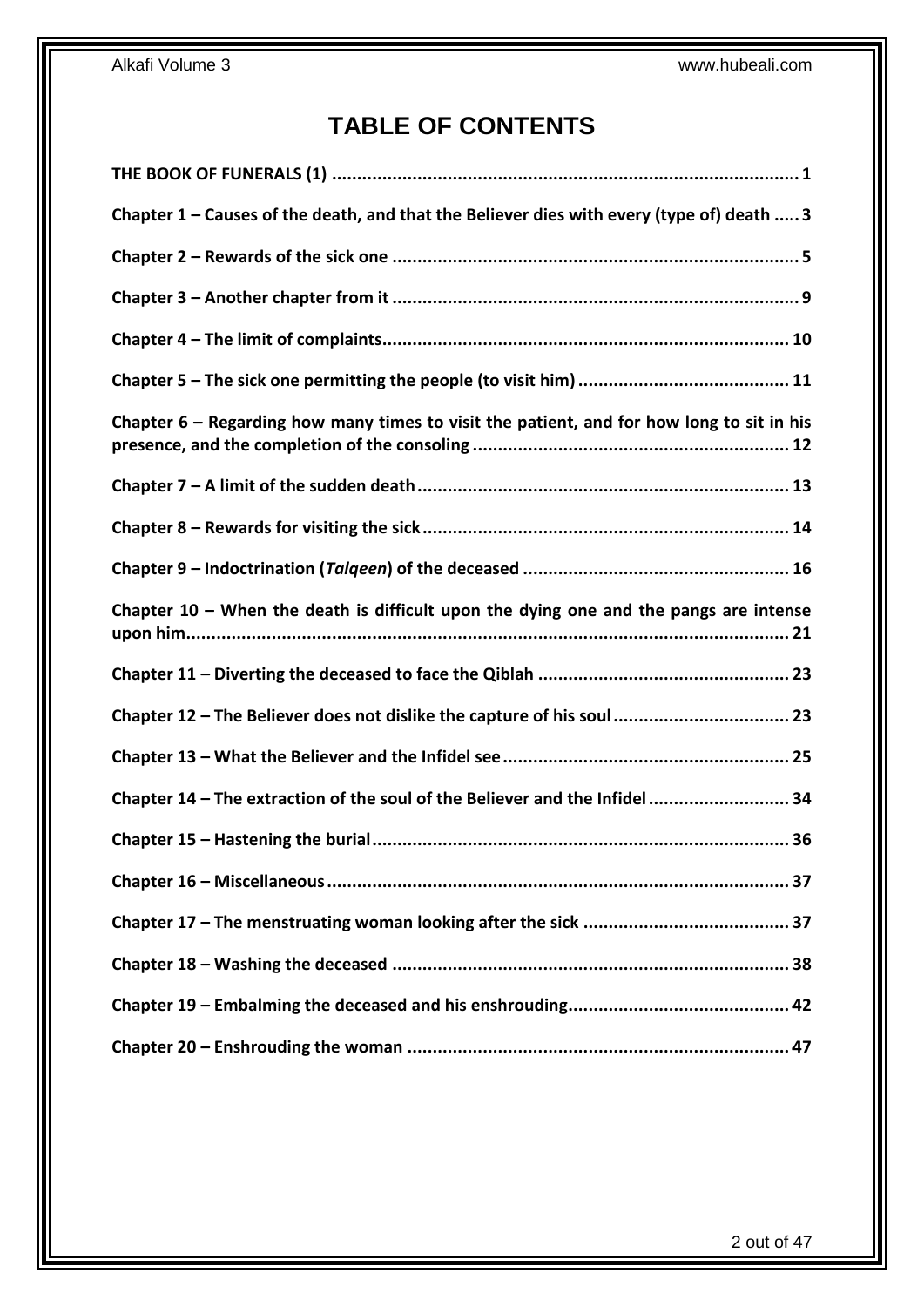# TABLE OF CONTENTS

**THE BOOK OF FUNERALS (1) ............................................................ 1**

**Chapter 1 – Causes of the death, and that the Believer dies with every (type of) death ..... 3**

**Chapter 2 – Rewards of the sick one ............................................................ 5**

**Chapter 3 – Another chapter from it ............................................................ 9**

**Chapter 4 – The limit of complaints............................................................ 10**

**Chapter 5 – The sick one permitting the people (to visit him) ............................................ 11**

**Chapter 6 – Regarding how many times to visit the patient, and for how long to sit in his presence, and the completion of the consoling ............................................................ 12**

**Chapter 7 – A limit of the sudden death ............................................................ 13**

**Chapter 8 – Rewards for visiting the sick ............................................................ 14**

**Chapter 9 – Indoctrination (*Talqeen*) of the deceased ............................................................ 16**

**Chapter 10 – When the death is difficult upon the dying one and the pangs are intense upon him............................................................ 21**

**Chapter 11 – Diverting the deceased to face the Qiblah ............................................................ 23**

**Chapter 12 – The Believer does not dislike the capture of his soul ............................................ 23**

**Chapter 13 – What the Believer and the Infidel see ............................................................ 25**

**Chapter 14 – The extraction of the soul of the Believer and the Infidel ............................ 34**

**Chapter 15 – Hastening the burial ............................................................ 36**

**Chapter 16 – Miscellaneous ............................................................ 37**

**Chapter 17 – The menstruating woman looking after the sick ............................................ 37**

**Chapter 18 – Washing the deceased ............................................................ 38**

**Chapter 19 – Embalming the deceased and his enshrouding............................................ 42**

**Chapter 20 – Enshrouding the woman ............................................................ 47**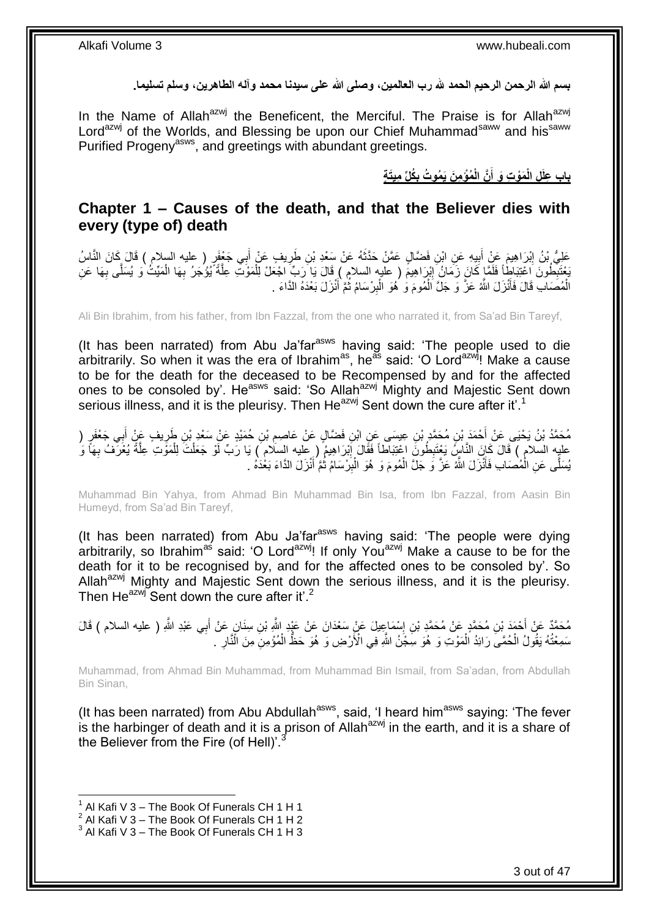**بسم الله الرحمن الرحيم الحمد لله رب العالمين، وصلى الله على سيدنا محمد وآله الطاهرين، وسلم تسليما.**

In the Name of Allah[azwj] the Beneficent, the Merciful. The Praise is for Allah[azwj] Lord[azwj] of the Worlds, and Blessing be upon our Chief Muhammad[saww] and his[saww] Purified Progeny[asws], and greetings with abundant greetings.

## بَابُ عِلَلِ الْمَوْتِ وَ أَنَّ الْمُؤْمِنَ يَمُوتُ بِكُلِّ مِيتَةٍ

## Chapter 1 – Causes of the death, and that the Believer dies with every (type of) death

عَلِيُّ بْنُ إِبْرَاهِيمَ عَنْ أَبِيهِ عَنِ ابْنِ فَضَّالٍ عَمَّنْ حَدَّثَهُ عَنْ سَعْدِ بْنِ طَرِيفٍ عَنْ أَبِي جَعْفَرٍ ( عليه السلام ) قَالَ كَانَ النَّاسُ يَعْتَبِطُونَ اعْتِبَاطاً فَلَمَّا كَانَ زَمَانُ إِبْرَاهِيمَ ( عليه السلام ) قَالَ يَا رَبِّ اجْعَلْ لِلْمَوْتِ عِلَّةً يُؤْجَرُ بِهَا الْمَيِّتُ وَ يُسَلَّى بِهَا عَنِ الْمُصَابِ قَالَ فَأَنْزَلَ اللَّهُ عَزَّ وَ جَلَّ الْمُومَ وَ هُوَ الْبِرْسَامُ ثُمَّ أَنْزَلَ بَعْدَهُ الدَّاءَ .

Ali Bin Ibrahim, from his father, from Ibn Fazzal, from the one who narrated it, from Sa'ad Bin Tareyf,

(It has been narrated) from Abu Ja'far[asws] having said: 'The people used to die arbitrarily. So when it was the era of Ibrahim[as], he[as] said: 'O Lord[azwj]! Make a cause to be for the death for the deceased to be Recompensed by and for the affected ones to be consoled by'. He[asws] said: 'So Allah[azwj] Mighty and Majestic Sent down serious illness, and it is the pleurisy. Then He[azwj] Sent down the cure after it'.[1]

مُحَمَّدُ بْنُ يَحْيَى عَنْ أَحْمَدَ بْنِ مُحَمَّدِ بْنِ عِيسَى عَنِ ابْنِ فَضَّالٍ عَنْ عَاصِمِ بْنِ حُمَيْدٍ عَنْ سَعْدِ بْنِ طَرِيفٍ عَنْ أَبِي جَعْفَرٍ ( عليه السلام ) قَالَ كَانَ النَّاسُ يَعْتَبِطُونَ اعْتِبَاطاً فَقَالَ إِبْرَاهِيمُ ( عليه السلام ) يَا رَبِّ لَوْ جَعَلْتَ لِلْمَوْتِ عِلَّةً يُعْرَفُ بِهَا وَ يُسَلَّى عَنِ الْمُصَابِ فَأَنْزَلَ اللَّهُ عَزَّ وَ جَلَّ الْمُومَ وَ هُوَ الْبِرْسَامُ ثُمَّ أَنْزَلَ الدَّاءَ بَعْدَهُ .

Muhammad Bin Yahya, from Ahmad Bin Muhammad Bin Isa, from Ibn Fazzal, from Aasin Bin Humeyd, from Sa'ad Bin Tareyf,

(It has been narrated) from Abu Ja'far[asws] having said: 'The people were dying arbitrarily, so Ibrahim[as] said: 'O Lord[azwj]! If only You[azwj] Make a cause to be for the death for it to be recognised by, and for the affected ones to be consoled by'. So Allah[azwj] Mighty and Majestic Sent down the serious illness, and it is the pleurisy. Then He[azwj] Sent down the cure after it'.[2]

مُحَمَّدٌ عَنْ أَحْمَدَ بْنِ مُحَمَّدٍ عَنْ مُحَمَّدِ بْنِ إِسْمَاعِيلَ عَنْ سَعْدَانَ عَنْ عَبْدِ اللَّهِ بْنِ سِنَانٍ عَنْ أَبِي عَبْدِ اللَّهِ ( عليه السلام ) قَالَ سَمِعْتُهُ يَقُولُ الْحُمَّى رَائِدُ الْمَوْتِ وَ هُوَ سِجْنُ اللَّهِ فِي الْأَرْضِ وَ هُوَ حَظُّ الْمُؤْمِنِ مِنَ النَّارِ .

Muhammad, from Ahmad Bin Muhammad, from Muhammad Bin Ismail, from Sa'adan, from Abdullah Bin Sinan,

(It has been narrated) from Abu Abdullah[asws], said, 'I heard him[asws] saying: 'The fever is the harbinger of death and it is a prison of Allah[azwj] in the earth, and it is a share of the Believer from the Fire (of Hell)'.[3]

---

[1] Al Kafi V 3 – The Book Of Funerals CH 1 H 1
[2] Al Kafi V 3 – The Book Of Funerals CH 1 H 2
[3] Al Kafi V 3 – The Book Of Funerals CH 1 H 3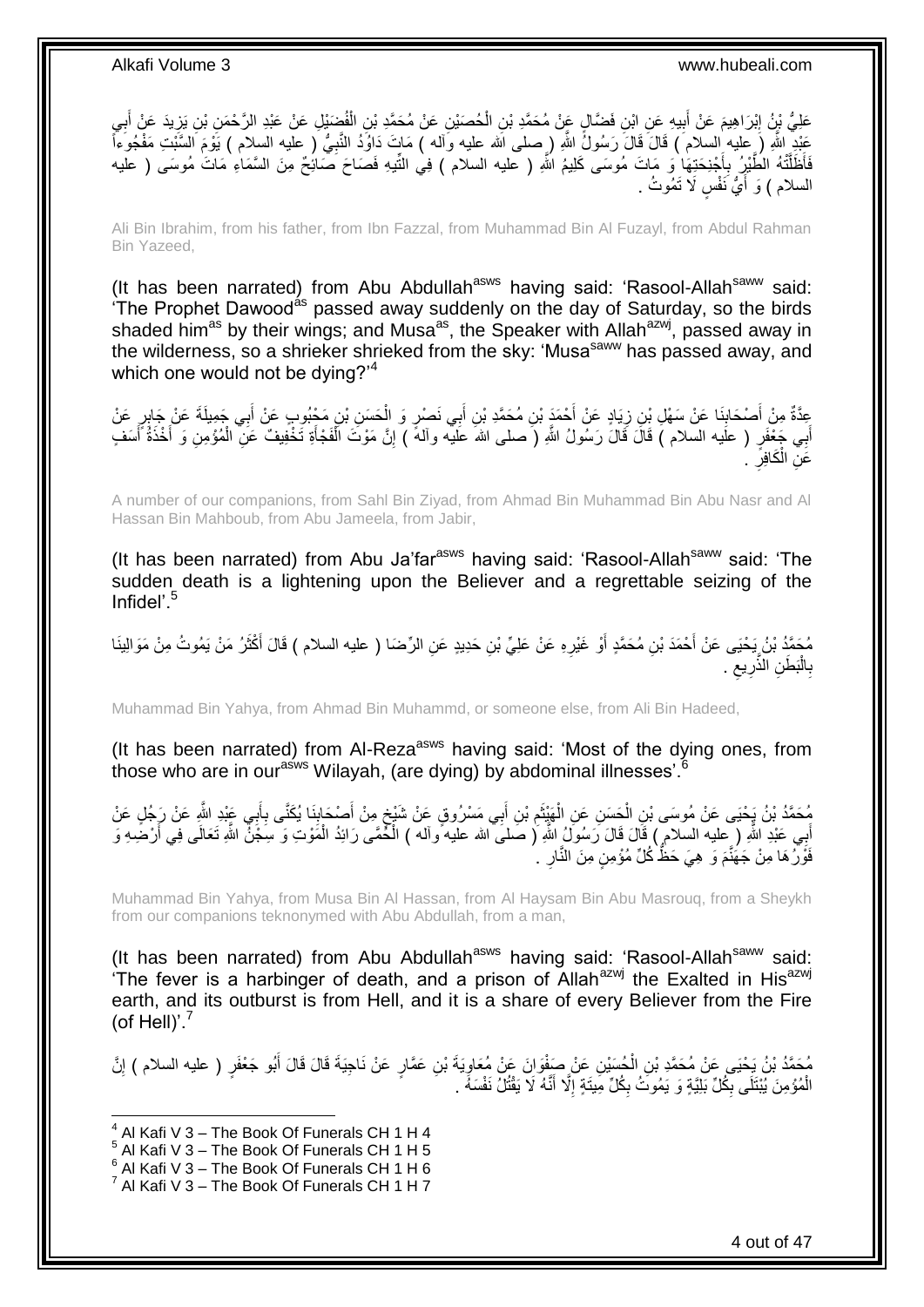عَلِيُّ بْنُ إِبْرَاهِيمَ عَنْ أَبِيهِ عَنِ ابْنِ فَضَّالٍ عَنْ مُحَمَّدِ بْنِ الْحُصَيْنِ عَنْ مُحَمَّدِ بْنِ الْفُضَيْلِ عَنْ عَبْدِ الرَّحْمَنِ بْنِ يَزِيدَ عَنْ أَبِي عَبْدِ اللَّهِ ( عليه السلام ) قَالَ قَالَ رَسُولُ اللَّهِ ( صلى الله عليه وآله ) مَاتَ دَاوُدُ النَّبِيُّ ( عليه السلام ) يَوْمَ السَّبْتِ مَفْجُوءاً فَأَظَلَّتْهُ الطَّيْرُ بِأَجْنِحَتِهَا وَ مَاتَ مُوسَى كَلِيمُ اللَّهِ ( عليه السلام ) فِي التِّيهِ فَصَاحَ صَائِحٌ مِنَ السَّمَاءِ مَاتَ مُوسَى ( عليه السلام ) وَ أَيُّ نَفْسٍ لَا تَمُوتُ .

Ali Bin Ibrahim, from his father, from Ibn Fazzal, from Muhammad Bin Al Fuzayl, from Abdul Rahman Bin Yazeed,

(It has been narrated) from Abu Abdullah[asws] having said: 'Rasool-Allah[saww] said: 'The Prophet Dawood[as] passed away suddenly on the day of Saturday, so the birds shaded him[as] by their wings; and Musa[as], the Speaker with Allah[azwj], passed away in the wilderness, so a shrieker shrieked from the sky: 'Musa[saww] has passed away, and which one would not be dying?'[4]

عِدَّةٌ مِنْ أَصْحَابِنَا عَنْ سَهْلِ بْنِ زِيَادٍ عَنْ أَحْمَدَ بْنِ مُحَمَّدِ بْنِ أَبِي نَصْرٍ وَ الْحَسَنِ بْنِ مَحْبُوبٍ عَنْ أَبِي جَمِيلَةَ عَنْ جَابِرٍ عَنْ أَبِي جَعْفَرٍ ( عليه السلام ) قَالَ قَالَ رَسُولُ اللَّهِ ( صلى الله عليه وآله ) إِنَّ مَوْتَ الْفَجْأَةِ تَخْفِيفٌ عَنِ الْمُؤْمِنِ وَ أَخْذَةُ أَسَفٍ عَنِ الْكَافِرِ .

A number of our companions, from Sahl Bin Ziyad, from Ahmad Bin Muhammad Bin Abu Nasr and Al Hassan Bin Mahboub, from Abu Jameela, from Jabir,

(It has been narrated) from Abu Ja'far[asws] having said: 'Rasool-Allah[saww] said: 'The sudden death is a lightening upon the Believer and a regrettable seizing of the Infidel'.[5]

مُحَمَّدُ بْنُ يَحْيَى عَنْ أَحْمَدَ بْنِ مُحَمَّدٍ أَوْ غَيْرِهِ عَنْ عَلِيِّ بْنِ حَدِيدٍ عَنِ الرِّضَا ( عليه السلام ) قَالَ أَكْثَرُ مَنْ يَمُوتُ مِنْ مَوَالِينَا بِالْبَطْنِ الذَّرِيعِ .

Muhammad Bin Yahya, from Ahmad Bin Muhammd, or someone else, from Ali Bin Hadeed,

(It has been narrated) from Al-Reza[asws] having said: 'Most of the dying ones, from those who are in our[asws] Wilayah, (are dying) by abdominal illnesses'.[6]

مُحَمَّدُ بْنُ يَحْيَى عَنْ مُوسَى بْنِ الْحَسَنِ عَنِ الْهَيْثَمِ بْنِ أَبِي مَسْرُوقٍ عَنْ شَيْخٍ مِنْ أَصْحَابِنَا يُكَنَّى بِأَبِي عَبْدِ اللَّهِ عَنْ رَجُلٍ عَنْ أَبِي عَبْدِ اللَّهِ ( عليه السلام ) قَالَ قَالَ رَسُولُ اللَّهِ ( صلى الله عليه وآله ) الْحُمَّى رَائِدُ الْمَوْتِ وَ سِجْنُ اللَّهِ تَعَالَى فِي أَرْضِهِ وَ فَوْرُهَا مِنْ جَهَنَّمَ وَ هِيَ حَظُّ كُلِّ مُؤْمِنٍ مِنَ النَّارِ .

Muhammad Bin Yahya, from Musa Bin Al Hassan, from Al Haysam Bin Abu Masrouq, from a Sheykh from our companions teknonymed with Abu Abdullah, from a man,

(It has been narrated) from Abu Abdullah[asws] having said: 'Rasool-Allah[saww] said: 'The fever is a harbinger of death, and a prison of Allah[azwj] the Exalted in His[azwj] earth, and its outburst is from Hell, and it is a share of every Believer from the Fire (of Hell)'.[7]

مُحَمَّدُ بْنُ يَحْيَى عَنْ مُحَمَّدِ بْنِ الْحُسَيْنِ عَنْ صَفْوَانَ عَنْ مُعَاوِيَةَ بْنِ عَمَّارٍ عَنْ نَاجِيَةَ قَالَ قَالَ أَبُو جَعْفَرٍ ( عليه السلام ) إِنَّ الْمُؤْمِنَ يُبْتَلَى بِكُلِّ بَلِيَّةٍ وَ يَمُوتُ بِكُلِّ مِيتَةٍ إِلَّا أَنَّهُ لَا يَقْتُلُ نَفْسَهُ .

[4] Al Kafi V 3 – The Book Of Funerals CH 1 H 4
[5] Al Kafi V 3 – The Book Of Funerals CH 1 H 5
[6] Al Kafi V 3 – The Book Of Funerals CH 1 H 6
[7] Al Kafi V 3 – The Book Of Funerals CH 1 H 7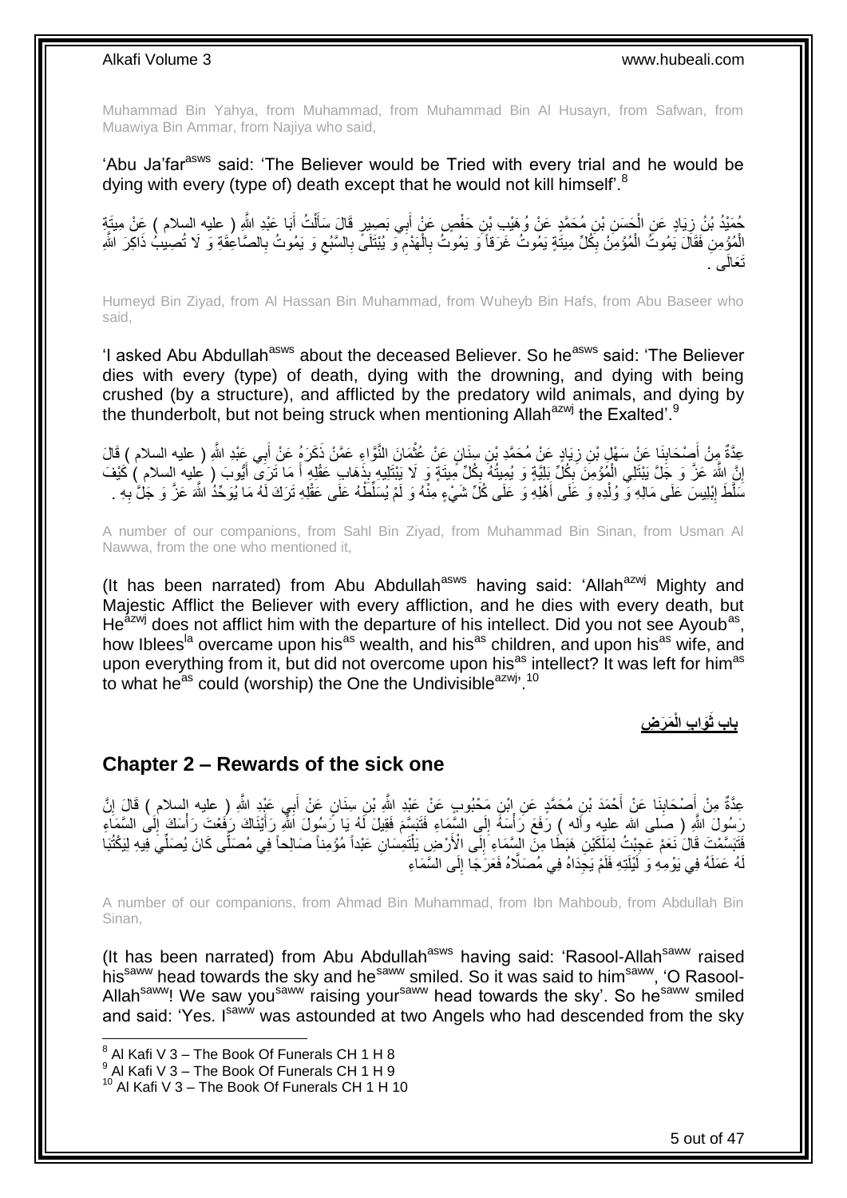Muhammad Bin Yahya, from Muhammad, from Muhammad Bin Al Husayn, from Safwan, from Muawiya Bin Ammar, from Najiya who said,

'Abu Ja'far[asws] said: 'The Believer would be Tried with every trial and he would be dying with every (type of) death except that he would not kill himself'.[8]

حُمَيْدُ بْنُ زِيَادٍ عَنِ الْحَسَنِ بْنِ مُحَمَّدٍ عَنْ وُهَيْبِ بْنِ حَفْصٍ عَنْ أَبِي بَصِيرٍ قَالَ سَأَلْتُ أَبَا عَبْدِ اللَّهِ ( عليه السلام ) عَنْ مِيتَةِ الْمُؤْمِنِ فَقَالَ يَمُوتُ الْمُؤْمِنُ بِكُلِّ مِيتَةٍ يَمُوتُ غَرَقاً وَ يَمُوتُ بِالْهَدْمِ وَ يُبْتَلَى بِالسَّبُعِ وَ يَمُوتُ بِالصَّاعِقَةِ وَ لَا تُصِيبُ ذَاكِرَ اللَّهِ تَعَالَى .

Humeyd Bin Ziyad, from Al Hassan Bin Muhammad, from Wuheyb Bin Hafs, from Abu Baseer who said,

'I asked Abu Abdullah[asws] about the deceased Believer. So he[asws] said: 'The Believer dies with every (type) of death, dying with the drowning, and dying with being crushed (by a structure), and afflicted by the predatory wild animals, and dying by the thunderbolt, but not being struck when mentioning Allah[azwj] the Exalted'.[9]

عِدَّةٌ مِنْ أَصْحَابِنَا عَنْ سَهْلِ بْنِ زِيَادٍ عَنْ مُحَمَّدِ بْنِ سِنَانٍ عَنْ عُثْمَانَ النَّوَّاءِ عَمَّنْ ذَكَرَهُ عَنْ أَبِي عَبْدِ اللَّهِ ( عليه السلام ) قَالَ إِنَّ اللَّهَ عَزَّ وَ جَلَّ يَبْتَلِي الْمُؤْمِنَ بِكُلِّ بَلِيَّةٍ وَ يُمِيتُهُ بِكُلِّ مِيتَةٍ وَ لَا يَبْتَلِيهِ بِذَهَابِ عَقْلِهِ أَ مَا تَرَى أَيُّوبَ ( عليه السلام ) كَيْفَ سَلَّطَ إِبْلِيسَ عَلَى مَالِهِ وَ وُلْدِهِ وَ عَلَى أَهْلِهِ وَ عَلَى كُلِّ شَيْءٍ مِنْهُ وَ لَمْ يُسَلِّطْهُ عَلَى عَقْلِهِ تَرَكَ لَهُ مَا يُوَحِّدُ اللَّهَ عَزَّ وَ جَلَّ بِهِ .

A number of our companions, from Sahl Bin Ziyad, from Muhammad Bin Sinan, from Usman Al Nawwa, from the one who mentioned it,

(It has been narrated) from Abu Abdullah[asws] having said: 'Allah[azwj] Mighty and Majestic Afflict the Believer with every affliction, and he dies with every death, but He[azwj] does not afflict him with the departure of his intellect. Did you not see Ayoub[as], how Iblees[la] overcame upon his[as] wealth, and his[as] children, and upon his[as] wife, and upon everything from it, but did not overcome upon his[as] intellect? It was left for him[as] to what he[as] could (worship) the One the Undivisible[azwj]'.[10]

## بَابُ ثَوَابِ الْمَرَضِ

## Chapter 2 – Rewards of the sick one

عِدَّةٌ مِنْ أَصْحَابِنَا عَنْ أَحْمَدَ بْنِ مُحَمَّدٍ عَنِ ابْنِ مَحْبُوبٍ عَنْ عَبْدِ اللَّهِ بْنِ سِنَانٍ عَنْ أَبِي عَبْدِ اللَّهِ ( عليه السلام ) قَالَ إِنَّ رَسُولَ اللَّهِ ( صلى الله عليه وآله ) رَفَعَ رَأْسَهُ إِلَى السَّمَاءِ فَتَبَسَّمَ فَقِيلَ لَهُ يَا رَسُولَ اللَّهِ رَأَيْنَاكَ رَفَعْتَ رَأْسَكَ إِلَى السَّمَاءِ فَتَبَسَّمْتَ قَالَ نَعَمْ عَجِبْتُ لِمَلَكَيْنِ هَبَطَا مِنَ السَّمَاءِ إِلَى الْأَرْضِ يَلْتَمِسَانِ عَبْداً مُؤْمِناً صَالِحاً فِي مُصَلًّى كَانَ يُصَلِّي فِيهِ لِيَكْتُبَا لَهُ عَمَلَهُ فِي يَوْمِهِ وَ لَيْلَتِهِ فَلَمْ يَجِدَاهُ فِي مُصَلَّاهُ فَعَرَجَا إِلَى السَّمَاءِ

A number of our companions, from Ahmad Bin Muhammad, from Ibn Mahboub, from Abdullah Bin Sinan,

(It has been narrated) from Abu Abdullah[asws] having said: 'Rasool-Allah[saww] raised his[saww] head towards the sky and he[saww] smiled. So it was said to him[saww], 'O Rasool-Allah[saww]! We saw you[saww] raising your[saww] head towards the sky'. So he[saww] smiled and said: 'Yes. I[saww] was astounded at two Angels who had descended from the sky

[8] Al Kafi V 3 – The Book Of Funerals CH 1 H 8
[9] Al Kafi V 3 – The Book Of Funerals CH 1 H 9
[10] Al Kafi V 3 – The Book Of Funerals CH 1 H 10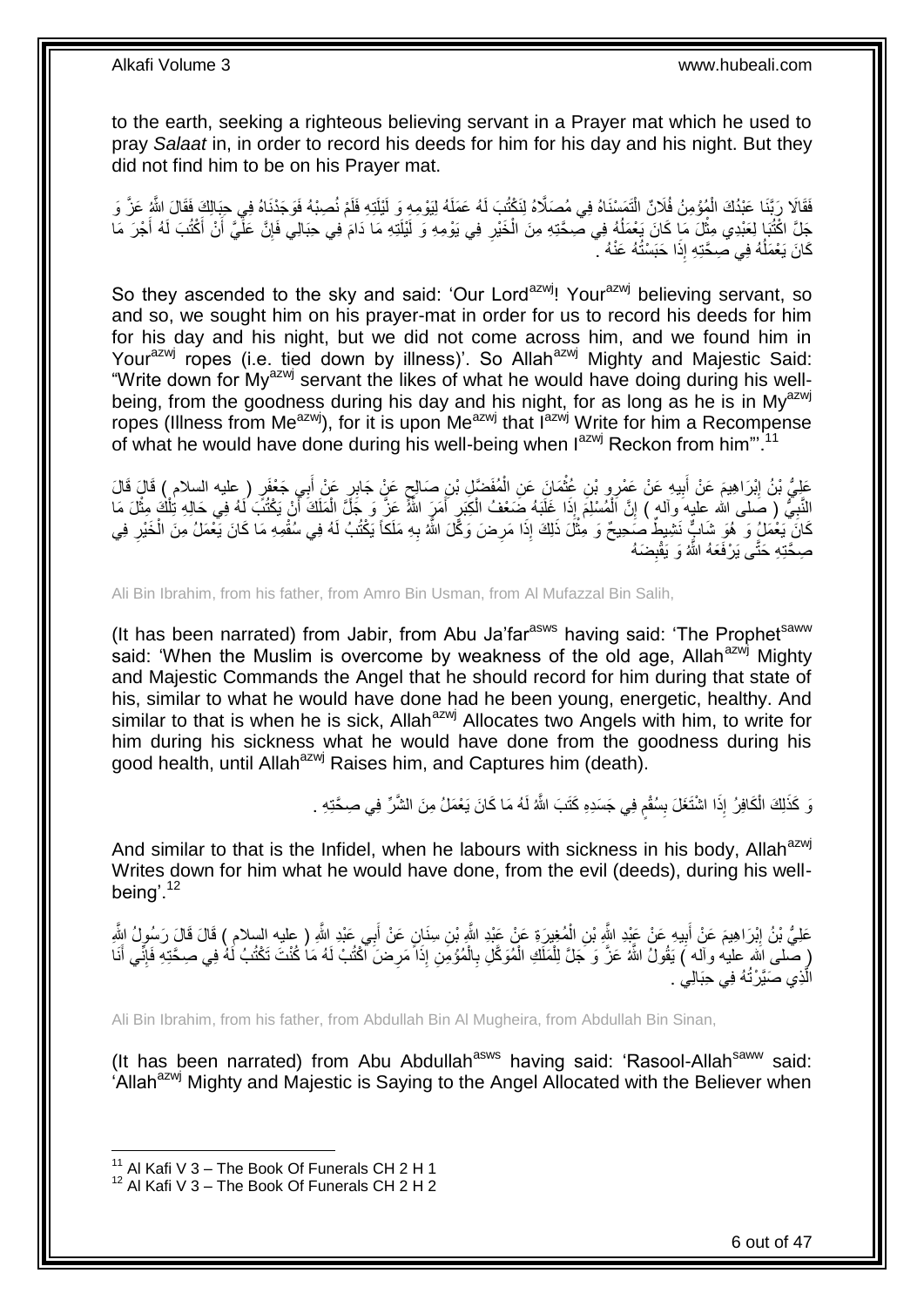to the earth, seeking a righteous believing servant in a Prayer mat which he used to pray *Salaat* in, in order to record his deeds for him for his day and his night. But they did not find him to be on his Prayer mat.

فَقَالَا رَبَّنَا عَبْدُكَ الْمُؤْمِنُ فُلَانٌ الْتَمَسْنَاهُ فِي مُصَلَّاهُ لِنَكْتُبَ لَهُ عَمَلَهُ لِيَوْمِهِ وَ لَيْلَتِهِ فَلَمْ نُصِبْهُ فَوَجَدْنَاهُ فِي حِبَالِكَ فَقَالَ اللَّهُ عَزَّ وَ جَلَّ اكْتُبَا لِعَبْدِي مِثْلَ مَا كَانَ يَعْمَلُهُ فِي صِحَّتِهِ مِنَ الْخَيْرِ فِي يَوْمِهِ وَ لَيْلَتِهِ مَا دَامَ فِي حِبَالِي فَإِنَّ عَلَيَّ أَنْ أَكْتُبَ لَهُ أَجْرَ مَا كَانَ يَعْمَلُهُ فِي صِحَّتِهِ إِذَا حَبَسْتُهُ عَنْهُ .

So they ascended to the sky and said: 'Our Lord[azwj]! Your[azwj] believing servant, so and so, we sought him on his prayer-mat in order for us to record his deeds for him for his day and his night, but we did not come across him, and we found him in Your[azwj] ropes (i.e. tied down by illness)'. So Allah[azwj] Mighty and Majestic Said: "Write down for My[azwj] servant the likes of what he would have doing during his well-being, from the goodness during his day and his night, for as long as he is in My[azwj] ropes (Illness from Me[azwj]), for it is upon Me[azwj] that I[azwj] Write for him a Recompense of what he would have done during his well-being when I[azwj] Reckon from him"'.[11]

عَلِيُّ بْنُ إِبْرَاهِيمَ عَنْ أَبِيهِ عَنْ عَمْرِو بْنِ عُثْمَانَ عَنِ الْمُفَضَّلِ بْنِ صَالِحٍ عَنْ جَابِرٍ عَنْ أَبِي جَعْفَرٍ ( عليه السلام ) قَالَ قَالَ النَّبِيُّ ( صلى الله عليه وآله ) إِنَّ الْمُسْلِمَ إِذَا غَلَبَهُ ضَعْفُ الْكِبَرِ أَمَرَ اللَّهُ عَزَّ وَ جَلَّ الْمَلَكَ أَنْ يَكْتُبَ لَهُ فِي حَالِهِ تِلْكَ مِثْلَ مَا كَانَ يَعْمَلُ وَ هُوَ شَابٌّ نَشِيطٌ صَحِيحٌ وَ مِثْلَ ذَلِكَ إِذَا مَرِضَ وَكَّلَ اللَّهُ بِهِ مَلَكاً يَكْتُبُ لَهُ فِي سُقْمِهِ مَا كَانَ يَعْمَلُ مِنَ الْخَيْرِ فِي صِحَّتِهِ حَتَّى يَرْفَعَهُ اللَّهُ وَ يَقْبِضَهُ

Ali Bin Ibrahim, from his father, from Amro Bin Usman, from Al Mufazzal Bin Salih,

(It has been narrated) from Jabir, from Abu Ja'far[asws] having said: 'The Prophet[saww] said: 'When the Muslim is overcome by weakness of the old age, Allah[azwj] Mighty and Majestic Commands the Angel that he should record for him during that state of his, similar to what he would have done had he been young, energetic, healthy. And similar to that is when he is sick, Allah[azwj] Allocates two Angels with him, to write for him during his sickness what he would have done from the goodness during his good health, until Allah[azwj] Raises him, and Captures him (death).

وَ كَذَلِكَ الْكَافِرُ إِذَا اشْتَغَلَ بِسُقْمٍ فِي جَسَدِهِ كَتَبَ اللَّهُ لَهُ مَا كَانَ يَعْمَلُ مِنَ الشَّرِّ فِي صِحَّتِهِ .

And similar to that is the Infidel, when he labours with sickness in his body, Allah[azwj] Writes down for him what he would have done, from the evil (deeds), during his well-being'.[12]

عَلِيُّ بْنُ إِبْرَاهِيمَ عَنْ أَبِيهِ عَنْ عَبْدِ اللَّهِ بْنِ الْمُغِيرَةِ عَنْ عَبْدِ اللَّهِ بْنِ سِنَانٍ عَنْ أَبِي عَبْدِ اللَّهِ ( عليه السلام ) قَالَ قَالَ رَسُولُ اللَّهِ ( صلى الله عليه وآله ) يَقُولُ اللَّهُ عَزَّ وَ جَلَّ لِلْمَلَكِ الْمُوَكَّلِ بِالْمُؤْمِنِ إِذَا مَرِضَ اكْتُبْ لَهُ مَا كُنْتَ تَكْتُبُ لَهُ فِي صِحَّتِهِ فَإِنِّي أَنَا الَّذِي صَيَّرْتُهُ فِي حِبَالِي .

Ali Bin Ibrahim, from his father, from Abdullah Bin Al Mugheira, from Abdullah Bin Sinan,

(It has been narrated) from Abu Abdullah[asws] having said: 'Rasool-Allah[saww] said: 'Allah[azwj] Mighty and Majestic is Saying to the Angel Allocated with the Believer when

[11] Al Kafi V 3 – The Book Of Funerals CH 2 H 1
[12] Al Kafi V 3 – The Book Of Funerals CH 2 H 2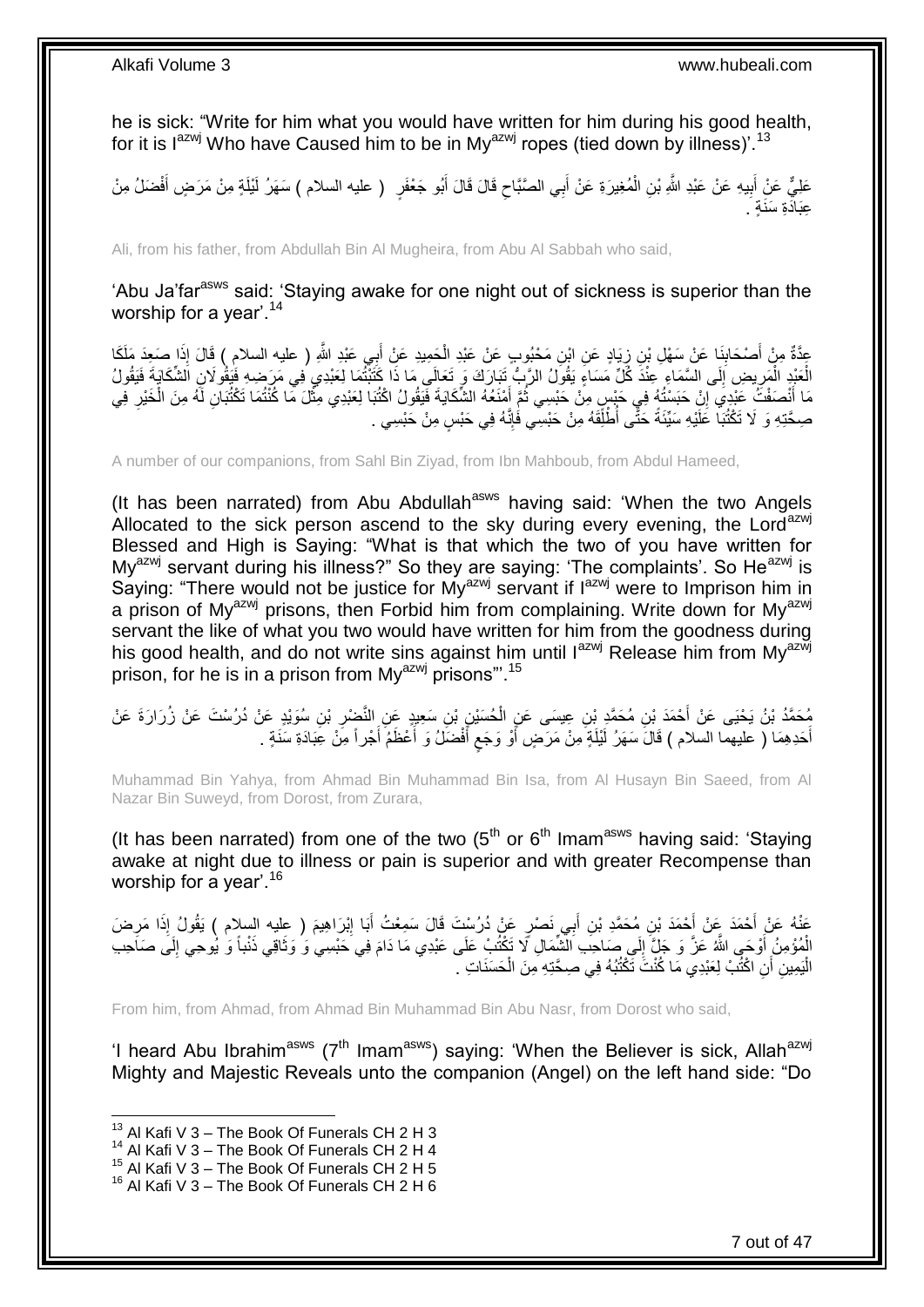he is sick: "Write for him what you would have written for him during his good health, for it is I[azwj] Who have Caused him to be in My[azwj] ropes (tied down by illness)'.[13]

عَلِيٌّ عَنْ أَبِيهِ عَنْ عَبْدِ اللَّهِ بْنِ الْمُغِيرَةِ عَنْ أَبِي الصَّبَّاحِ قَالَ قَالَ أَبُو جَعْفَرٍ ( عليه السلام ) سَهَرُ لَيْلَةٍ مِنْ مَرَضٍ أَفْضَلُ مِنْ عِبَادَةِ سَنَةٍ .

Ali, from his father, from Abdullah Bin Al Mugheira, from Abu Al Sabbah who said,

'Abu Ja'far[asws] said: 'Staying awake for one night out of sickness is superior than the worship for a year'.[14]

عِدَّةٌ مِنْ أَصْحَابِنَا عَنْ سَهْلِ بْنِ زِيَادٍ عَنِ ابْنِ مَحْبُوبٍ عَنْ عَبْدِ الْحَمِيدِ عَنْ أَبِي عَبْدِ اللَّهِ ( عليه السلام ) قَالَ إِذَا صَعِدَ مَلَكَا الْعَبْدِ الْمَرِيضِ إِلَى السَّمَاءِ عِنْدَ كُلِّ مَسَاءٍ يَقُولُ الرَّبُّ تَبَارَكَ وَ تَعَالَى مَا ذَا كَتَبْتُمَا لِعَبْدِي فِي مَرَضِهِ فَيَقُولَانِ الشِّكَايَةَ فَيَقُولُ مَا أَنْصَفْتُ عَبْدِي إِنْ حَبَسْتُهُ فِي حَبْسٍ مِنْ حَبْسِي ثُمَّ أَمْنَعُهُ الشِّكَايَةَ فَيَقُولُ اكْتُبَا لِعَبْدِي مِثْلَ مَا كُنْتُمَا تَكْتُبَانِ لَهُ مِنَ الْخَيْرِ فِي صِحَّتِهِ وَ لَا تَكْتُبَا عَلَيْهِ سَيِّئَةً حَتَّى أُطْلِقَهُ مِنْ حَبْسِي فَإِنَّهُ فِي حَبْسٍ مِنْ حَبْسِي .

A number of our companions, from Sahl Bin Ziyad, from Ibn Mahboub, from Abdul Hameed,

(It has been narrated) from Abu Abdullah[asws] having said: 'When the two Angels Allocated to the sick person ascend to the sky during every evening, the Lord[azwj] Blessed and High is Saying: "What is that which the two of you have written for My[azwj] servant during his illness?" So they are saying: 'The complaints'. So He[azwj] is Saying: "There would not be justice for My[azwj] servant if I[azwj] were to Imprison him in a prison of My[azwj] prisons, then Forbid him from complaining. Write down for My[azwj] servant the like of what you two would have written for him from the goodness during his good health, and do not write sins against him until I[azwj] Release him from My[azwj] prison, for he is in a prison from My[azwj] prisons"'.[15]

مُحَمَّدُ بْنُ يَحْيَى عَنْ أَحْمَدَ بْنِ مُحَمَّدِ بْنِ عِيسَى عَنِ الْحُسَيْنِ بْنِ سَعِيدٍ عَنِ النَّضْرِ بْنِ سُوَيْدٍ عَنْ دُرُسْتَ عَنْ زُرَارَةَ عَنْ أَحَدِهِمَا ( عليهما السلام ) قَالَ سَهَرُ لَيْلَةٍ مِنْ مَرَضٍ أَوْ وَجَعٍ أَفْضَلُ وَ أَعْظَمُ أَجْراً مِنْ عِبَادَةِ سَنَةٍ .

Muhammad Bin Yahya, from Ahmad Bin Muhammad Bin Isa, from Al Husayn Bin Saeed, from Al Nazar Bin Suweyd, from Dorost, from Zurara,

(It has been narrated) from one of the two (5[th] or 6[th] Imam[asws] having said: 'Staying awake at night due to illness or pain is superior and with greater Recompense than worship for a year'.[16]

عَنْهُ عَنْ أَحْمَدَ عَنْ أَحْمَدَ بْنِ مُحَمَّدِ بْنِ أَبِي نَصْرٍ عَنْ دُرُسْتَ قَالَ سَمِعْتُ أَبَا إِبْرَاهِيمَ ( عليه السلام ) يَقُولُ إِذَا مَرِضَ الْمُؤْمِنُ أَوْحَى اللَّهُ عَزَّ وَ جَلَّ إِلَى صَاحِبِ الشِّمَالِ لَا تَكْتُبْ عَلَى عَبْدِي مَا دَامَ فِي حَبْسِي وَ وَثَاقِي ذَنْباً وَ يُوحِي إِلَى صَاحِبِ الْيَمِينِ أَنِ اكْتُبْ لِعَبْدِي مَا كُنْتَ تَكْتُبُهُ فِي صِحَّتِهِ مِنَ الْحَسَنَاتِ .

From him, from Ahmad, from Ahmad Bin Muhammad Bin Abu Nasr, from Dorost who said,

'I heard Abu Ibrahim[asws] (7[th] Imam[asws]) saying: 'When the Believer is sick, Allah[azwj] Mighty and Majestic Reveals unto the companion (Angel) on the left hand side: "Do

[13] Al Kafi V 3 – The Book Of Funerals CH 2 H 3
[14] Al Kafi V 3 – The Book Of Funerals CH 2 H 4
[15] Al Kafi V 3 – The Book Of Funerals CH 2 H 5
[16] Al Kafi V 3 – The Book Of Funerals CH 2 H 6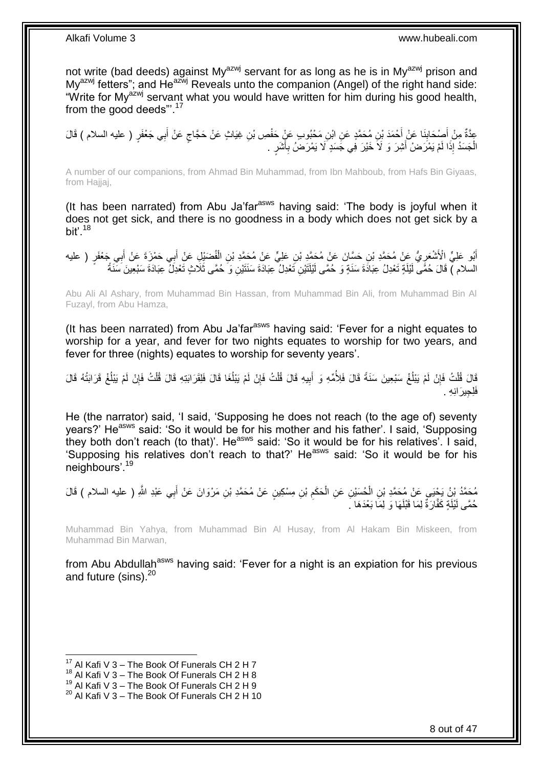not write (bad deeds) against My[azwj] servant for as long as he is in My[azwj] prison and My[azwj] fetters"; and He[azwj] Reveals unto the companion (Angel) of the right hand side: "Write for My[azwj] servant what you would have written for him during his good health, from the good deeds"'.[17]

عِدَّةٌ مِنْ أَصْحَابِنَا عَنْ أَحْمَدَ بْنِ مُحَمَّدٍ عَنِ ابْنِ مَحْبُوبٍ عَنْ حَفْصِ بْنِ غِيَاثٍ عَنْ حَجَّاجٍ عَنْ أَبِي جَعْفَرٍ ( عليه السلام ) قَالَ الْجَسَدُ إِذَا لَمْ يَمْرَضْ أَشِرَ وَ لَا خَيْرَ فِي جَسَدٍ لَا يَمْرَضُ بِأَشَرٍ .

A number of our companions, from Ahmad Bin Muhammad, from Ibn Mahboub, from Hafs Bin Giyaas, from Hajjaj,

(It has been narrated) from Abu Ja'far[asws] having said: 'The body is joyful when it does not get sick, and there is no goodness in a body which does not get sick by a bit'.[18]

أَبُو عَلِيٍّ الْأَشْعَرِيُّ عَنْ مُحَمَّدِ بْنِ حَسَّانَ عَنْ مُحَمَّدِ بْنِ عَلِيٍّ عَنْ مُحَمَّدِ بْنِ الْفُضَيْلِ عَنْ أَبِي حَمْزَةَ عَنْ أَبِي جَعْفَرٍ ( عليه السلام ) قَالَ حُمَّى لَيْلَةٍ تَعْدِلُ عِبَادَةَ سَنَةٍ وَ حُمَّى لَيْلَتَيْنِ تَعْدِلُ عِبَادَةَ سَنَتَيْنِ وَ حُمَّى ثَلَاثٍ تَعْدِلُ عِبَادَةَ سَبْعِينَ سَنَةً

Abu Ali Al Ashary, from Muhammad Bin Hassan, from Muhammad Bin Ali, from Muhammad Bin Al Fuzayl, from Abu Hamza,

(It has been narrated) from Abu Ja'far[asws] having said: 'Fever for a night equates to worship for a year, and fever for two nights equates to worship for two years, and fever for three (nights) equates to worship for seventy years'.

قَالَ قُلْتُ فَإِنْ لَمْ يَبْلُغْ سَبْعِينَ سَنَةً قَالَ فَلِأُمِّهِ وَ أَبِيهِ قَالَ قُلْتُ فَإِنْ لَمْ يَبْلُغَا قَالَ فَلِقَرَابَتِهِ قَالَ قُلْتُ فَإِنْ لَمْ يَبْلُغْ قَرَابَتُهُ قَالَ فَلِجِيرَانِهِ .

He (the narrator) said, 'I said, 'Supposing he does not reach (to the age of) seventy years?' He[asws] said: 'So it would be for his mother and his father'. I said, 'Supposing they both don't reach (to that)'. He[asws] said: 'So it would be for his relatives'. I said, 'Supposing his relatives don't reach to that?' He[asws] said: 'So it would be for his neighbours'.[19]

مُحَمَّدُ بْنُ يَحْيَى عَنْ مُحَمَّدِ بْنِ الْحُسَيْنِ عَنِ الْحَكَمِ بْنِ مِسْكِينٍ عَنْ مُحَمَّدِ بْنِ مَرْوَانَ عَنْ أَبِي عَبْدِ اللَّهِ ( عليه السلام ) قَالَ حُمَّى لَيْلَةٍ كَفَّارَةٌ لِمَا قَبْلَهَا وَ لِمَا بَعْدَهَا .

Muhammad Bin Yahya, from Muhammad Bin Al Husay, from Al Hakam Bin Miskeen, from Muhammad Bin Marwan,

from Abu Abdullah[asws] having said: 'Fever for a night is an expiation for his previous and future (sins).[20]

[17] Al Kafi V 3 – The Book Of Funerals CH 2 H 7
[18] Al Kafi V 3 – The Book Of Funerals CH 2 H 8
[19] Al Kafi V 3 – The Book Of Funerals CH 2 H 9
[20] Al Kafi V 3 – The Book Of Funerals CH 2 H 10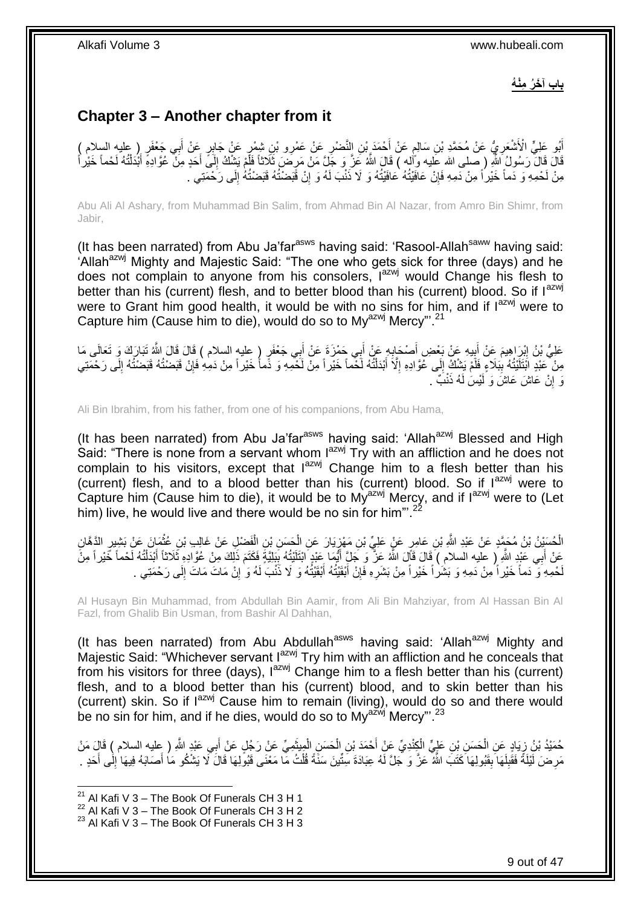**باب آخَرُ مِنْهُ**

## **Chapter 3 – Another chapter from it**

أَبُو عَلِيٍّ الْأَشْعَرِيُّ عَنْ مُحَمَّدِ بْنِ سَالِمٍ عَنْ أَحْمَدَ بْنِ النَّضْرِ عَنْ عَمْرِو بْنِ شِمْرٍ عَنْ جَابِرٍ عَنْ أَبِي جَعْفَرٍ ( عليه السلام ) قَالَ قَالَ رَسُولُ اللَّهِ ( صلى الله عليه وآله ) قَالَ اللَّهُ عَزَّ وَ جَلَّ مَنْ مَرِضَ ثَلَاثاً فَلَمْ يَشْكُ إِلَى أَحَدٍ مِنْ عُوَّادِهِ أَبْدَلْتُهُ لَحْماً خَيْراً مِنْ لَحْمِهِ وَ دَماً خَيْراً مِنْ دَمِهِ فَإِنْ عَافَيْتُهُ عَافَيْتُهُ وَ لَا ذَنْبَ لَهُ وَ إِنْ قَبَضْتُهُ قَبَضْتُهُ إِلَى رَحْمَتِي .

Abu Ali Al Ashary, from Muhammad Bin Salim, from Ahmad Bin Al Nazar, from Amro Bin Shimr, from Jabir,

(It has been narrated) from Abu Ja'far[asws] having said: 'Rasool-Allah[saww] having said: 'Allah[azwj] Mighty and Majestic Said: "The one who gets sick for three (days) and he does not complain to anyone from his consolers, I[azwj] would Change his flesh to better than his (current) flesh, and to better blood than his (current) blood. So if I[azwj] were to Grant him good health, it would be with no sins for him, and if I[azwj] were to Capture him (Cause him to die), would do so to My[azwj] Mercy"'.[21]

عَلِيُّ بْنُ إِبْرَاهِيمَ عَنْ أَبِيهِ عَنْ بَعْضِ أَصْحَابِهِ عَنْ أَبِي حَمْزَةَ عَنْ أَبِي جَعْفَرٍ ( عليه السلام ) قَالَ قَالَ اللَّهُ تَبَارَكَ وَ تَعَالَى مَا مِنْ عَبْدٍ ابْتَلَيْتُهُ بِبَلَاءٍ فَلَمْ يَشْكُ إِلَى عُوَّادِهِ إِلَّا أَبْدَلْتُهُ لَحْماً خَيْراً مِنْ لَحْمِهِ وَ دَماً خَيْراً مِنْ دَمِهِ فَإِنْ قَبَضْتُهُ قَبَضْتُهُ إِلَى رَحْمَتِي وَ إِنْ عَاشَ عَاشَ وَ لَيْسَ لَهُ ذَنْبٌ .

Ali Bin Ibrahim, from his father, from one of his companions, from Abu Hama,

(It has been narrated) from Abu Ja'far[asws] having said: 'Allah[azwj] Blessed and High Said: "There is none from a servant whom I[azwj] Try with an affliction and he does not complain to his visitors, except that I[azwj] Change him to a flesh better than his (current) flesh, and to a blood better than his (current) blood. So if I[azwj] were to Capture him (Cause him to die), it would be to My[azwj] Mercy, and if I[azwj] were to (Let him) live, he would live and there would be no sin for him"'.[22]

الْحُسَيْنُ بْنُ مُحَمَّدٍ عَنْ عَبْدِ اللَّهِ بْنِ عَامِرٍ عَنْ عَلِيِّ بْنِ مَهْزِيَارَ عَنِ الْحَسَنِ بْنِ الْفَضْلِ عَنْ غَالِبِ بْنِ عُثْمَانَ عَنْ بَشِيرٍ الدَّهَّانِ عَنْ أَبِي عَبْدِ اللَّهِ ( عليه السلام ) قَالَ قَالَ اللَّهُ عَزَّ وَ جَلَّ أَيُّمَا عَبْدٍ ابْتَلَيْتُهُ بِبَلِيَّةٍ فَكَتَمَ ذَلِكَ مِنْ عُوَّادِهِ ثَلَاثاً أَبْدَلْتُهُ لَحْماً خَيْراً مِنْ لَحْمِهِ وَ دَماً خَيْراً مِنْ دَمِهِ وَ بَشَراً خَيْراً مِنْ بَشَرِهِ فَإِنْ أَبْقَيْتُهُ أَبْقَيْتُهُ وَ لَا ذَنْبَ لَهُ وَ إِنْ مَاتَ مَاتَ إِلَى رَحْمَتِي .

Al Husayn Bin Muhammad, from Abdullah Bin Aamir, from Ali Bin Mahziyar, from Al Hassan Bin Al Fazl, from Ghalib Bin Usman, from Bashir Al Dahhan,

(It has been narrated) from Abu Abdullah[asws] having said: 'Allah[azwj] Mighty and Majestic Said: "Whichever servant I[azwj] Try him with an affliction and he conceals that from his visitors for three (days), I[azwj] Change him to a flesh better than his (current) flesh, and to a blood better than his (current) blood, and to skin better than his (current) skin. So if I[azwj] Cause him to remain (living), would do so and there would be no sin for him, and if he dies, would do so to My[azwj] Mercy"'.[23]

حُمَيْدُ بْنُ زِيَادٍ عَنِ الْحَسَنِ بْنِ عَلِيٍّ الْكِنْدِيِّ عَنْ أَحْمَدَ بْنِ الْحَسَنِ الْمِيثَمِيِّ عَنْ رَجُلٍ عَنْ أَبِي عَبْدِ اللَّهِ ( عليه السلام ) قَالَ مَنْ مَرِضَ لَيْلَةً فَقَبِلَهَا بِقَبُولِهَا كَتَبَ اللَّهُ عَزَّ وَ جَلَّ لَهُ عِبَادَةَ سِتِّينَ سَنَةً قُلْتُ مَا مَعْنَى قَبُولِهَا قَالَ لَا يَشْكُو مَا أَصَابَهُ فِيهَا إِلَى أَحَدٍ .

[21] Al Kafi V 3 – The Book Of Funerals CH 3 H 1
[22] Al Kafi V 3 – The Book Of Funerals CH 3 H 2
[23] Al Kafi V 3 – The Book Of Funerals CH 3 H 3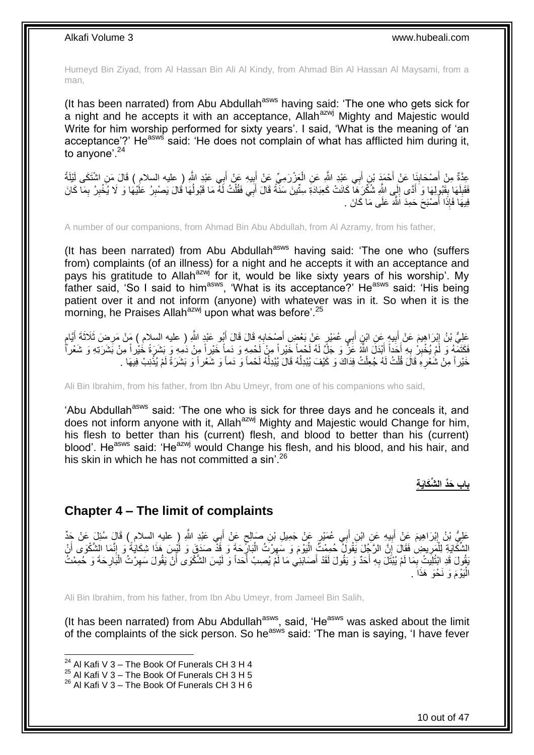Humeyd Bin Ziyad, from Al Hassan Bin Ali Al Kindy, from Ahmad Bin Al Hassan Al Maysami, from a man,

(It has been narrated) from Abu Abdullah[asws] having said: 'The one who gets sick for a night and he accepts it with an acceptance, Allah[azwj] Mighty and Majestic would Write for him worship performed for sixty years'. I said, 'What is the meaning of 'an acceptance'?' He[asws] said: 'He does not complain of what has afflicted him during it, to anyone'.[24]

عِدَّةٌ مِنْ أَصْحَابِنَا عَنْ أَحْمَدَ بْنِ أَبِي عَبْدِ اللَّهِ عَنِ الْعَزْرَمِيِّ عَنْ أَبِيهِ عَنْ أَبِي عَبْدِ اللَّهِ ( عليه السلام ) قَالَ مَنِ اشْتَكَى لَيْلَةً فَقَبِلَهَا بِقَبُولِهَا وَ أَدَّى إِلَى اللَّهِ شُكْرَهَا كَانَتْ كَعِبَادَةِ سِتِّينَ سَنَةً قَالَ أَبِي فَقُلْتُ لَهُ مَا قَبُولُهَا قَالَ يَصْبِرُ عَلَيْهَا وَ لَا يُخْبِرُ بِمَا كَانَ فِيهَا فَإِذَا أَصْبَحَ حَمِدَ اللَّهَ عَلَى مَا كَانَ .

A number of our companions, from Ahmad Bin Abu Abdullah, from Al Azramy, from his father,

(It has been narrated) from Abu Abdullah[asws] having said: 'The one who (suffers from) complaints (of an illness) for a night and he accepts it with an acceptance and pays his gratitude to Allah[azwj] for it, would be like sixty years of his worship'. My father said, 'So I said to him[asws], 'What is its acceptance?' He[asws] said: 'His being patient over it and not inform (anyone) with whatever was in it. So when it is the morning, he Praises Allah[azwj] upon what was before'.[25]

عَلِيُّ بْنُ إِبْرَاهِيمَ عَنْ أَبِيهِ عَنِ ابْنِ أَبِي عُمَيْرٍ عَنْ بَعْضِ أَصْحَابِهِ قَالَ قَالَ أَبُو عَبْدِ اللَّهِ ( عليه السلام ) مَنْ مَرِضَ ثَلَاثَةَ أَيَّامٍ فَكَتَمَهُ وَ لَمْ يُخْبِرْ بِهِ أَحَداً أَبْدَلَ اللَّهُ عَزَّ وَ جَلَّ لَهُ لَحْماً خَيْراً مِنْ لَحْمِهِ وَ دَماً خَيْراً مِنْ دَمِهِ وَ بَشَرَةً خَيْراً مِنْ بَشَرَتِهِ وَ شَعْراً خَيْراً مِنْ شَعْرِهِ قَالَ قُلْتُ لَهُ جُعِلْتُ فِدَاكَ وَ كَيْفَ يُبْدِلُهُ قَالَ يُبْدِلُهُ لَحْماً وَ دَماً وَ شَعْراً وَ بَشَرَةً لَمْ يُذْنِبْ فِيهَا .

Ali Bin Ibrahim, from his father, from Ibn Abu Umeyr, from one of his companions who said,

'Abu Abdullah[asws] said: 'The one who is sick for three days and he conceals it, and does not inform anyone with it, Allah[azwj] Mighty and Majestic would Change for him, his flesh to better than his (current) flesh, and blood to better than his (current) blood'. He[asws] said: 'He[azwj] would Change his flesh, and his blood, and his hair, and his skin in which he has not committed a sin'.[26]

## باب حَدِّ الشِّكَايَةِ

## Chapter 4 – The limit of complaints

عَلِيُّ بْنُ إِبْرَاهِيمَ عَنْ أَبِيهِ عَنِ ابْنِ أَبِي عُمَيْرٍ عَنْ جَمِيلِ بْنِ صَالِحٍ عَنْ أَبِي عَبْدِ اللَّهِ ( عليه السلام ) قَالَ سُئِلَ عَنْ حَدِّ الشِّكَايَةِ لِلْمَرِيضِ فَقَالَ إِنَّ الرَّجُلَ يَقُولُ حُمِمْتُ الْيَوْمَ وَ سَهِرْتُ الْبَارِحَةَ وَ قَدْ صَدَقَ وَ لَيْسَ هَذَا شِكَايَةً وَ إِنَّمَا الشَّكْوَى أَنْ يَقُولَ قَدِ ابْتُلِيتُ بِمَا لَمْ يُبْتَلَ بِهِ أَحَدٌ وَ يَقُولَ لَقَدْ أَصَابَنِي مَا لَمْ يُصِبْ أَحَداً وَ لَيْسَ الشَّكْوَى أَنْ يَقُولَ سَهِرْتُ الْبَارِحَةَ وَ حُمِمْتُ الْيَوْمَ وَ نَحْوَ هَذَا .

Ali Bin Ibrahim, from his father, from Ibn Abu Umeyr, from Jameel Bin Salih,

(It has been narrated) from Abu Abdullah[asws], said, 'He[asws] was asked about the limit of the complaints of the sick person. So he[asws] said: 'The man is saying, 'I have fever

[24] Al Kafi V 3 – The Book Of Funerals CH 3 H 4
[25] Al Kafi V 3 – The Book Of Funerals CH 3 H 5
[26] Al Kafi V 3 – The Book Of Funerals CH 3 H 6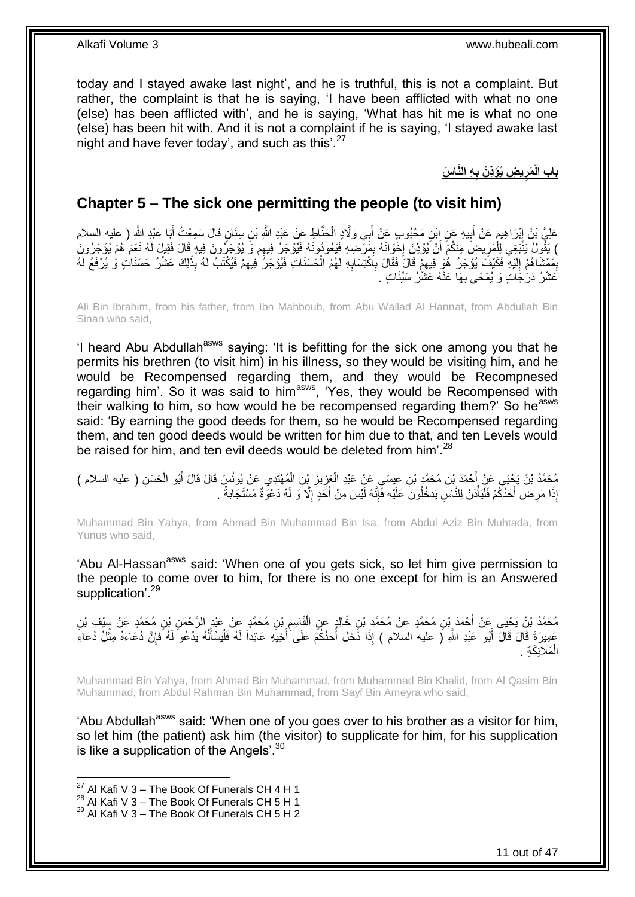today and I stayed awake last night', and he is truthful, this is not a complaint. But rather, the complaint is that he is saying, 'I have been afflicted with what no one (else) has been afflicted with', and he is saying, 'What has hit me is what no one (else) has been hit with. And it is not a complaint if he is saying, 'I stayed awake last night and have fever today', and such as this'.[27]

## باب الْمَرِيضِ يُؤْذِنُ بِهِ النَّاسَ

## Chapter 5 – The sick one permitting the people (to visit him)

عَلِيُّ بْنُ إِبْرَاهِيمَ عَنْ أَبِيهِ عَنِ ابْنِ مَحْبُوبٍ عَنْ أَبِي وَلَّادٍ الْحَنَّاطِ عَنْ عَبْدِ اللَّهِ بْنِ سِنَانٍ قَالَ سَمِعْتُ أَبَا عَبْدِ اللَّهِ ( عليه السلام ) يَقُولُ يَنْبَغِي لِلْمَرِيضِ مِنْكُمْ أَنْ يُؤْذِنَ إِخْوَانَهُ بِمَرَضِهِ فَيَعُودُونَهُ فَيُؤْجَرُ فِيهِمْ وَ يُؤْجَرُونَ فِيهِ قَالَ فَقِيلَ لَهُ نَعَمْ هُمْ يُؤْجَرُونَ بِمَمْشَاهُمْ إِلَيْهِ فَكَيْفَ يُؤْجَرُ هُوَ فِيهِمْ قَالَ فَقَالَ بِاكْتِسَابِهِ لَهُمُ الْحَسَنَاتِ فَيُؤْجَرُ فِيهِمْ فَيُكْتَبُ لَهُ بِذَلِكَ عَشْرُ حَسَنَاتٍ وَ يُرْفَعُ لَهُ عَشْرُ دَرَجَاتٍ وَ يُمْحَى بِهَا عَنْهُ عَشْرُ سَيِّئَاتٍ .

Ali Bin Ibrahim, from his father, from Ibn Mahboub, from Abu Wallad Al Hannat, from Abdullah Bin Sinan who said,

'I heard Abu Abdullah[asws] saying: 'It is befitting for the sick one among you that he permits his brethren (to visit him) in his illness, so they would be visiting him, and he would be Recompensed regarding them, and they would be Recompnesed regarding him'. So it was said to him[asws], 'Yes, they would be Recompensed with their walking to him, so how would he be recompensed regarding them?' So he[asws] said: 'By earning the good deeds for them, so he would be Recompensed regarding them, and ten good deeds would be written for him due to that, and ten Levels would be raised for him, and ten evil deeds would be deleted from him'.[28]

مُحَمَّدُ بْنُ يَحْيَى عَنْ أَحْمَدَ بْنِ مُحَمَّدِ بْنِ عِيسَى عَنْ عَبْدِ الْعَزِيزِ بْنِ الْمُهْتَدِي عَنْ يُونُسَ قَالَ قَالَ أَبُو الْحَسَنِ ( عليه السلام ) إِذَا مَرِضَ أَحَدُكُمْ فَلْيَأْذَنْ لِلنَّاسِ يَدْخُلُونَ عَلَيْهِ فَإِنَّهُ لَيْسَ مِنْ أَحَدٍ إِلَّا وَ لَهُ دَعْوَةٌ مُسْتَجَابَةٌ .

Muhammad Bin Yahya, from Ahmad Bin Muhammad Bin Isa, from Abdul Aziz Bin Muhtada, from Yunus who said,

'Abu Al-Hassan[asws] said: 'When one of you gets sick, so let him give permission to the people to come over to him, for there is no one except for him is an Answered supplication'.[29]

مُحَمَّدُ بْنُ يَحْيَى عَنْ أَحْمَدَ بْنِ مُحَمَّدٍ عَنْ مُحَمَّدِ بْنِ خَالِدٍ عَنِ الْقَاسِمِ بْنِ مُحَمَّدٍ عَنْ عَبْدِ الرَّحْمَنِ بْنِ مُحَمَّدٍ عَنْ سَيْفِ بْنِ عَمِيرَةَ قَالَ قَالَ أَبُو عَبْدِ اللَّهِ ( عليه السلام ) إِذَا دَخَلَ أَحَدُكُمْ عَلَى أَخِيهِ عَائِداً لَهُ فَلْيَسْأَلْهُ يَدْعُو لَهُ فَإِنَّ دُعَاءَهُ مِثْلُ دُعَاءِ الْمَلَائِكَةِ .

Muhammad Bin Yahya, from Ahmad Bin Muhammad, from Muhammad Bin Khalid, from Al Qasim Bin Muhammad, from Abdul Rahman Bin Muhammad, from Sayf Bin Ameyra who said,

'Abu Abdullah[asws] said: 'When one of you goes over to his brother as a visitor for him, so let him (the patient) ask him (the visitor) to supplicate for him, for his supplication is like a supplication of the Angels'.[30]

---

[27] Al Kafi V 3 – The Book Of Funerals CH 4 H 1
[28] Al Kafi V 3 – The Book Of Funerals CH 5 H 1
[29] Al Kafi V 3 – The Book Of Funerals CH 5 H 2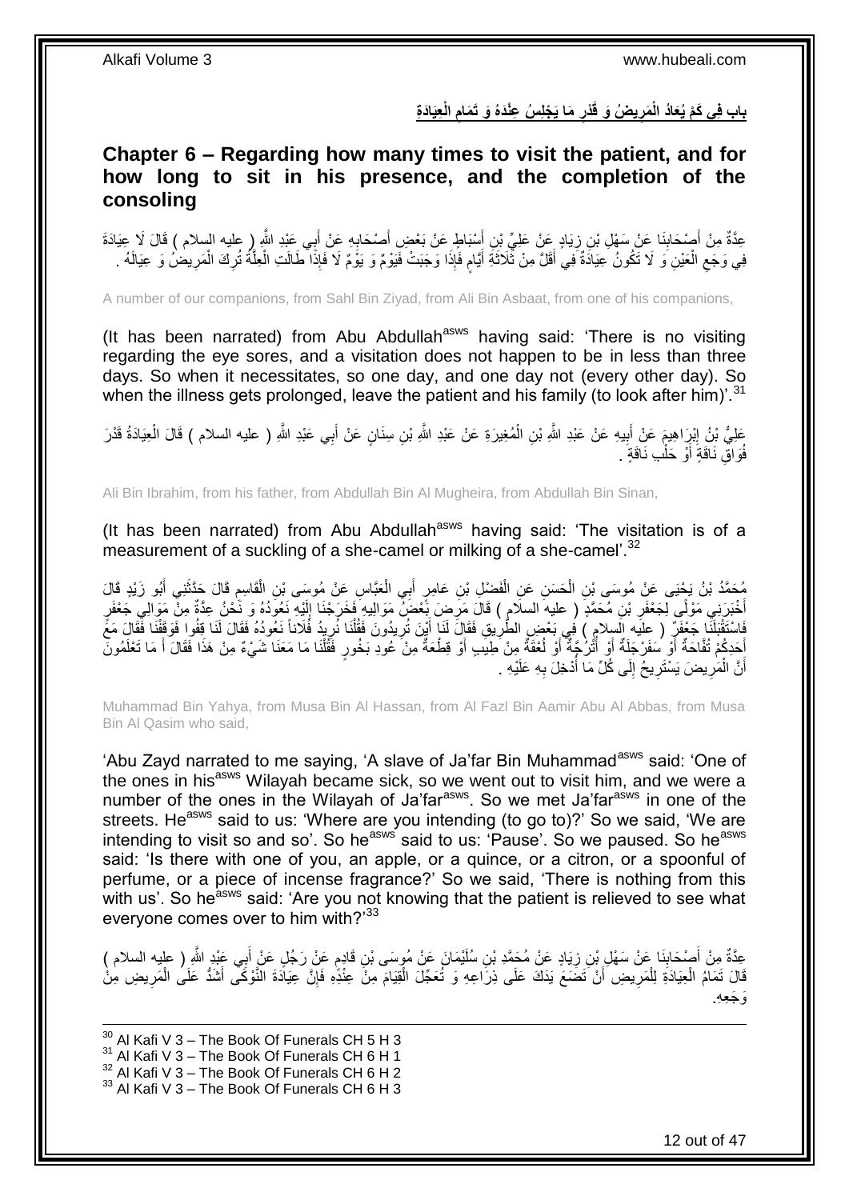## بابِ فِي كَمْ يُعَادُ الْمَرِيضُ وَ قَدْرِ مَا يَجْلِسُ عِنْدَهُ وَ تَمَامِ الْعِيَادَةِ

## Chapter 6 – Regarding how many times to visit the patient, and for how long to sit in his presence, and the completion of the consoling

عِدَّةٌ مِنْ أَصْحَابِنَا عَنْ سَهْلِ بْنِ زِيَادٍ عَنْ عَلِيِّ بْنِ أَسْبَاطٍ عَنْ بَعْضِ أَصْحَابِهِ عَنْ أَبِي عَبْدِ اللَّهِ ( عليه السلام ) قَالَ لَا عِيَادَةَ فِي وَجَعِ الْعَيْنِ وَ لَا تَكُونُ عِيَادَةٌ فِي أَقَلَّ مِنْ ثَلَاثَةِ أَيَّامٍ فَإِذَا وَجَبَتْ فَيَوْمٌ وَ يَوْمٌ لَا فَإِذَا طَالَتِ الْعِلَّةُ تُرِكَ الْمَرِيضُ وَ عِيَالَهُ .

A number of our companions, from Sahl Bin Ziyad, from Ali Bin Asbaat, from one of his companions,

(It has been narrated) from Abu Abdullah[asws] having said: 'There is no visiting regarding the eye sores, and a visitation does not happen to be in less than three days. So when it necessitates, so one day, and one day not (every other day). So when the illness gets prolonged, leave the patient and his family (to look after him)'.[31]

عَلِيُّ بْنُ إِبْرَاهِيمَ عَنْ أَبِيهِ عَنْ عَبْدِ اللَّهِ بْنِ الْمُغِيرَةِ عَنْ عَبْدِ اللَّهِ بْنِ سِنَانٍ عَنْ أَبِي عَبْدِ اللَّهِ ( عليه السلام ) قَالَ الْعِيَادَةُ قَدْرَ فُوَاقِ نَاقَةٍ أَوْ حَلْبِ نَاقَةٍ .

Ali Bin Ibrahim, from his father, from Abdullah Bin Al Mugheira, from Abdullah Bin Sinan,

(It has been narrated) from Abu Abdullah[asws] having said: 'The visitation is of a measurement of a suckling of a she-camel or milking of a she-camel'.[32]

مُحَمَّدُ بْنُ يَحْيَى عَنْ مُوسَى بْنِ الْحَسَنِ عَنِ الْفَضْلِ بْنِ عَامِرٍ أَبِي الْعَبَّاسِ عَنْ مُوسَى بْنِ الْقَاسِمِ قَالَ حَدَّثَنِي أَبُو زَيْدٍ قَالَ أَخْبَرَنِي مَوْلًى لِجَعْفَرِ بْنِ مُحَمَّدٍ ( عليه السلام ) قَالَ مَرِضَ بَعْضُ مَوَالِيهِ فَخَرَجْنَا إِلَيْهِ نَعُودُهُ وَ نَحْنُ عِدَّةٌ مِنْ مَوَالِي جَعْفَرٍ فَاسْتَقْبَلَنَا جَعْفَرٌ ( عليه السلام ) فِي بَعْضِ الطَّرِيقِ فَقَالَ لَنَا أَيْنَ تُرِيدُونَ فَقُلْنَا نُرِيدُ فُلَاناً نَعُودُهُ فَقَالَ لَنَا قِفُوا فَوَقَفْنَا فَقَالَ مَعَ أَحَدِكُمْ تُفَّاحَةٌ أَوْ سَفَرْجَلَةٌ أَوْ أُتْرُجَّةٌ أَوْ لُعْقَةٌ مِنْ طِيبٍ أَوْ قِطْعَةٌ مِنْ عُودِ بَخُورٍ فَقُلْنَا مَا مَعَنَا شَيْءٌ مِنْ هَذَا فَقَالَ أَ مَا تَعْلَمُونَ أَنَّ الْمَرِيضَ يَسْتَرِيحُ إِلَى كُلِّ مَا أُدْخِلَ بِهِ عَلَيْهِ .

Muhammad Bin Yahya, from Musa Bin Al Hassan, from Al Fazl Bin Aamir Abu Al Abbas, from Musa Bin Al Qasim who said,

'Abu Zayd narrated to me saying, 'A slave of Ja'far Bin Muhammad[asws] said: 'One of the ones in his[asws] Wilayah became sick, so we went out to visit him, and we were a number of the ones in the Wilayah of Ja'far[asws]. So we met Ja'far[asws] in one of the streets. He[asws] said to us: 'Where are you intending (to go to)?' So we said, 'We are intending to visit so and so'. So he[asws] said to us: 'Pause'. So we paused. So he[asws] said: 'Is there with one of you, an apple, or a quince, or a citron, or a spoonful of perfume, or a piece of incense fragrance?' So we said, 'There is nothing from this with us'. So he[asws] said: 'Are you not knowing that the patient is relieved to see what everyone comes over to him with?'[33]

عِدَّةٌ مِنْ أَصْحَابِنَا عَنْ سَهْلِ بْنِ زِيَادٍ عَنْ مُحَمَّدِ بْنِ سُلَيْمَانَ عَنْ مُوسَى بْنِ قَادِمٍ عَنْ رَجُلٍ عَنْ أَبِي عَبْدِ اللَّهِ ( عليه السلام ) قَالَ تَمَامُ الْعِيَادَةِ لِلْمَرِيضِ أَنْ تَضَعَ يَدَكَ عَلَى ذِرَاعِهِ وَ تُعَجِّلَ الْقِيَامَ مِنْ عِنْدِهِ فَإِنَّ عِيَادَةَ النَّوْكَى أَشَدُّ عَلَى الْمَرِيضِ مِنْ وَجَعِهِ.

[30] Al Kafi V 3 – The Book Of Funerals CH 5 H 3
[31] Al Kafi V 3 – The Book Of Funerals CH 6 H 1
[32] Al Kafi V 3 – The Book Of Funerals CH 6 H 2
[33] Al Kafi V 3 – The Book Of Funerals CH 6 H 3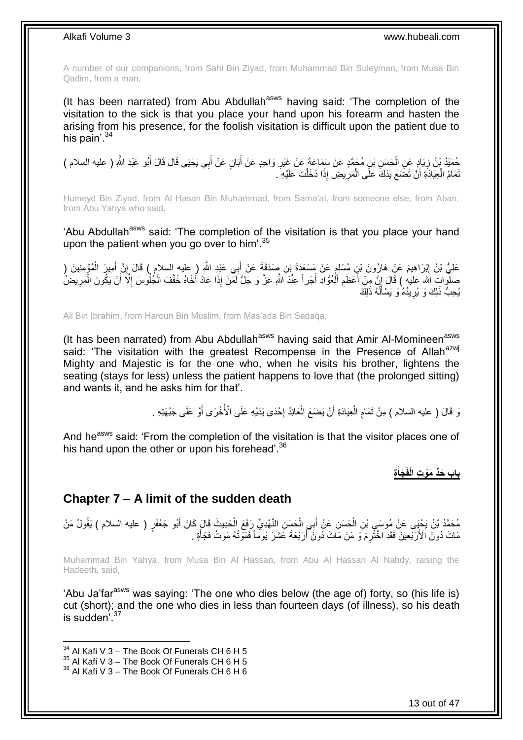A number of our companions, from Sahl Bin Ziyad, from Muhammad Bin Suleyman, from Musa Bin Qadim, from a man,

(It has been narrated) from Abu Abdullah[asws] having said: 'The completion of the visitation to the sick is that you place your hand upon his forearm and hasten the arising from his presence, for the foolish visitation is difficult upon the patient due to his pain'.[34]

حُمَيْدُ بْنُ زِيَادٍ عَنِ الْحَسَنِ بْنِ مُحَمَّدٍ عَنْ سَمَاعَةَ عَنْ غَيْرِ وَاحِدٍ عَنْ أَبَانٍ عَنْ أَبِي يَحْيَى قَالَ قَالَ أَبُو عَبْدِ اللَّهِ ( عليه السلام ) تَمَامُ الْعِيَادَةِ أَنْ تَضَعَ يَدَكَ عَلَى الْمَرِيضِ إِذَا دَخَلْتَ عَلَيْهِ .

Humeyd Bin Ziyad, from Al Hasan Bin Muhammad, from Sama'at, from someone else, from Aban, from Abu Yahya who said,

'Abu Abdullah[asws] said: 'The completion of the visitation is that you place your hand upon the patient when you go over to him'.[35]

عَلِيُّ بْنُ إِبْرَاهِيمَ عَنْ هَارُونَ بْنِ مُسْلِمٍ عَنْ مَسْعَدَةَ بْنِ صَدَقَةَ عَنْ أَبِي عَبْدِ اللَّهِ ( عليه السلام ) قَالَ إِنَّ أَمِيرَ الْمُؤْمِنِينَ ( صلوات الله عليه ) قَالَ إِنَّ مِنْ أَعْظَمِ الْعُوَّادِ أَجْراً عِنْدَ اللَّهِ عَزَّ وَ جَلَّ لَمَنْ إِذَا عَادَ أَخَاهُ خَفَّفَ الْجُلُوسَ إِلَّا أَنْ يَكُونَ الْمَرِيضُ يُحِبُّ ذَلِكَ وَ يُرِيدُهُ وَ يَسْأَلُهُ ذَلِكَ

Ali Bin Ibrahim, from Haroun Bin Muslim, from Mas'ada Bin Sadaqa,

(It has been narrated) from Abu Abdullah[asws] having said that Amir Al-Momineen[asws] said: 'The visitation with the greatest Recompense in the Presence of Allah[azwj] Mighty and Majestic is for the one who, when he visits his brother, lightens the seating (stays for less) unless the patient happens to love that (the prolonged sitting) and wants it, and he asks him for that'.

وَ قَالَ ( عليه السلام ) مِنْ تَمَامِ الْعِيَادَةِ أَنْ يَضَعَ الْعَائِدُ إِحْدَى يَدَيْهِ عَلَى الْأُخْرَى أَوْ عَلَى جَبْهَتِهِ .

And he[asws] said: 'From the completion of the visitation is that the visitor places one of his hand upon the other or upon his forehead'.[36]

## بَابُ حَدِّ مَوْتِ الْفَجْأَةِ

## Chapter 7 – A limit of the sudden death

مُحَمَّدُ بْنُ يَحْيَى عَنْ مُوسَى بْنِ الْحَسَنِ عَنْ أَبِي الْحَسَنِ النَّهْدِيِّ رَفَعَ الْحَدِيثَ قَالَ كَانَ أَبُو جَعْفَرٍ ( عليه السلام ) يَقُولُ مَنْ مَاتَ دُونَ الْأَرْبَعِينَ فَقَدِ اخْتُرِمَ وَ مَنْ مَاتَ دُونَ أَرْبَعَةَ عَشَرَ يَوْماً فَمَوْتُهُ مَوْتُ فَجْأَةٍ .

Muhammad Bin Yahya, from Musa Bin Al Hassan, from Abu Al Hassan Al Nahdy, raising the Hadeeth, said,

'Abu Ja'far[asws] was saying: 'The one who dies below (the age of) forty, so (his life is) cut (short); and the one who dies in less than fourteen days (of illness), so his death is sudden'.[37]

[34] Al Kafi V 3 – The Book Of Funerals CH 6 H 5
[35] Al Kafi V 3 – The Book Of Funerals CH 6 H 5
[36] Al Kafi V 3 – The Book Of Funerals CH 6 H 6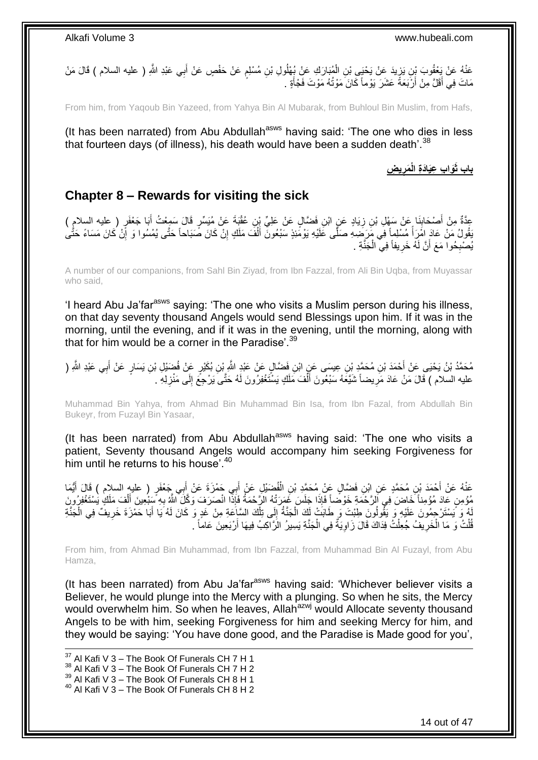عَنْهُ عَنْ يَعْقُوبَ بْنِ يَزِيدَ عَنْ يَحْيَى بْنِ الْمُبَارَكِ عَنْ بُهْلُولِ بْنِ مُسْلِمٍ عَنْ حَفْصٍ عَنْ أَبِي عَبْدِ اللَّهِ ( عليه السلام ) قَالَ مَنْ مَاتَ فِي أَقَلَّ مِنْ أَرْبَعَةَ عَشَرَ يَوْماً كَانَ مَوْتُهُ مَوْتَ فَجْأَةٍ .

From him, from Yaqoub Bin Yazeed, from Yahya Bin Al Mubarak, from Buhloul Bin Muslim, from Hafs,

(It has been narrated) from Abu Abdullah[asws] having said: 'The one who dies in less that fourteen days (of illness), his death would have been a sudden death'.[38]

## بَابُ ثَوَابِ عِيَادَةِ الْمَرِيضِ

## Chapter 8 – Rewards for visiting the sick

عِدَّةٌ مِنْ أَصْحَابِنَا عَنْ سَهْلِ بْنِ زِيَادٍ عَنِ ابْنِ فَضَّالٍ عَنْ عَلِيِّ بْنِ عُقْبَةَ عَنْ مُيَسِّرٍ قَالَ سَمِعْتُ أَبَا جَعْفَرٍ ( عليه السلام ) يَقُولُ مَنْ عَادَ امْرَأً مُسْلِماً فِي مَرَضِهِ صَلَّى عَلَيْهِ يَوْمَئِذٍ سَبْعُونَ أَلْفَ مَلَكٍ إِنْ كَانَ صَبَاحاً حَتَّى يُمْسُوا وَ إِنْ كَانَ مَسَاءً حَتَّى يُصْبِحُوا مَعَ أَنَّ لَهُ خَرِيفاً فِي الْجَنَّةِ .

A number of our companions, from Sahl Bin Ziyad, from Ibn Fazzal, from Ali Bin Uqba, from Muyassar who said,

'I heard Abu Ja'far[asws] saying: 'The one who visits a Muslim person during his illness, on that day seventy thousand Angels would send Blessings upon him. If it was in the morning, until the evening, and if it was in the evening, until the morning, along with that for him would be a corner in the Paradise'.[39]

مُحَمَّدُ بْنُ يَحْيَى عَنْ أَحْمَدَ بْنِ مُحَمَّدِ بْنِ عِيسَى عَنِ ابْنِ فَضَّالٍ عَنْ عَبْدِ اللَّهِ بْنِ بُكَيْرٍ عَنْ فُضَيْلِ بْنِ يَسَارٍ عَنْ أَبِي عَبْدِ اللَّهِ ( عليه السلام ) قَالَ مَنْ عَادَ مَرِيضاً شَيَّعَهُ سَبْعُونَ أَلْفَ مَلَكٍ يَسْتَغْفِرُونَ لَهُ حَتَّى يَرْجِعَ إِلَى مَنْزِلِهِ .

Muhammad Bin Yahya, from Ahmad Bin Muhammad Bin Isa, from Ibn Fazal, from Abdullah Bin Bukeyr, from Fuzayl Bin Yasaar,

(It has been narrated) from Abu Abdullah[asws] having said: 'The one who visits a patient, Seventy thousand Angels would accompany him seeking Forgiveness for him until he returns to his house'.[40]

عَنْهُ عَنْ أَحْمَدَ بْنِ مُحَمَّدٍ عَنِ ابْنِ فَضَّالٍ عَنْ مُحَمَّدِ بْنِ الْفُضَيْلِ عَنْ أَبِي حَمْزَةَ عَنْ أَبِي جَعْفَرٍ ( عليه السلام ) قَالَ أَيُّمَا مُؤْمِنٍ عَادَ مُؤْمِناً خَاضَ فِي الرَّحْمَةِ خَوْضاً فَإِذَا جَلَسَ غَمَرَتْهُ الرَّحْمَةُ فَإِذَا انْصَرَفَ وَكَّلَ اللَّهُ بِهِ سَبْعِينَ أَلْفَ مَلَكٍ يَسْتَغْفِرُونَ لَهُ وَ يَسْتَرْحِمُونَ عَلَيْهِ وَ يَقُولُونَ طِبْتَ وَ طَابَتْ لَكَ الْجَنَّةُ إِلَى تِلْكَ السَّاعَةِ مِنْ غَدٍ وَ كَانَ لَهُ يَا أَبَا حَمْزَةَ خَرِيفٌ فِي الْجَنَّةِ قُلْتُ وَ مَا الْخَرِيفُ جُعِلْتُ فِدَاكَ قَالَ زَاوِيَةٌ فِي الْجَنَّةِ يَسِيرُ الرَّاكِبُ فِيهَا أَرْبَعِينَ عَاماً .

From him, from Ahmad Bin Muhammad, from Ibn Fazzal, from Muhammad Bin Al Fuzayl, from Abu Hamza,

(It has been narrated) from Abu Ja'far[asws] having said: 'Whichever believer visits a Believer, he would plunge into the Mercy with a plunging. So when he sits, the Mercy would overwhelm him. So when he leaves, Allah[azwj] would Allocate seventy thousand Angels to be with him, seeking Forgiveness for him and seeking Mercy for him, and they would be saying: 'You have done good, and the Paradise is Made good for you',

[37] Al Kafi V 3 – The Book Of Funerals CH 7 H 1
[38] Al Kafi V 3 – The Book Of Funerals CH 7 H 2
[39] Al Kafi V 3 – The Book Of Funerals CH 8 H 1
[40] Al Kafi V 3 – The Book Of Funerals CH 8 H 2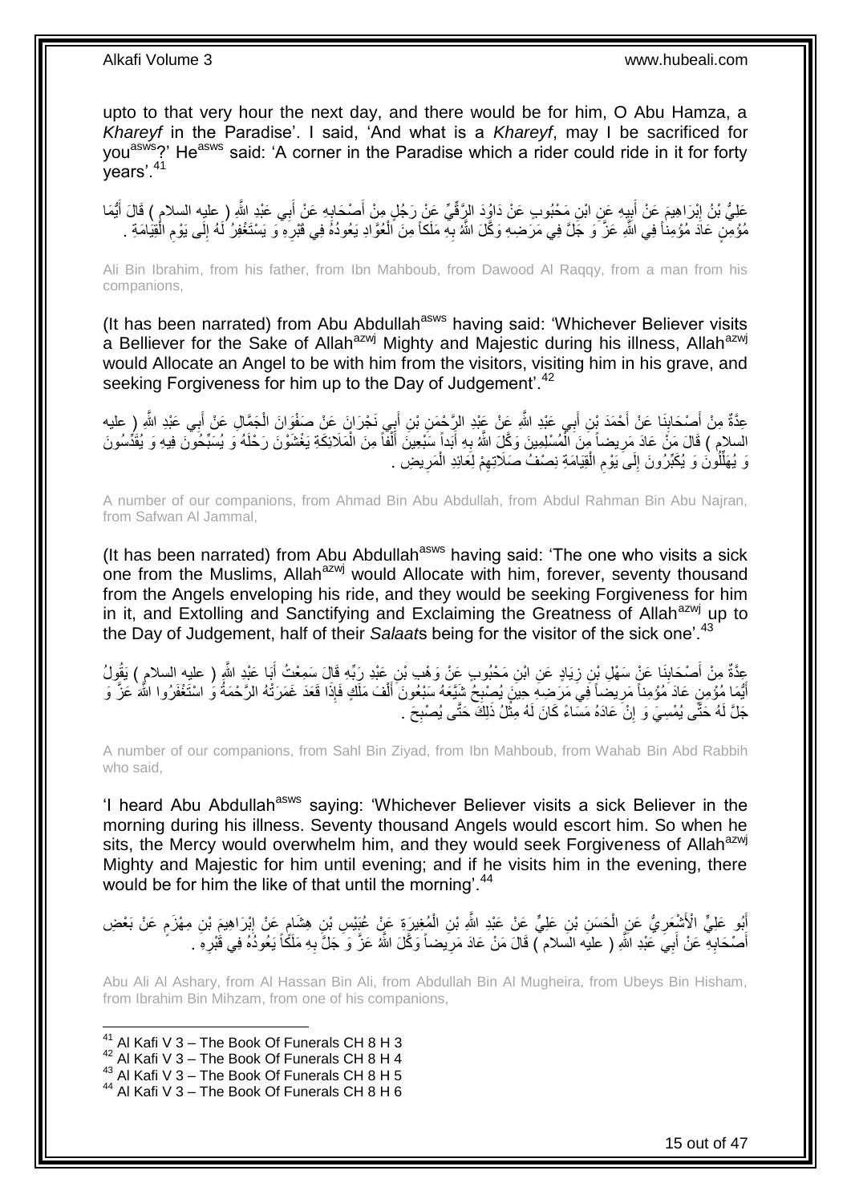upto to that very hour the next day, and there would be for him, O Abu Hamza, a *Khareyf* in the Paradise'. I said, 'And what is a *Khareyf*, may I be sacrificed for you[asws]?' He[asws] said: 'A corner in the Paradise which a rider could ride in it for forty years'.[41]

عَلِيُّ بْنُ إِبْرَاهِيمَ عَنْ أَبِيهِ عَنِ ابْنِ مَحْبُوبٍ عَنْ دَاوُدَ الرَّقِّيِّ عَنْ رَجُلٍ مِنْ أَصْحَابِهِ عَنْ أَبِي عَبْدِ اللَّهِ ( عليه السلام ) قَالَ أَيُّمَا مُؤْمِنٍ عَادَ مُؤْمِناً فِي اللَّهِ عَزَّ وَ جَلَّ فِي مَرَضِهِ وَكَّلَ اللَّهُ بِهِ مَلَكاً مِنَ الْعُوَّادِ يَعُودُهُ فِي قَبْرِهِ وَ يَسْتَغْفِرُ لَهُ إِلَى يَوْمِ الْقِيَامَةِ .

Ali Bin Ibrahim, from his father, from Ibn Mahboub, from Dawood Al Raqqy, from a man from his companions,

(It has been narrated) from Abu Abdullah[asws] having said: 'Whichever Believer visits a Belliever for the Sake of Allah[azwj] Mighty and Majestic during his illness, Allah[azwj] would Allocate an Angel to be with him from the visitors, visiting him in his grave, and seeking Forgiveness for him up to the Day of Judgement'.[42]

عِدَّةٌ مِنْ أَصْحَابِنَا عَنْ أَحْمَدَ بْنِ أَبِي عَبْدِ اللَّهِ عَنْ عَبْدِ الرَّحْمَنِ بْنِ أَبِي نَجْرَانَ عَنْ صَفْوَانَ الْجَمَّالِ عَنْ أَبِي عَبْدِ اللَّهِ ( عليه السلام ) قَالَ مَنْ عَادَ مَرِيضاً مِنَ الْمُسْلِمِينَ وَكَّلَ اللَّهُ بِهِ أَبَداً سَبْعِينَ أَلْفاً مِنَ الْمَلَائِكَةِ يَغْشَوْنَ رَحْلَهُ وَ يُسَبِّحُونَ فِيهِ وَ يُقَدِّسُونَ وَ يُهَلِّلُونَ وَ يُكَبِّرُونَ إِلَى يَوْمِ الْقِيَامَةِ نِصْفُ صَلَاتِهِمْ لِعَائِدِ الْمَرِيضِ .

A number of our companions, from Ahmad Bin Abu Abdullah, from Abdul Rahman Bin Abu Najran, from Safwan Al Jammal,

(It has been narrated) from Abu Abdullah[asws] having said: 'The one who visits a sick one from the Muslims, Allah[azwj] would Allocate with him, forever, seventy thousand from the Angels enveloping his ride, and they would be seeking Forgiveness for him in it, and Extolling and Sanctifying and Exclaiming the Greatness of Allah[azwj] up to the Day of Judgement, half of their *Salaat*s being for the visitor of the sick one'.[43]

عِدَّةٌ مِنْ أَصْحَابِنَا عَنْ سَهْلِ بْنِ زِيَادٍ عَنِ ابْنِ مَحْبُوبٍ عَنْ وَهْبِ بْنِ عَبْدِ رَبِّهِ قَالَ سَمِعْتُ أَبَا عَبْدِ اللَّهِ ( عليه السلام ) يَقُولُ أَيُّمَا مُؤْمِنٍ عَادَ مُؤْمِناً مَرِيضاً فِي مَرَضِهِ حِينَ يُصْبِحُ شَيَّعَهُ سَبْعُونَ أَلْفَ مَلَكٍ فَإِذَا قَعَدَ غَمَرَتْهُ الرَّحْمَةُ وَ اسْتَغْفَرُوا اللَّهَ عَزَّ وَ جَلَّ لَهُ حَتَّى يُمْسِيَ وَ إِنْ عَادَهُ مَسَاءً كَانَ لَهُ مِثْلُ ذَلِكَ حَتَّى يُصْبِحَ .

A number of our companions, from Sahl Bin Ziyad, from Ibn Mahboub, from Wahab Bin Abd Rabbih who said,

'I heard Abu Abdullah[asws] saying: 'Whichever Believer visits a sick Believer in the morning during his illness. Seventy thousand Angels would escort him. So when he sits, the Mercy would overwhelm him, and they would seek Forgiveness of Allah[azwj] Mighty and Majestic for him until evening; and if he visits him in the evening, there would be for him the like of that until the morning'.[44]

أَبُو عَلِيٍّ الْأَشْعَرِيُّ عَنِ الْحَسَنِ بْنِ عَلِيٍّ عَنْ عَبْدِ اللَّهِ بْنِ الْمُغِيرَةِ عَنْ عُبَيْسِ بْنِ هِشَامٍ عَنْ إِبْرَاهِيمَ بْنِ مِهْزَمٍ عَنْ بَعْضِ أَصْحَابِهِ عَنْ أَبِي عَبْدِ اللَّهِ ( عليه السلام ) قَالَ مَنْ عَادَ مَرِيضاً وَكَّلَ اللَّهُ عَزَّ وَ جَلَّ بِهِ مَلَكاً يَعُودُهُ فِي قَبْرِهِ .

Abu Ali Al Ashary, from Al Hassan Bin Ali, from Abdullah Bin Al Mugheira, from Ubeys Bin Hisham, from Ibrahim Bin Mihzam, from one of his companions,

[41] Al Kafi V 3 – The Book Of Funerals CH 8 H 3
[42] Al Kafi V 3 – The Book Of Funerals CH 8 H 4
[43] Al Kafi V 3 – The Book Of Funerals CH 8 H 5
[44] Al Kafi V 3 – The Book Of Funerals CH 8 H 6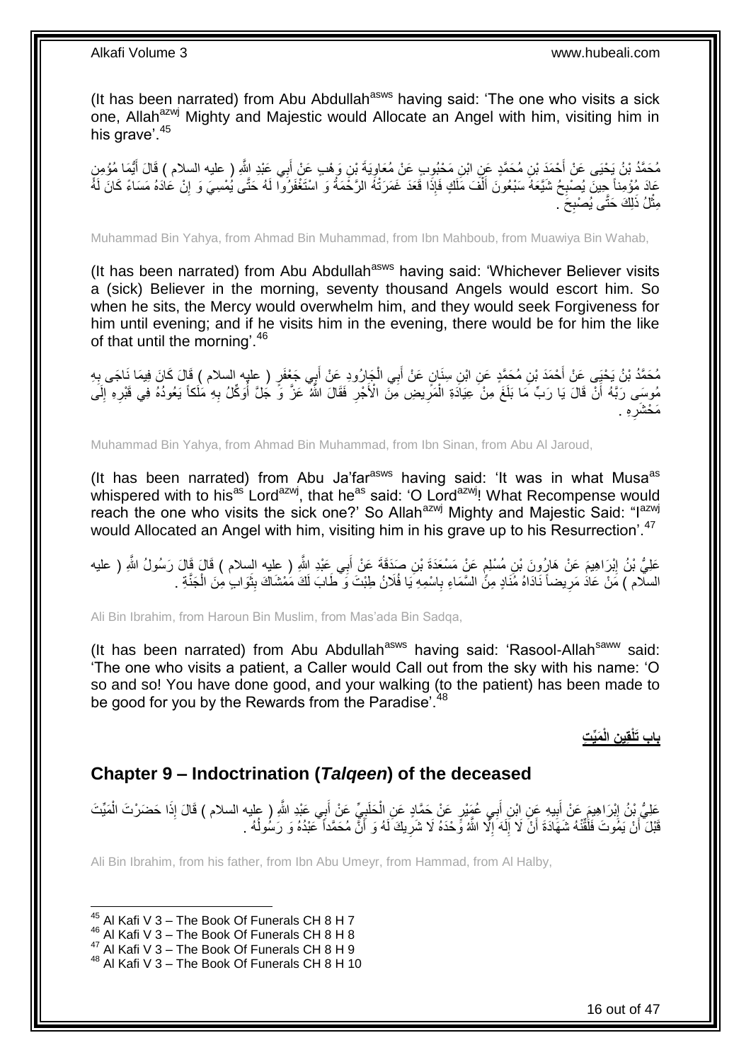(It has been narrated) from Abu Abdullah[asws] having said: 'The one who visits a sick one, Allah[azwj] Mighty and Majestic would Allocate an Angel with him, visiting him in his grave'.[45]

مُحَمَّدُ بْنُ يَحْيَى عَنْ أَحْمَدَ بْنِ مُحَمَّدٍ عَنِ ابْنِ مَحْبُوبٍ عَنْ مُعَاوِيَةَ بْنِ وَهْبٍ عَنْ أَبِي عَبْدِ اللَّهِ ( عليه السلام ) قَالَ أَيُّمَا مُؤْمِنٍ عَادَ مُؤْمِناً حِينَ يُصْبِحُ شَيَّعَهُ سَبْعُونَ أَلْفَ مَلَكٍ فَإِذَا قَعَدَ غَمَرَتْهُ الرَّحْمَةُ وَ اسْتَغْفَرُوا لَهُ حَتَّى يُمْسِيَ وَ إِنْ عَادَهُ مَسَاءً كَانَ لَهُ مِثْلُ ذَلِكَ حَتَّى يُصْبِحَ .

Muhammad Bin Yahya, from Ahmad Bin Muhammad, from Ibn Mahboub, from Muawiya Bin Wahab,

(It has been narrated) from Abu Abdullah[asws] having said: 'Whichever Believer visits a (sick) Believer in the morning, seventy thousand Angels would escort him. So when he sits, the Mercy would overwhelm him, and they would seek Forgiveness for him until evening; and if he visits him in the evening, there would be for him the like of that until the morning'.[46]

مُحَمَّدُ بْنُ يَحْيَى عَنْ أَحْمَدَ بْنِ مُحَمَّدٍ عَنِ ابْنِ سِنَانٍ عَنْ أَبِي الْجَارُودِ عَنْ أَبِي جَعْفَرٍ ( عليه السلام ) قَالَ كَانَ فِيمَا نَاجَى بِهِ مُوسَى رَبَّهُ أَنْ قَالَ يَا رَبِّ مَا بَلَغَ مِنْ عِيَادَةِ الْمَرِيضِ مِنَ الْأَجْرِ فَقَالَ اللَّهُ عَزَّ وَ جَلَّ أُوَكِّلُ بِهِ مَلَكاً يَعُودُهُ فِي قَبْرِهِ إِلَى مَحْشَرِهِ .

Muhammad Bin Yahya, from Ahmad Bin Muhammad, from Ibn Sinan, from Abu Al Jaroud,

(It has been narrated) from Abu Ja'far[asws] having said: 'It was in what Musa[as] whispered with to his[as] Lord[azwj], that he[as] said: 'O Lord[azwj]! What Recompense would reach the one who visits the sick one?' So Allah[azwj] Mighty and Majestic Said: "I[azwj] would Allocated an Angel with him, visiting him in his grave up to his Resurrection'.[47]

عَلِيُّ بْنُ إِبْرَاهِيمَ عَنْ هَارُونَ بْنِ مُسْلِمٍ عَنْ مَسْعَدَةَ بْنِ صَدَقَةَ عَنْ أَبِي عَبْدِ اللَّهِ ( عليه السلام ) قَالَ قَالَ رَسُولُ اللَّهِ ( عليه السلام ) مَنْ عَادَ مَرِيضاً نَادَاهُ مُنَادٍ مِنَ السَّمَاءِ بِاسْمِهِ يَا فُلَانُ طِبْتَ وَ طَابَ لَكَ مَمْشَاكَ بِثَوَابٍ مِنَ الْجَنَّةِ .

Ali Bin Ibrahim, from Haroun Bin Muslim, from Mas'ada Bin Sadqa,

(It has been narrated) from Abu Abdullah[asws] having said: 'Rasool-Allah[saww] said: 'The one who visits a patient, a Caller would Call out from the sky with his name: 'O so and so! You have done good, and your walking (to the patient) has been made to be good for you by the Rewards from the Paradise'.[48]

**باب تَلْقِينِ الْمَيِّتِ**

## Chapter 9 – Indoctrination (*Talqeen*) of the deceased

عَلِيُّ بْنُ إِبْرَاهِيمَ عَنْ أَبِيهِ عَنِ ابْنِ أَبِي عُمَيْرٍ عَنْ حَمَّادٍ عَنِ الْحَلَبِيِّ عَنْ أَبِي عَبْدِ اللَّهِ ( عليه السلام ) قَالَ إِذَا حَضَرْتَ الْمَيِّتَ قَبْلَ أَنْ يَمُوتَ فَلَقِّنْهُ شَهَادَةَ أَنْ لَا إِلَهَ إِلَّا اللَّهُ وَحْدَهُ لَا شَرِيكَ لَهُ وَ أَنَّ مُحَمَّداً عَبْدُهُ وَ رَسُولُهُ .

Ali Bin Ibrahim, from his father, from Ibn Abu Umeyr, from Hammad, from Al Halby,

---

[45] Al Kafi V 3 – The Book Of Funerals CH 8 H 7
[46] Al Kafi V 3 – The Book Of Funerals CH 8 H 8
[47] Al Kafi V 3 – The Book Of Funerals CH 8 H 9
[48] Al Kafi V 3 – The Book Of Funerals CH 8 H 10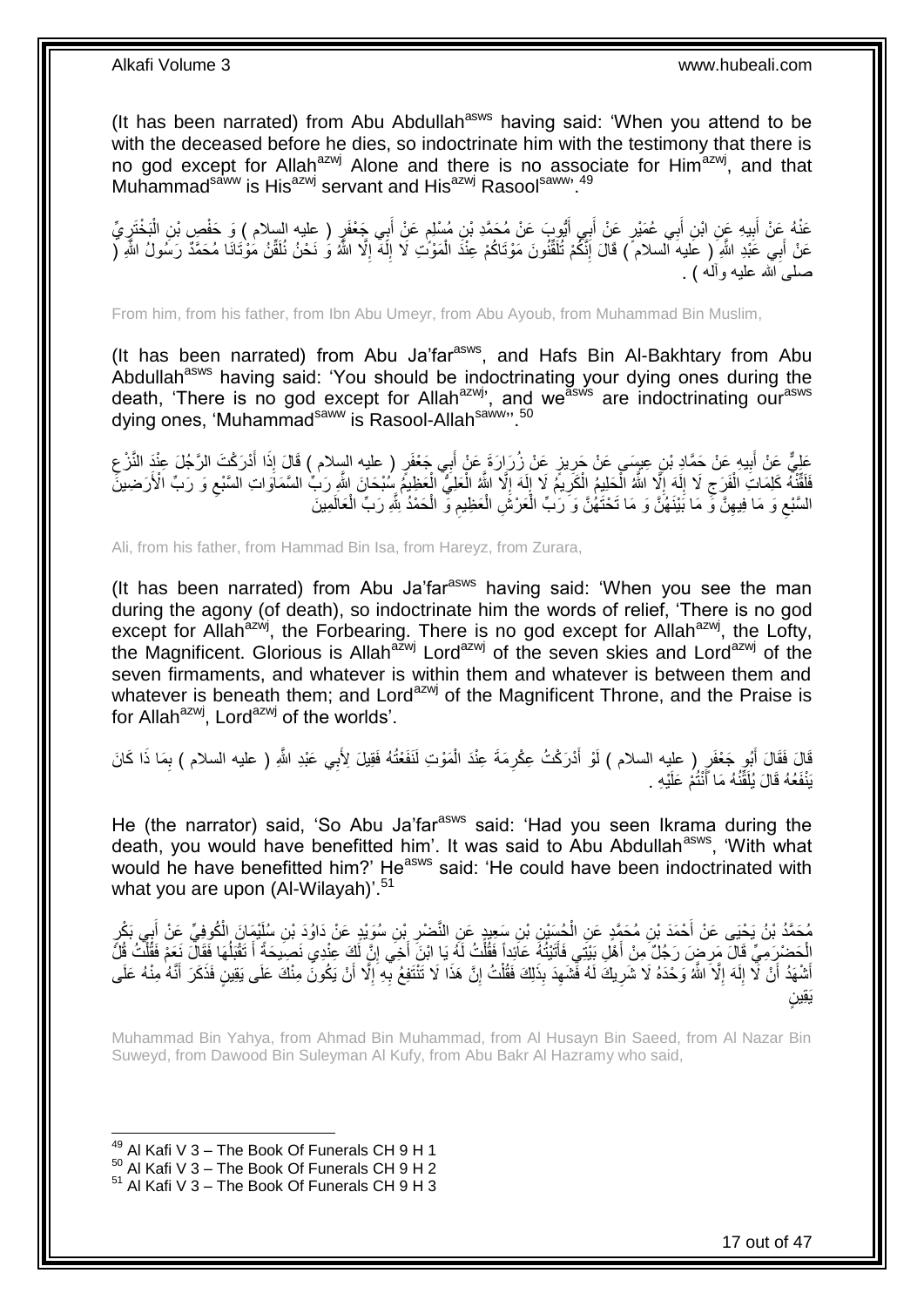(It has been narrated) from Abu Abdullah[asws] having said: 'When you attend to be with the deceased before he dies, so indoctrinate him with the testimony that there is no god except for Allah[azwj] Alone and there is no associate for Him[azwj], and that Muhammad[saww] is His[azwj] servant and His[azwj] Rasool[saww]'.[49]

عَنْهُ عَنْ أَبِيهِ عَنِ ابْنِ أَبِي عُمَيْرٍ عَنْ أَبِي أَيُّوبَ عَنْ مُحَمَّدِ بْنِ مُسْلِمٍ عَنْ أَبِي جَعْفَرٍ ( عليه السلام ) وَ حَفْصِ بْنِ الْبَخْتَرِيِّ عَنْ أَبِي عَبْدِ اللَّهِ ( عليه السلام ) قَالَ إِنَّكُمْ تُلَقِّنُونَ مَوْتَاكُمْ عِنْدَ الْمَوْتِ لَا إِلَهَ إِلَّا اللَّهُ وَ نَحْنُ نُلَقِّنُ مَوْتَانَا مُحَمَّدٌ رَسُولُ اللَّهِ ( صلى الله عليه وآله ) .

From him, from his father, from Ibn Abu Umeyr, from Abu Ayoub, from Muhammad Bin Muslim,

(It has been narrated) from Abu Ja'far[asws], and Hafs Bin Al-Bakhtary from Abu Abdullah[asws] having said: 'You should be indoctrinating your dying ones during the death, 'There is no god except for Allah[azwj]', and we[asws] are indoctrinating our[asws] dying ones, 'Muhammad[saww] is Rasool-Allah[saww]''.[50]

عَلِيٌّ عَنْ أَبِيهِ عَنْ حَمَّادِ بْنِ عِيسَى عَنْ حَرِيزٍ عَنْ زُرَارَةَ عَنْ أَبِي جَعْفَرٍ ( عليه السلام ) قَالَ إِذَا أَدْرَكْتَ الرَّجُلَ عِنْدَ النَّزْعِ فَلَقِّنْهُ كَلِمَاتِ الْفَرَجِ لَا إِلَهَ إِلَّا اللَّهُ الْحَلِيمُ الْكَرِيمُ لَا إِلَهَ إِلَّا اللَّهُ الْعَلِيُّ الْعَظِيمُ سُبْحَانَ اللَّهِ رَبِّ السَّمَاوَاتِ السَّبْعِ وَ رَبِّ الْأَرَضِينَ السَّبْعِ وَ مَا فِيهِنَّ وَ مَا بَيْنَهُنَّ وَ مَا تَحْتَهُنَّ وَ رَبِّ الْعَرْشِ الْعَظِيمِ وَ الْحَمْدُ لِلَّهِ رَبِّ الْعَالَمِينَ

Ali, from his father, from Hammad Bin Isa, from Hareyz, from Zurara,

(It has been narrated) from Abu Ja'far[asws] having said: 'When you see the man during the agony (of death), so indoctrinate him the words of relief, 'There is no god except for Allah[azwj], the Forbearing. There is no god except for Allah[azwj], the Lofty, the Magnificent. Glorious is Allah[azwj] Lord[azwj] of the seven skies and Lord[azwj] of the seven firmaments, and whatever is within them and whatever is between them and whatever is beneath them; and Lord[azwj] of the Magnificent Throne, and the Praise is for Allah[azwj], Lord[azwj] of the worlds'.

قَالَ فَقَالَ أَبُو جَعْفَرٍ ( عليه السلام ) لَوْ أَدْرَكْتُ عِكْرِمَةَ عِنْدَ الْمَوْتِ لَنَفَعْتُهُ فَقِيلَ لِأَبِي عَبْدِ اللَّهِ ( عليه السلام ) بِمَا ذَا كَانَ يَنْفَعُهُ قَالَ يُلَقِّنُهُ مَا أَنْتُمْ عَلَيْهِ .

He (the narrator) said, 'So Abu Ja'far[asws] said: 'Had you seen Ikrama during the death, you would have benefitted him'. It was said to Abu Abdullah[asws], 'With what would he have benefitted him?' He[asws] said: 'He could have been indoctrinated with what you are upon (Al-Wilayah)'.[51]

مُحَمَّدُ بْنُ يَحْيَى عَنْ أَحْمَدَ بْنِ مُحَمَّدٍ عَنِ الْحُسَيْنِ بْنِ سَعِيدٍ عَنِ النَّضْرِ بْنِ سُوَيْدٍ عَنْ دَاوُدَ بْنِ سُلَيْمَانَ الْكُوفِيِّ عَنْ أَبِي بَكْرٍ الْحَضْرَمِيِّ قَالَ مَرِضَ رَجُلٌ مِنْ أَهْلِ بَيْتِي فَأَتَيْتُهُ عَائِداً فَقُلْتُ لَهُ يَا ابْنَ أَخِي إِنَّ لَكَ عِنْدِي نَصِيحَةً أَ تَقْبَلُهَا فَقَالَ نَعَمْ فَقُلْتُ قُلْ أَشْهَدُ أَنْ لَا إِلَهَ إِلَّا اللَّهُ وَحْدَهُ لَا شَرِيكَ لَهُ فَشَهِدَ بِذَلِكَ فَقُلْتُ إِنَّ هَذَا لَا تَنْتَفِعُ بِهِ إِلَّا أَنْ يَكُونَ مِنْكَ عَلَى يَقِينٍ فَذَكَرَ أَنَّهُ مِنْهُ عَلَى يَقِينٍ

Muhammad Bin Yahya, from Ahmad Bin Muhammad, from Al Husayn Bin Saeed, from Al Nazar Bin Suweyd, from Dawood Bin Suleyman Al Kufy, from Abu Bakr Al Hazramy who said,

[49] Al Kafi V 3 – The Book Of Funerals CH 9 H 1
[50] Al Kafi V 3 – The Book Of Funerals CH 9 H 2
[51] Al Kafi V 3 – The Book Of Funerals CH 9 H 3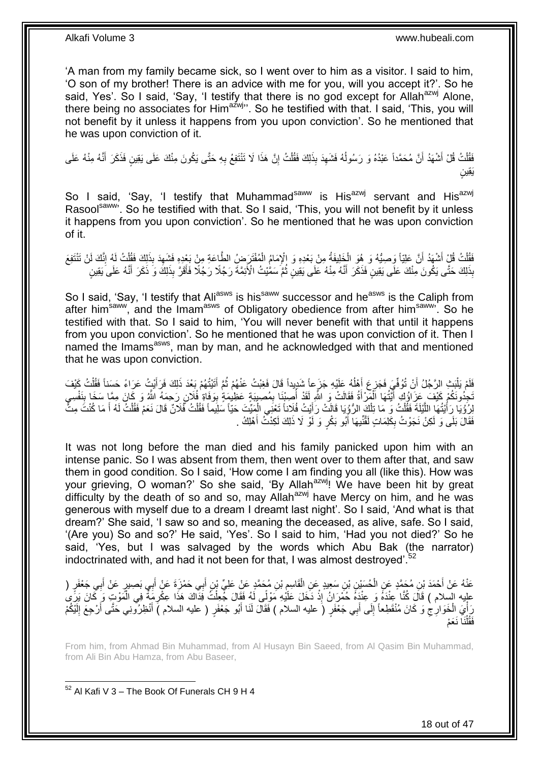'A man from my family became sick, so I went over to him as a visitor. I said to him, 'O son of my brother! There is an advice with me for you, will you accept it?'. So he said, Yes'. So I said, 'Say, 'I testify that there is no god except for Allah[azwj] Alone, there being no associates for Him[azwj]''. So he testified with that. I said, 'This, you will not benefit by it unless it happens from you upon conviction'. So he mentioned that he was upon conviction of it.

فَقُلْتُ قُلْ أَشْهَدُ أَنَّ مُحَمَّداً عَبْدُهُ وَ رَسُولُهُ فَشَهِدَ بِذَلِكَ فَقُلْتُ إِنَّ هَذَا لَا تَنْتَفِعُ بِهِ حَتَّى يَكُونَ مِنْكَ عَلَى يَقِينٍ فَذَكَرَ أَنَّهُ مِنْهُ عَلَى يَقِينٍ

So I said, 'Say, 'I testify that Muhammad[saww] is His[azwj] servant and His[azwj] Rasool[saww]'. So he testified with that. So I said, 'This, you will not benefit by it unless it happens from you upon conviction'. So he mentioned that he was upon conviction of it.

فَقُلْتُ قُلْ أَشْهَدُ أَنَّ عَلِيّاً وَصِيُّهُ وَ هُوَ الْخَلِيفَةُ مِنْ بَعْدِهِ وَ الْإِمَامُ الْمُفْتَرَضُ الطَّاعَةِ مِنْ بَعْدِهِ فَشَهِدَ بِذَلِكَ فَقُلْتُ لَهُ إِنَّكَ لَنْ تَنْتَفِعَ بِذَلِكَ حَتَّى يَكُونَ مِنْكَ عَلَى يَقِينٍ فَذَكَرَ أَنَّهُ مِنْهُ عَلَى يَقِينٍ ثُمَّ سَمَّيْتُ الْأَئِمَّةَ رَجُلًا رَجُلًا فَأَقَرَّ بِذَلِكَ وَ ذَكَرَ أَنَّهُ عَلَى يَقِينٍ

So I said, 'Say, 'I testify that Ali[asws] is his[saww] successor and he[asws] is the Caliph from after him[saww], and the Imam[asws] of Obligatory obedience from after him[saww]'. So he testified with that. So I said to him, 'You will never benefit with that until it happens from you upon conviction'. So he mentioned that he was upon conviction of it. Then I named the Imams[asws], man by man, and he acknowledged with that and mentioned that he was upon conviction.

فَلَمْ يَلْبَثِ الرَّجُلُ أَنْ تُوُفِّيَ فَجَزِعَ أَهْلُهُ عَلَيْهِ جَزَعاً شَدِيداً قَالَ فَغِبْتُ عَنْهُمْ ثُمَّ أَتَيْتُهُمْ بَعْدَ ذَلِكَ فَرَأَيْتُ عَزَاءً حَسَناً فَقُلْتُ كَيْفَ تَجِدُونَكُمْ كَيْفَ عَزَاؤُكِ أَيَّتُهَا الْمَرْأَةُ فَقَالَتْ وَ اللَّهِ لَقَدْ أُصِبْنَا بِمُصِيبَةٍ عَظِيمَةٍ بِوَفَاةِ فُلَانٍ رَحِمَهُ اللَّهُ وَ كَانَ مِمَّا سَخَا بِنَفْسِي لِرُؤْيَا رَأَيْتُهَا اللَّيْلَةَ فَقُلْتُ وَ مَا تِلْكَ الرُّؤْيَا قَالَتْ رَأَيْتُ فُلَاناً تَعْنِي الْمَيِّتَ حَيّاً سَلِيماً فَقُلْتُ فُلَانٌ قَالَ نَعَمْ فَقُلْتُ لَهُ أَ مَا كُنْتَ مِتَّ فَقَالَ بَلَى وَ لَكِنْ نَجَوْتُ بِكَلِمَاتٍ لَقَّنِيهَا أَبُو بَكْرٍ وَ لَوْ لَا ذَلِكَ لَكِدْتُ أَهْلِكُ .

It was not long before the man died and his family panicked upon him with an intense panic. So I was absent from them, then went over to them after that, and saw them in good condition. So I said, 'How come I am finding you all (like this). How was your grieving, O woman?' So she said, 'By Allah[azwj]! We have been hit by great difficulty by the death of so and so, may Allah[azwj] have Mercy on him, and he was generous with myself due to a dream I dreamt last night'. So I said, 'And what is that dream?' She said, 'I saw so and so, meaning the deceased, as alive, safe. So I said, '(Are you) So and so?' He said, 'Yes'. So I said to him, 'Had you not died?' So he said, 'Yes, but I was salvaged by the words which Abu Bak (the narrator) indoctrinated with, and had it not been for that, I was almost destroyed'.[52]

عَنْهُ عَنْ أَحْمَدَ بْنِ مُحَمَّدٍ عَنِ الْحُسَيْنِ بْنِ سَعِيدٍ عَنِ الْقَاسِمِ بْنِ مُحَمَّدٍ عَنْ عَلِيِّ بْنِ أَبِي حَمْزَةَ عَنْ أَبِي بَصِيرٍ عَنْ أَبِي جَعْفَرٍ ( عليه السلام ) قَالَ كُنَّا عِنْدَهُ وَ عِنْدَهُ حُمْرَانُ إِذْ دَخَلَ عَلَيْهِ مَوْلًى لَهُ فَقَالَ جُعِلْتُ فِدَاكَ هَذَا عِكْرِمَةُ فِي الْمَوْتِ وَ كَانَ يَرَى رَأْيَ الْخَوَارِجِ وَ كَانَ مُنْقَطِعاً إِلَى أَبِي جَعْفَرٍ ( عليه السلام ) فَقَالَ لَنَا أَبُو جَعْفَرٍ ( عليه السلام ) أَنْظِرُونِي حَتَّى أَرْجِعَ إِلَيْكُمْ فَقُلْنَا نَعَمْ

From him, from Ahmad Bin Muhammad, from Al Husayn Bin Saeed, from Al Qasim Bin Muhammad, from Ali Bin Abu Hamza, from Abu Baseer,

---

[52] Al Kafi V 3 – The Book Of Funerals CH 9 H 4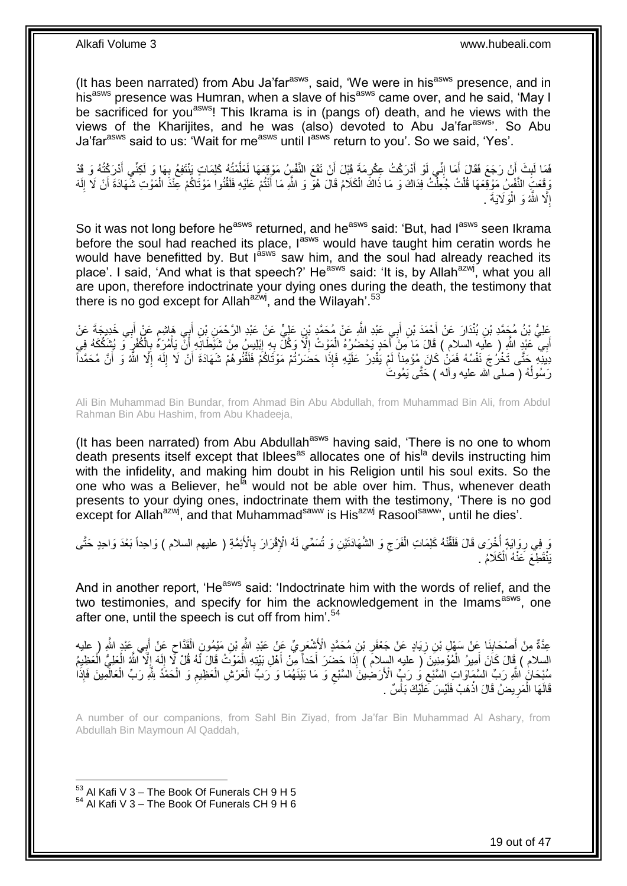(It has been narrated) from Abu Ja'far[asws], said, 'We were in his[asws] presence, and in his[asws] presence was Humran, when a slave of his[asws] came over, and he said, 'May I be sacrificed for you[asws]! This Ikrama is in (pangs of) death, and he views with the views of the Kharijites, and he was (also) devoted to Abu Ja'far[asws]'. So Abu Ja'far[asws] said to us: 'Wait for me[asws] until I[asws] return to you'. So we said, 'Yes'.

فَمَا لَبِثَ أَنْ رَجَعَ فَقَالَ أَمَا إِنِّي لَوْ أَدْرَكْتُ عِكْرِمَةَ قَبْلَ أَنْ تَقَعَ النَّفْسُ مَوْقِعَهَا لَعَلَّمْتُهُ كَلِمَاتٍ يَنْتَفِعُ بِهَا وَ لَكِنِّي أَدْرَكْتُهُ وَ قَدْ وَقَعَتِ النَّفْسُ مَوْقِعَهَا قُلْتُ جُعِلْتُ فِدَاكَ وَ مَا ذَاكَ الْكَلَامُ قَالَ هُوَ وَ اللَّهِ مَا أَنْتُمْ عَلَيْهِ فَلَقِّنُوا مَوْتَاكُمْ عِنْدَ الْمَوْتِ شَهَادَةَ أَنْ لَا إِلَهَ إِلَّا اللَّهُ وَ الْوَلَايَةَ .

So it was not long before he[asws] returned, and he[asws] said: 'But, had I[asws] seen Ikrama before the soul had reached its place, I[asws] would have taught him ceratin words he would have benefitted by. But I[asws] saw him, and the soul had already reached its place'. I said, 'And what is that speech?' He[asws] said: 'It is, by Allah[azwj], what you all are upon, therefore indoctrinate your dying ones during the death, the testimony that there is no god except for Allah[azwj], and the Wilayah'.[53]

عَلِيُّ بْنُ مُحَمَّدِ بْنِ بُنْدَارَ عَنْ أَحْمَدَ بْنِ أَبِي عَبْدِ اللَّهِ عَنْ مُحَمَّدِ بْنِ عَلِيٍّ عَنْ عَبْدِ الرَّحْمَنِ بْنِ أَبِي هَاشِمٍ عَنْ أَبِي خَدِيجَةَ عَنْ أَبِي عَبْدِ اللَّهِ ( عليه السلام ) قَالَ مَا مِنْ أَحَدٍ يَحْضُرُهُ الْمَوْتُ إِلَّا وَكَّلَ بِهِ إِبْلِيسُ مِنْ شَيْطَانِهِ أَنْ يَأْمُرَهُ بِالْكُفْرِ وَ يُشَكِّكَهُ فِي دِينِهِ حَتَّى تَخْرُجَ نَفْسُهُ فَمَنْ كَانَ مُؤْمِناً لَمْ يَقْدِرْ عَلَيْهِ فَإِذَا حَضَرْتُمْ مَوْتَاكُمْ فَلَقِّنُوهُمْ شَهَادَةَ أَنْ لَا إِلَهَ إِلَّا اللَّهُ وَ أَنَّ مُحَمَّداً رَسُولُهُ ( صلى الله عليه وآله ) حَتَّى يَمُوتَ

Ali Bin Muhammad Bin Bundar, from Ahmad Bin Abu Abdullah, from Muhammad Bin Ali, from Abdul Rahman Bin Abu Hashim, from Abu Khadeeja,

(It has been narrated) from Abu Abdullah[asws] having said, 'There is no one to whom death presents itself except that Iblees[as] allocates one of his[la] devils instructing him with the infidelity, and making him doubt in his Religion until his soul exits. So the one who was a Believer, he[la] would not be able over him. Thus, whenever death presents to your dying ones, indoctrinate them with the testimony, 'There is no god except for Allah[azwj], and that Muhammad[saww] is His[azwj] Rasool[saww]', until he dies'.

وَ فِي رِوَايَةٍ أُخْرَى قَالَ فَلَقِّنْهُ كَلِمَاتِ الْفَرَجِ وَ الشَّهَادَتَيْنِ وَ تُسَمِّي لَهُ الْإِقْرَارَ بِالْأَئِمَّةِ ( عليهم السلام ) وَاحِداً بَعْدَ وَاحِدٍ حَتَّى يَنْقَطِعَ عَنْهُ الْكَلَامُ .

And in another report, 'He[asws] said: 'Indoctrinate him with the words of relief, and the two testimonies, and specify for him the acknowledgement in the Imams[asws], one after one, until the speech is cut off from him'.[54]

عِدَّةٌ مِنْ أَصْحَابِنَا عَنْ سَهْلِ بْنِ زِيَادٍ عَنْ جَعْفَرِ بْنِ مُحَمَّدٍ الْأَشْعَرِيِّ عَنْ عَبْدِ اللَّهِ بْنِ مَيْمُونٍ الْقَدَّاحِ عَنْ أَبِي عَبْدِ اللَّهِ ( عليه السلام ) قَالَ كَانَ أَمِيرُ الْمُؤْمِنِينَ ( عليه السلام ) إِذَا حَضَرَ أَحَداً مِنْ أَهْلِ بَيْتِهِ الْمَوْتُ قَالَ لَهُ قُلْ لَا إِلَهَ إِلَّا اللَّهُ الْعَلِيُّ الْعَظِيمُ سُبْحَانَ اللَّهِ رَبِّ السَّمَاوَاتِ السَّبْعِ وَ رَبِّ الْأَرَضِينَ السَّبْعِ وَ مَا بَيْنَهُمَا وَ رَبِّ الْعَرْشِ الْعَظِيمِ وَ الْحَمْدُ لِلَّهِ رَبِّ الْعَالَمِينَ فَإِذَا قَالَهَا الْمَرِيضُ قَالَ اذْهَبْ فَلَيْسَ عَلَيْكَ بَأْسٌ .

A number of our companions, from Sahl Bin Ziyad, from Ja'far Bin Muhammad Al Ashary, from Abdullah Bin Maymoun Al Qaddah,

[53] Al Kafi V 3 – The Book Of Funerals CH 9 H 5
[54] Al Kafi V 3 – The Book Of Funerals CH 9 H 6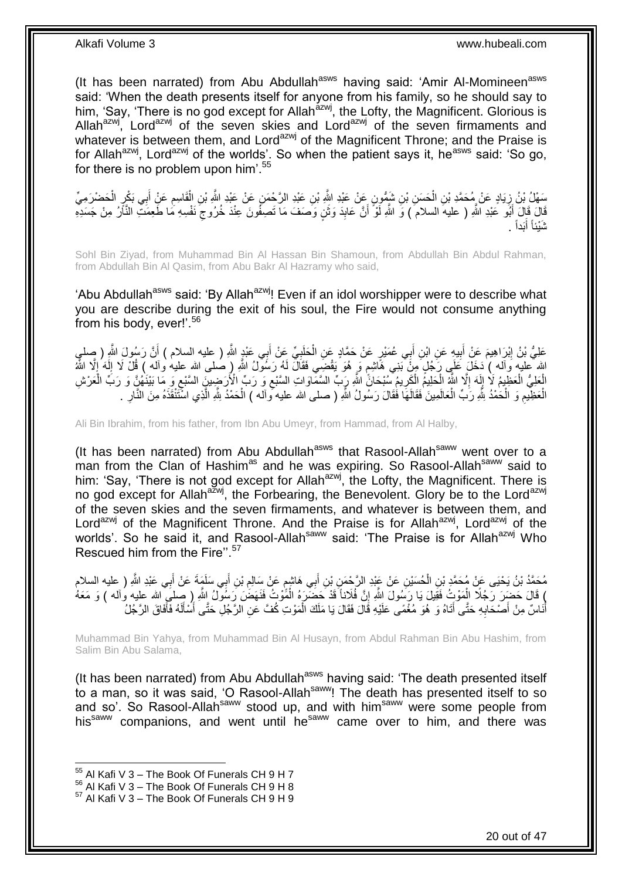(It has been narrated) from Abu Abdullah[asws] having said: 'Amir Al-Momineen[asws] said: 'When the death presents itself for anyone from his family, so he should say to him, 'Say, 'There is no god except for Allah[azwj], the Lofty, the Magnificent. Glorious is Allah[azwj], Lord[azwj] of the seven skies and Lord[azwj] of the seven firmaments and whatever is between them, and Lord[azwj] of the Magnificent Throne; and the Praise is for Allah[azwj], Lord[azwj] of the worlds'. So when the patient says it, he[asws] said: 'So go, for there is no problem upon him'.[55]

سَهْلُ بْنُ زِيَادٍ عَنْ مُحَمَّدِ بْنِ الْحَسَنِ بْنِ شَمُّونٍ عَنْ عَبْدِ اللَّهِ بْنِ عَبْدِ الرَّحْمَنِ عَنْ عَبْدِ اللَّهِ بْنِ الْقَاسِمِ عَنْ أَبِي بَكْرٍ الْحَضْرَمِيِّ قَالَ قَالَ أَبُو عَبْدِ اللَّهِ ( عليه السلام ) وَ اللَّهِ لَوْ أَنَّ عَابِدَ وَثَنٍ وَصَفَ مَا تَصِفُونَ عِنْدَ خُرُوجِ نَفْسِهِ مَا طَعِمَتِ النَّارُ مِنْ جَسَدِهِ شَيْئاً أَبَداً .

Sohl Bin Ziyad, from Muhammad Bin Al Hassan Bin Shamoun, from Abdullah Bin Abdul Rahman, from Abdullah Bin Al Qasim, from Abu Bakr Al Hazramy who said,

'Abu Abdullah[asws] said: 'By Allah[azwj]! Even if an idol worshipper were to describe what you are describe during the exit of his soul, the Fire would not consume anything from his body, ever!'.[56]

عَلِيُّ بْنُ إِبْرَاهِيمَ عَنْ أَبِيهِ عَنِ ابْنِ أَبِي عُمَيْرٍ عَنْ حَمَّادٍ عَنِ الْحَلَبِيِّ عَنْ أَبِي عَبْدِ اللَّهِ ( عليه السلام ) أَنَّ رَسُولَ اللَّهِ ( صلى الله عليه وآله ) دَخَلَ عَلَى رَجُلٍ مِنْ بَنِي هَاشِمٍ وَ هُوَ يَقْضِي فَقَالَ لَهُ رَسُولُ اللَّهِ ( صلى الله عليه وآله ) قُلْ لَا إِلَهَ إِلَّا اللَّهُ الْعَلِيُّ الْعَظِيمُ لَا إِلَهَ إِلَّا اللَّهُ الْحَلِيمُ الْكَرِيمُ سُبْحَانَ اللَّهِ رَبِّ السَّمَاوَاتِ السَّبْعِ وَ رَبِّ الْأَرَضِينَ السَّبْعِ وَ مَا بَيْنَهُنَّ وَ رَبِّ الْعَرْشِ الْعَظِيمِ وَ الْحَمْدُ لِلَّهِ رَبِّ الْعَالَمِينَ فَقَالَهَا فَقَالَ رَسُولُ اللَّهِ ( صلى الله عليه وآله ) الْحَمْدُ لِلَّهِ الَّذِي اسْتَنْقَذَهُ مِنَ النَّارِ .

Ali Bin Ibrahim, from his father, from Ibn Abu Umeyr, from Hammad, from Al Halby,

(It has been narrated) from Abu Abdullah[asws] that Rasool-Allah[saww] went over to a man from the Clan of Hashim[as] and he was expiring. So Rasool-Allah[saww] said to him: 'Say, 'There is not god except for Allah[azwj], the Lofty, the Magnificent. There is no god except for Allah[azwj], the Forbearing, the Benevolent. Glory be to the Lord[azwj] of the seven skies and the seven firmaments, and whatever is between them, and Lord[azwj] of the Magnificent Throne. And the Praise is for Allah[azwj], Lord[azwj] of the worlds'. So he said it, and Rasool-Allah[saww] said: 'The Praise is for Allah[azwj] Who Rescued him from the Fire''.[57]

مُحَمَّدُ بْنُ يَحْيَى عَنْ مُحَمَّدِ بْنِ الْحُسَيْنِ عَنْ عَبْدِ الرَّحْمَنِ بْنِ أَبِي هَاشِمٍ عَنْ سَالِمِ بْنِ أَبِي سَلَمَةَ عَنْ أَبِي عَبْدِ اللَّهِ ( عليه السلام ) قَالَ حَضَرَ رَجُلًا الْمَوْتُ فَقِيلَ يَا رَسُولَ اللَّهِ إِنَّ فُلَاناً قَدْ حَضَرَهُ الْمَوْتُ فَنَهَضَ رَسُولُ اللَّهِ ( صلى الله عليه وآله ) وَ مَعَهُ أُنَاسٌ مِنْ أَصْحَابِهِ حَتَّى أَتَاهُ وَ هُوَ مُغْمًى عَلَيْهِ قَالَ فَقَالَ يَا مَلَكَ الْمَوْتِ كُفَّ عَنِ الرَّجُلِ حَتَّى أَسْأَلَهُ فَأَفَاقَ الرَّجُلُ

Muhammad Bin Yahya, from Muhammad Bin Al Husayn, from Abdul Rahman Bin Abu Hashim, from Salim Bin Abu Salama,

(It has been narrated) from Abu Abdullah[asws] having said: 'The death presented itself to a man, so it was said, 'O Rasool-Allah[saww]! The death has presented itself to so and so'. So Rasool-Allah[saww] stood up, and with him[saww] were some people from his[saww] companions, and went until he[saww] came over to him, and there was

[55] Al Kafi V 3 – The Book Of Funerals CH 9 H 7
[56] Al Kafi V 3 – The Book Of Funerals CH 9 H 8
[57] Al Kafi V 3 – The Book Of Funerals CH 9 H 9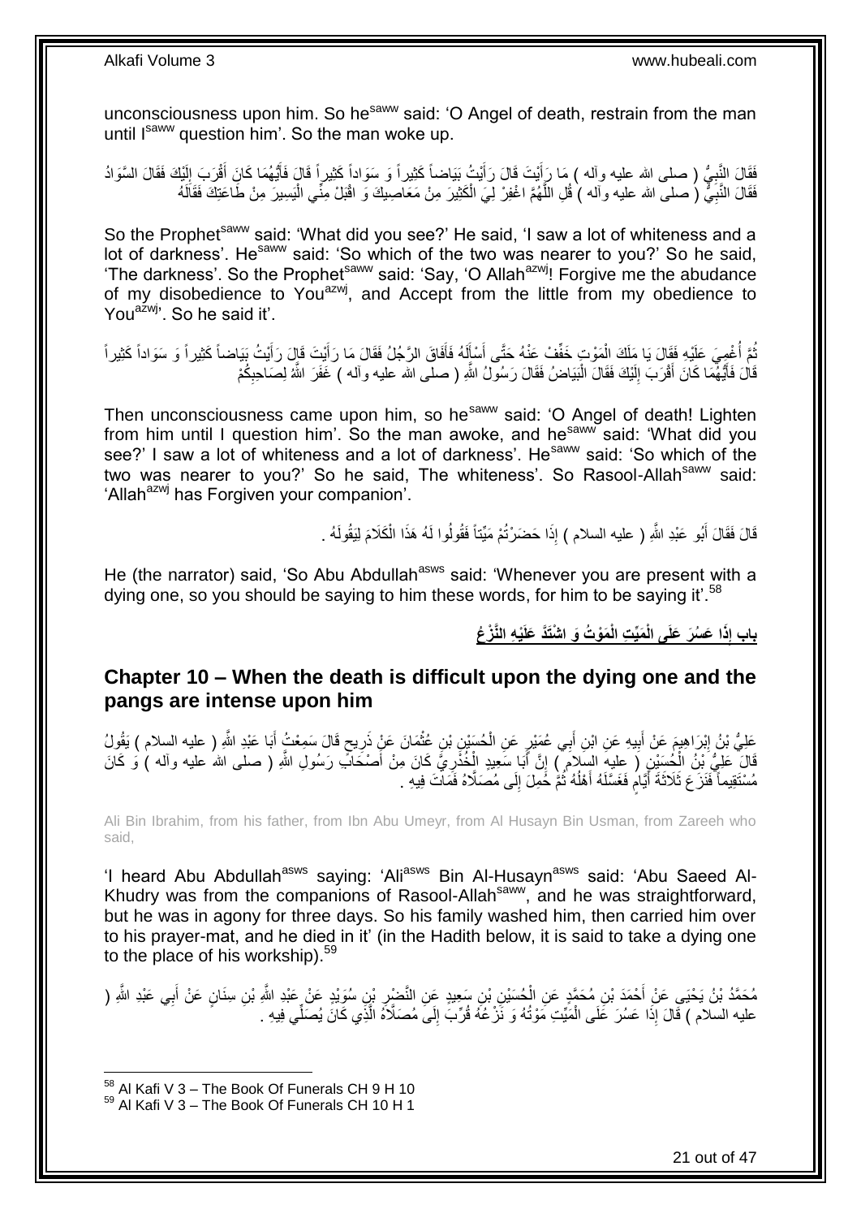unconsciousness upon him. So he[saww] said: 'O Angel of death, restrain from the man until I[saww] question him'. So the man woke up.

فَقَالَ النَّبِيُّ ( صلى الله عليه وآله ) مَا رَأَيْتَ قَالَ رَأَيْتُ بَيَاضاً كَثِيراً وَ سَوَاداً كَثِيراً قَالَ فَأَيُّهُمَا كَانَ أَقْرَبَ إِلَيْكَ فَقَالَ السَّوَادُ فَقَالَ النَّبِيُّ ( صلى الله عليه وآله ) قُلِ اللَّهُمَّ اغْفِرْ لِيَ الْكَثِيرَ مِنْ مَعَاصِيكَ وَ اقْبَلْ مِنِّي الْيَسِيرَ مِنْ طَاعَتِكَ فَقَالَهُ

So the Prophet[saww] said: 'What did you see?' He said, 'I saw a lot of whiteness and a lot of darkness'. He[saww] said: 'So which of the two was nearer to you?' So he said, 'The darkness'. So the Prophet[saww] said: 'Say, 'O Allah[azwj]! Forgive me the abudance of my disobedience to You[azwj], and Accept from the little from my obedience to You[azwj]'. So he said it'.

ثُمَّ أُغْمِيَ عَلَيْهِ فَقَالَ يَا مَلَكَ الْمَوْتِ خَفِّفْ عَنْهُ حَتَّى أَسْأَلَهُ فَأَفَاقَ الرَّجُلُ فَقَالَ مَا رَأَيْتَ قَالَ رَأَيْتُ بَيَاضاً كَثِيراً وَ سَوَاداً كَثِيراً قَالَ فَأَيُّهُمَا كَانَ أَقْرَبَ إِلَيْكَ فَقَالَ الْبَيَاضُ فَقَالَ رَسُولُ اللَّهِ ( صلى الله عليه وآله ) غَفَرَ اللَّهُ لِصَاحِبِكُمْ

Then unconsciousness came upon him, so he[saww] said: 'O Angel of death! Lighten from him until I question him'. So the man awoke, and he[saww] said: 'What did you see?' I saw a lot of whiteness and a lot of darkness'. He[saww] said: 'So which of the two was nearer to you?' So he said, The whiteness'. So Rasool-Allah[saww] said: 'Allah[azwj] has Forgiven your companion'.

قَالَ فَقَالَ أَبُو عَبْدِ اللَّهِ ( عليه السلام ) إِذَا حَضَرْتُمْ مَيِّتاً فَقُولُوا لَهُ هَذَا الْكَلَامَ لِيَقُولَهُ .

He (the narrator) said, 'So Abu Abdullah[asws] said: 'Whenever you are present with a dying one, so you should be saying to him these words, for him to be saying it'.[58]

## بَابُ إِذَا عَسُرَ عَلَى الْمَيِّتِ الْمَوْتُ وَ اشْتَدَّ عَلَيْهِ النَّزْعُ

## Chapter 10 – When the death is difficult upon the dying one and the pangs are intense upon him

عَلِيُّ بْنُ إِبْرَاهِيمَ عَنْ أَبِيهِ عَنِ ابْنِ أَبِي عُمَيْرٍ عَنِ الْحُسَيْنِ بْنِ عُثْمَانَ عَنْ ذَرِيحٍ قَالَ سَمِعْتُ أَبَا عَبْدِ اللَّهِ ( عليه السلام ) يَقُولُ قَالَ عَلِيُّ بْنُ الْحُسَيْنِ ( عليه السلام ) إِنَّ أَبَا سَعِيدٍ الْخُدْرِيَّ كَانَ مِنْ أَصْحَابِ رَسُولِ اللَّهِ ( صلى الله عليه وآله ) وَ كَانَ مُسْتَقِيماً فَنَزَعَ ثَلَاثَةَ أَيَّامٍ فَغَسَّلَهُ أَهْلُهُ ثُمَّ حُمِلَ إِلَى مُصَلَّاهُ فَمَاتَ فِيهِ .

Ali Bin Ibrahim, from his father, from Ibn Abu Umeyr, from Al Husayn Bin Usman, from Zareeh who said,

'I heard Abu Abdullah[asws] saying: 'Ali[asws] Bin Al-Husayn[asws] said: 'Abu Saeed Al-Khudry was from the companions of Rasool-Allah[saww], and he was straightforward, but he was in agony for three days. So his family washed him, then carried him over to his prayer-mat, and he died in it' (in the Hadith below, it is said to take a dying one to the place of his worship).[59]

مُحَمَّدُ بْنُ يَحْيَى عَنْ أَحْمَدَ بْنِ مُحَمَّدٍ عَنِ الْحُسَيْنِ بْنِ سَعِيدٍ عَنِ النَّضْرِ بْنِ سُوَيْدٍ عَنْ عَبْدِ اللَّهِ بْنِ سِنَانٍ عَنْ أَبِي عَبْدِ اللَّهِ ( عليه السلام ) قَالَ إِذَا عَسُرَ عَلَى الْمَيِّتِ مَوْتُهُ وَ نَزْعُهُ قُرِّبَ إِلَى مُصَلَّاهُ الَّذِي كَانَ يُصَلِّي فِيهِ .

[58] Al Kafi V 3 – The Book Of Funerals CH 9 H 10
[59] Al Kafi V 3 – The Book Of Funerals CH 10 H 1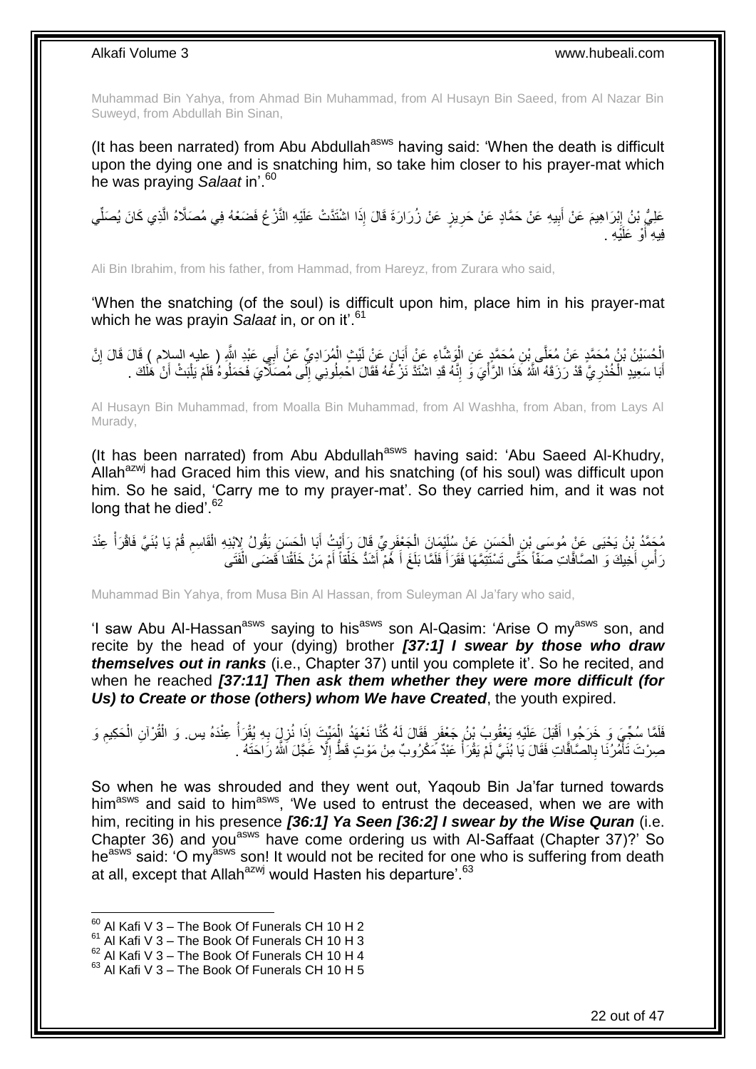Muhammad Bin Yahya, from Ahmad Bin Muhammad, from Al Husayn Bin Saeed, from Al Nazar Bin Suweyd, from Abdullah Bin Sinan,

(It has been narrated) from Abu Abdullah[asws] having said: 'When the death is difficult upon the dying one and is snatching him, so take him closer to his prayer-mat which he was praying *Salaat* in'.[60]

عَلِيُّ بْنُ إِبْرَاهِيمَ عَنْ أَبِيهِ عَنْ حَمَّادٍ عَنْ حَرِيزٍ عَنْ زُرَارَةَ قَالَ إِذَا اشْتَدَّتْ عَلَيْهِ النَّزْعُ فَضَعْهُ فِي مُصَلَّاهُ الَّذِي كَانَ يُصَلِّي فِيهِ أَوْ عَلَيْهِ .

Ali Bin Ibrahim, from his father, from Hammad, from Hareyz, from Zurara who said,

'When the snatching (of the soul) is difficult upon him, place him in his prayer-mat which he was prayin *Salaat* in, or on it'.[61]

الْحُسَيْنُ بْنُ مُحَمَّدٍ عَنْ مُعَلَّى بْنِ مُحَمَّدٍ عَنِ الْوَشَّاءِ عَنْ أَبَانٍ عَنْ لَيْثٍ الْمُرَادِيِّ عَنْ أَبِي عَبْدِ اللَّهِ ( عليه السلام ) قَالَ قَالَ إِنَّ أَبَا سَعِيدٍ الْخُدْرِيَّ قَدْ رَزَقَهُ اللَّهُ هَذَا الرَّأْيَ وَ إِنَّهُ قَدِ اشْتَدَّ نَزْعُهُ فَقَالَ احْمِلُونِي إِلَى مُصَلَّايَ فَحَمَلُوهُ فَلَمْ يَلْبَثْ أَنْ هَلَكَ .

Al Husayn Bin Muhammad, from Moalla Bin Muhammad, from Al Washha, from Aban, from Lays Al Murady,

(It has been narrated) from Abu Abdullah[asws] having said: 'Abu Saeed Al-Khudry, Allah[azwj] had Graced him this view, and his snatching (of his soul) was difficult upon him. So he said, 'Carry me to my prayer-mat'. So they carried him, and it was not long that he died'.[62]

مُحَمَّدُ بْنُ يَحْيَى عَنْ مُوسَى بْنِ الْحَسَنِ عَنْ سُلَيْمَانَ الْجَعْفَرِيِّ قَالَ رَأَيْتُ أَبَا الْحَسَنِ يَقُولُ لِابْنِهِ الْقَاسِمِ قُمْ يَا بُنَيَّ فَاقْرَأْ عِنْدَ رَأْسِ أَخِيكَ وَ الصَّافَّاتِ صَفّاً حَتَّى تَسْتَتِمَّهَا فَقَرَأَ فَلَمَّا بَلَغَ أَ هُمْ أَشَدُّ خَلْقاً أَمْ مَنْ خَلَقْنا قَضَى الْفَتَى

Muhammad Bin Yahya, from Musa Bin Al Hassan, from Suleyman Al Ja'fary who said,

'I saw Abu Al-Hassan[asws] saying to his[asws] son Al-Qasim: 'Arise O my[asws] son, and recite by the head of your (dying) brother ***[37:1] I swear by those who draw themselves out in ranks*** (i.e., Chapter 37) until you complete it'. So he recited, and when he reached ***[37:11] Then ask them whether they were more difficult (for Us) to Create or those (others) whom We have Created***, the youth expired.

فَلَمَّا سُجِّيَ وَ خَرَجُوا أَقْبَلَ عَلَيْهِ يَعْقُوبُ بْنُ جَعْفَرٍ فَقَالَ لَهُ كُنَّا نَعْهَدُ الْمَيِّتَ إِذَا نُزِلَ بِهِ يُقْرَأُ عِنْدَهُ يس. وَ الْقُرْآنِ الْحَكِيمِ وَ صِرْتَ تَأْمُرُنَا بِالصَّافَّاتِ فَقَالَ يَا بُنَيَّ لَمْ يَقْرَأْ عَبْدٌ مَكْرُوبٌ مِنْ مَوْتٍ قَطُّ إِلَّا عَجَّلَ اللَّهُ رَاحَتَهُ .

So when he was shrouded and they went out, Yaqoub Bin Ja'far turned towards him[asws] and said to him[asws], 'We used to entrust the deceased, when we are with him, reciting in his presence ***[36:1] Ya Seen [36:2] I swear by the Wise Quran*** (i.e. Chapter 36) and you[asws] have come ordering us with Al-Saffaat (Chapter 37)?' So he[asws] said: 'O my[asws] son! It would not be recited for one who is suffering from death at all, except that Allah[azwj] would Hasten his departure'.[63]

---

[60] Al Kafi V 3 – The Book Of Funerals CH 10 H 2
[61] Al Kafi V 3 – The Book Of Funerals CH 10 H 3
[62] Al Kafi V 3 – The Book Of Funerals CH 10 H 4
[63] Al Kafi V 3 – The Book Of Funerals CH 10 H 5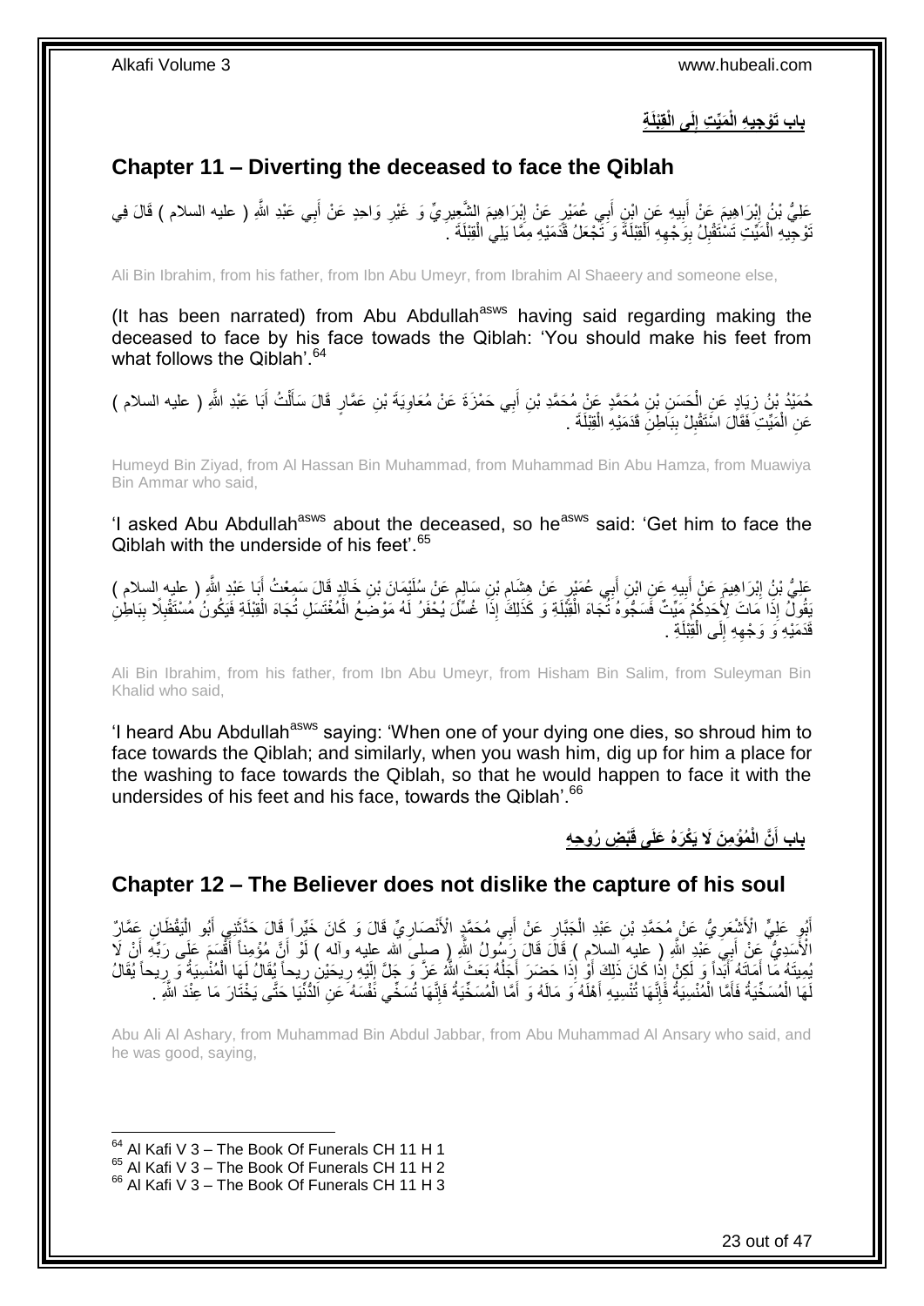## باب تَوْجِيهِ الْمَيِّتِ إِلَى الْقِبْلَةِ

## Chapter 11 – Diverting the deceased to face the Qiblah

عَلِيُّ بْنُ إِبْرَاهِيمَ عَنْ أَبِيهِ عَنِ ابْنِ أَبِي عُمَيْرٍ عَنْ إِبْرَاهِيمَ الشَّعِيرِيِّ وَ غَيْرِ وَاحِدٍ عَنْ أَبِي عَبْدِ اللَّهِ ( عليه السلام ) قَالَ فِي تَوْجِيهِ الْمَيِّتِ تَسْتَقْبِلُ بِوَجْهِهِ الْقِبْلَةَ وَ تَجْعَلُ قَدَمَيْهِ مِمَّا يَلِي الْقِبْلَةَ .

Ali Bin Ibrahim, from his father, from Ibn Abu Umeyr, from Ibrahim Al Shaeery and someone else,

(It has been narrated) from Abu Abdullah[asws] having said regarding making the deceased to face by his face towads the Qiblah: 'You should make his feet from what follows the Qiblah'.[64]

حُمَيْدُ بْنُ زِيَادٍ عَنِ الْحَسَنِ بْنِ مُحَمَّدٍ عَنْ مُحَمَّدِ بْنِ أَبِي حَمْزَةَ عَنْ مُعَاوِيَةَ بْنِ عَمَّارٍ قَالَ سَأَلْتُ أَبَا عَبْدِ اللَّهِ ( عليه السلام ) عَنِ الْمَيِّتِ فَقَالَ اسْتَقْبِلْ بِبَاطِنِ قَدَمَيْهِ الْقِبْلَةَ .

Humeyd Bin Ziyad, from Al Hassan Bin Muhammad, from Muhammad Bin Abu Hamza, from Muawiya Bin Ammar who said,

'I asked Abu Abdullah[asws] about the deceased, so he[asws] said: 'Get him to face the Qiblah with the underside of his feet'.[65]

عَلِيُّ بْنُ إِبْرَاهِيمَ عَنْ أَبِيهِ عَنِ ابْنِ أَبِي عُمَيْرٍ عَنْ هِشَامِ بْنِ سَالِمٍ عَنْ سُلَيْمَانَ بْنِ خَالِدٍ قَالَ سَمِعْتُ أَبَا عَبْدِ اللَّهِ ( عليه السلام ) يَقُولُ إِذَا مَاتَ لِأَحَدِكُمْ مَيِّتٌ فَسَجُّوهُ تُجَاهَ الْقِبْلَةِ وَ كَذَلِكَ إِذَا غُسِّلَ يُحْفَرُ لَهُ مَوْضِعُ الْمُغْتَسَلِ تُجَاهَ الْقِبْلَةِ فَيَكُونُ مُسْتَقْبِلًا بِبَاطِنِ قَدَمَيْهِ وَ وَجْهِهِ إِلَى الْقِبْلَةِ .

Ali Bin Ibrahim, from his father, from Ibn Abu Umeyr, from Hisham Bin Salim, from Suleyman Bin Khalid who said,

'I heard Abu Abdullah[asws] saying: 'When one of your dying one dies, so shroud him to face towards the Qiblah; and similarly, when you wash him, dig up for him a place for the washing to face towards the Qiblah, so that he would happen to face it with the undersides of his feet and his face, towards the Qiblah'.[66]

## باب أَنَّ الْمُؤْمِنَ لَا يُكْرَهُ عَلَى قَبْضِ رُوحِهِ

## Chapter 12 – The Believer does not dislike the capture of his soul

أَبُو عَلِيٍّ الْأَشْعَرِيُّ عَنْ مُحَمَّدِ بْنِ عَبْدِ الْجَبَّارِ عَنْ أَبِي مُحَمَّدٍ الْأَنْصَارِيِّ قَالَ وَ كَانَ خَيِّراً قَالَ حَدَّثَنِي أَبُو الْيَقْظَانِ عَمَّارٌ الْأَسَدِيُّ عَنْ أَبِي عَبْدِ اللَّهِ ( عليه السلام ) قَالَ قَالَ رَسُولُ اللَّهِ ( صلى الله عليه وآله ) لَوْ أَنَّ مُؤْمِناً أَقْسَمَ عَلَى رَبِّهِ أَنْ لَا يُمِيتَهُ مَا أَمَاتَهُ أَبَداً وَ لَكِنْ إِذَا كَانَ ذَلِكَ أَوْ إِذَا حَضَرَ أَجَلُهُ بَعَثَ اللَّهُ عَزَّ وَ جَلَّ إِلَيْهِ رِيحَيْنِ رِيحاً يُقَالُ لَهَا الْمُنْسِيَةُ وَ رِيحاً يُقَالُ لَهَا الْمُسَخِّيَةُ فَأَمَّا الْمُنْسِيَةُ فَإِنَّهَا تُنْسِيهِ أَهْلَهُ وَ مَالَهُ وَ أَمَّا الْمُسَخِّيَةُ فَإِنَّهَا تُسَخِّي نَفْسَهُ عَنِ الدُّنْيَا حَتَّى يَخْتَارَ مَا عِنْدَ اللَّهِ .

Abu Ali Al Ashary, from Muhammad Bin Abdul Jabbar, from Abu Muhammad Al Ansary who said, and he was good, saying,

[64] Al Kafi V 3 – The Book Of Funerals CH 11 H 1
[65] Al Kafi V 3 – The Book Of Funerals CH 11 H 2
[66] Al Kafi V 3 – The Book Of Funerals CH 11 H 3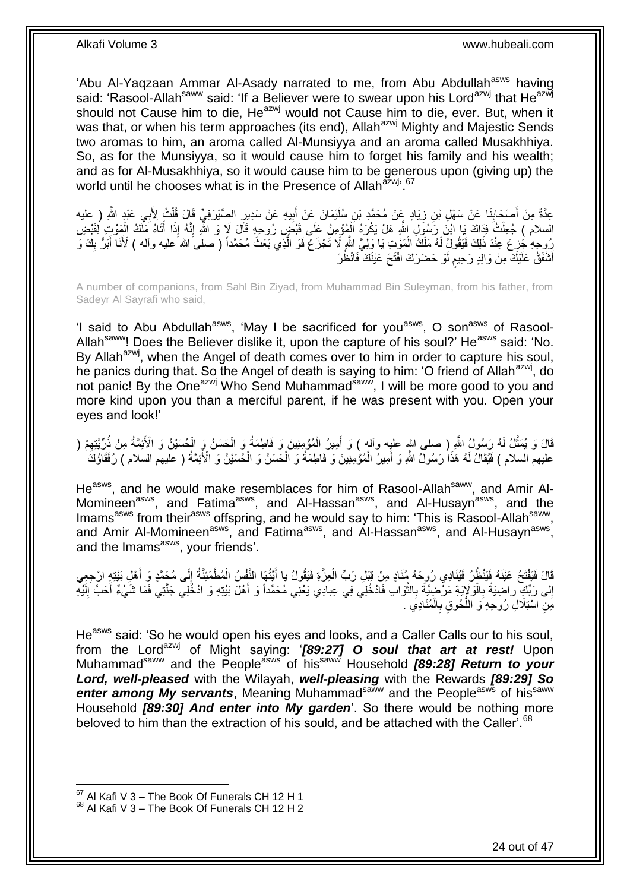'Abu Al-Yaqzaan Ammar Al-Asady narrated to me, from Abu Abdullah[asws] having said: 'Rasool-Allah[saww] said: 'If a Believer were to swear upon his Lord[azwj] that He[azwj] should not Cause him to die, He[azwj] would not Cause him to die, ever. But, when it was that, or when his term approaches (its end), Allah[azwj] Mighty and Majestic Sends two aromas to him, an aroma called Al-Munsiyya and an aroma called Musakhhiya. So, as for the Munsiyya, so it would cause him to forget his family and his wealth; and as for Al-Musakhhiya, so it would cause him to be generous upon (giving up) the world until he chooses what is in the Presence of Allah[azwj]'.[67]

عِدَّةٌ مِنْ أَصْحَابِنَا عَنْ سَهْلِ بْنِ زِيَادٍ عَنْ مُحَمَّدِ بْنِ سُلَيْمَانَ عَنْ أَبِيهِ عَنْ سَدِيرٍ الصَّيْرَفِيِّ قَالَ قُلْتُ لِأَبِي عَبْدِ اللَّهِ ( عليه السلام ) جُعِلْتُ فِدَاكَ يَا ابْنَ رَسُولِ اللَّهِ هَلْ يَكْرَهُ الْمُؤْمِنُ عَلَى قَبْضِ رُوحِهِ قَالَ لَا وَ اللَّهِ إِنَّهُ إِذَا أَتَاهُ مَلَكُ الْمَوْتِ لِقَبْضِ رُوحِهِ جَزِعَ عِنْدَ ذَلِكَ فَيَقُولُ لَهُ مَلَكُ الْمَوْتِ يَا وَلِيَّ اللَّهِ لَا تَجْزَعْ فَوَ الَّذِي بَعَثَ مُحَمَّداً ( صلى الله عليه وآله ) لَأَنَا أَبَرُّ بِكَ وَ أَشْفَقُ عَلَيْكَ مِنْ وَالِدٍ رَحِيمٍ لَوْ حَضَرَكَ افْتَحْ عَيْنَكَ فَانْظُرْ

A number of companions, from Sahl Bin Ziyad, from Muhammad Bin Suleyman, from his father, from Sadeyr Al Sayrafi who said,

'I said to Abu Abdullah[asws], 'May I be sacrificed for you[asws], O son[asws] of Rasool-Allah[saww]! Does the Believer dislike it, upon the capture of his soul?' He[asws] said: 'No. By Allah[azwj], when the Angel of death comes over to him in order to capture his soul, he panics during that. So the Angel of death is saying to him: 'O friend of Allah[azwj], do not panic! By the One[azwj] Who Send Muhammad[saww], I will be more good to you and more kind upon you than a merciful parent, if he was present with you. Open your eyes and look!'

قَالَ وَ يُمَثَّلُ لَهُ رَسُولُ اللَّهِ ( صلى الله عليه وآله ) وَ أَمِيرُ الْمُؤْمِنِينَ وَ فَاطِمَةُ وَ الْحَسَنُ وَ الْحُسَيْنُ وَ الْأَئِمَّةُ مِنْ ذُرِّيَّتِهِمْ ( عليهم السلام ) فَيُقَالُ لَهُ هَذَا رَسُولُ اللَّهِ وَ أَمِيرُ الْمُؤْمِنِينَ وَ فَاطِمَةُ وَ الْحَسَنُ وَ الْحُسَيْنُ وَ الْأَئِمَّةُ ( عليهم السلام ) رُفَقَاؤُكَ

He[asws], and he would make resemblaces for him of Rasool-Allah[saww], and Amir Al-Momineen[asws], and Fatima[asws], and Al-Hassan[asws], and Al-Husayn[asws], and the Imams[asws] from their[asws] offspring, and he would say to him: 'This is Rasool-Allah[saww], and Amir Al-Momineen[asws], and Fatima[asws], and Al-Hassan[asws], and Al-Husayn[asws], and the Imams[asws], your friends'.

قَالَ فَيَفْتَحُ عَيْنَهُ فَيَنْظُرُ فَيُنَادِي رُوحَهُ مُنَادٍ مِنْ قِبَلِ رَبِّ الْعِزَّةِ فَيَقُولُ يا أَيَّتُهَا النَّفْسُ الْمُطْمَئِنَّةُ إِلَى مُحَمَّدٍ وَ أَهْلِ بَيْتِهِ ارْجِعِي إِلى رَبِّكِ راضِيَةً بِالْوَلَايَةِ مَرْضِيَّةً بِالثَّوَابِ فَادْخُلِي فِي عِبادِي يَعْنِي مُحَمَّداً وَ أَهْلَ بَيْتِهِ وَ ادْخُلِي جَنَّتِي فَمَا شَيْءٌ أَحَبَّ إِلَيْهِ مِنِ اسْتِلَالِ رُوحِهِ وَ اللُّحُوقِ بِالْمُنَادِي .

He[asws] said: 'So he would open his eyes and looks, and a Caller Calls our to his soul, from the Lord[azwj] of Might saying: '*[89:27] O soul that art at rest!* Upon Muhammad[saww] and the People[asws] of his[saww] Household *[89:28] Return to your Lord, well-pleased* with the Wilayah, *well-pleasing* with the Rewards *[89:29] So enter among My servants*, Meaning Muhammad[saww] and the People[asws] of his[saww] Household *[89:30] And enter into My garden*'. So there would be nothing more beloved to him than the extraction of his sould, and be attached with the Caller'.[68]

---

[67] Al Kafi V 3 – The Book Of Funerals CH 12 H 1
[68] Al Kafi V 3 – The Book Of Funerals CH 12 H 2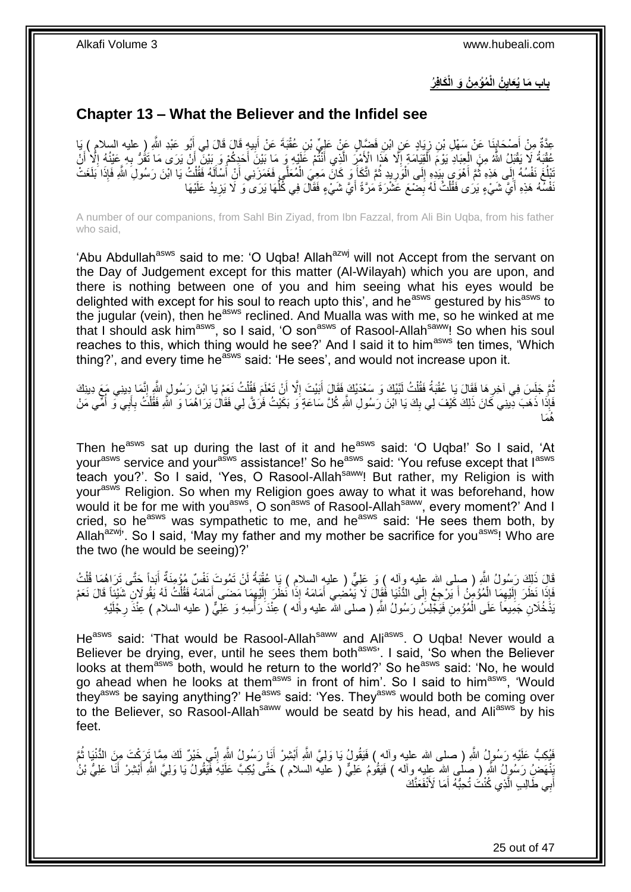## بَابُ مَا يُعَايِنُ الْمُؤْمِنُ وَ الْكَافِرُ

## Chapter 13 – What the Believer and the Infidel see

عِدَّةٌ مِنْ أَصْحَابِنَا عَنْ سَهْلِ بْنِ زِيَادٍ عَنِ ابْنِ فَضَّالٍ عَنْ عَلِيِّ بْنِ عُقْبَةَ عَنْ أَبِيهِ قَالَ قَالَ لِي أَبُو عَبْدِ اللَّهِ ( عليه السلام ) يَا عُقْبَةُ لَا يَقْبَلُ اللَّهُ مِنَ الْعِبَادِ يَوْمَ الْقِيَامَةِ إِلَّا هَذَا الْأَمْرَ الَّذِي أَنْتُمْ عَلَيْهِ وَ مَا بَيْنَ أَحَدِكُمْ وَ بَيْنَ أَنْ يَرَى مَا تَقَرُّ بِهِ عَيْنُهُ إِلَّا أَنْ تَبْلُغَ نَفْسُهُ إِلَى هَذِهِ ثُمَّ أَهْوَى بِيَدِهِ إِلَى الْوَرِيدِ ثُمَّ اتَّكَأَ وَ كَانَ مَعِيَ الْمُعَلَّى فَغَمَزَنِي أَنْ أَسْأَلَهُ فَقُلْتُ يَا ابْنَ رَسُولِ اللَّهِ فَإِذَا بَلَغَتْ نَفْسُهُ هَذِهِ أَيَّ شَيْءٍ يَرَى فَقُلْتُ لَهُ بِضْعَ عَشْرَةَ مَرَّةً أَيَّ شَيْءٍ فَقَالَ فِي كُلِّهَا يَرَى وَ لَا يَزِيدُ عَلَيْهَا

A number of our companions, from Sahl Bin Ziyad, from Ibn Fazzal, from Ali Bin Uqba, from his father who said,

'Abu Abdullah[asws] said to me: 'O Uqba! Allah[azwj] will not Accept from the servant on the Day of Judgement except for this matter (Al-Wilayah) which you are upon, and there is nothing between one of you and him seeing what his eyes would be delighted with except for his soul to reach upto this', and he[asws] gestured by his[asws] to the jugular (vein), then he[asws] reclined. And Mualla was with me, so he winked at me that I should ask him[asws], so I said, 'O son[asws] of Rasool-Allah[saww]! So when his soul reaches to this, which thing would he see?' And I said it to him[asws] ten times, 'Which thing?', and every time he[asws] said: 'He sees', and would not increase upon it.

ثُمَّ جَلَسَ فِي آخِرِهَا فَقَالَ يَا عُقْبَةُ فَقُلْتُ لَبَّيْكَ وَ سَعْدَيْكَ فَقَالَ أَبَيْتَ إِلَّا أَنْ تَعْلَمَ فَقُلْتُ نَعَمْ يَا ابْنَ رَسُولِ اللَّهِ إِنَّمَا دِينِي مَعَ دِينِكَ فَإِذَا ذَهَبَ دِينِي كَانَ ذَلِكَ كَيْفَ لِي بِكَ يَا ابْنَ رَسُولِ اللَّهِ كُلَّ سَاعَةٍ وَ بَكَيْتُ فَرَقَّ لِي فَقَالَ يَرَاهُمَا وَ اللَّهِ فَقُلْتُ بِأَبِي وَ أُمِّي مَنْ هُمَا

Then he[asws] sat up during the last of it and he[asws] said: 'O Uqba!' So I said, 'At your[asws] service and your[asws] assistance!' So he[asws] said: 'You refuse except that I[asws] teach you?'. So I said, 'Yes, O Rasool-Allah[saww]! But rather, my Religion is with your[asws] Religion. So when my Religion goes away to what it was beforehand, how would it be for me with you[asws], O son[asws] of Rasool-Allah[saww], every moment?' And I cried, so he[asws] was sympathetic to me, and he[asws] said: 'He sees them both, by Allah[azwj]'. So I said, 'May my father and my mother be sacrifice for you[asws]! Who are the two (he would be seeing)?'

قَالَ ذَلِكَ رَسُولُ اللَّهِ ( صلى الله عليه وآله ) وَ عَلِيٌّ ( عليه السلام ) يَا عُقْبَةُ لَنْ تَمُوتَ نَفْسٌ مُؤْمِنَةٌ أَبَداً حَتَّى تَرَاهُمَا قُلْتُ فَإِذَا نَظَرَ إِلَيْهِمَا الْمُؤْمِنُ أَ يَرْجِعُ إِلَى الدُّنْيَا فَقَالَ لَا يَمْضِي أَمَامَهُ إِذَا نَظَرَ إِلَيْهِمَا مَضَى أَمَامَهُ فَقُلْتُ لَهُ يَقُولَانِ شَيْئاً قَالَ نَعَمْ يَدْخُلَانِ جَمِيعاً عَلَى الْمُؤْمِنِ فَيَجْلِسُ رَسُولُ اللَّهِ ( صلى الله عليه وآله ) عِنْدَ رَأْسِهِ وَ عَلِيٌّ ( عليه السلام ) عِنْدَ رِجْلَيْهِ

He[asws] said: 'That would be Rasool-Allah[saww] and Ali[asws]. O Uqba! Never would a Believer be drying, ever, until he sees them both[asws]'. I said, 'So when the Believer looks at them[asws] both, would he return to the world?' So he[asws] said: 'No, he would go ahead when he looks at them[asws] in front of him'. So I said to him[asws], 'Would they[asws] be saying anything?' He[asws] said: 'Yes. They[asws] would both be coming over to the Believer, so Rasool-Allah[saww] would be seatd by his head, and Ali[asws] by his feet.

فَيُكِبُّ عَلَيْهِ رَسُولُ اللَّهِ ( صلى الله عليه وآله ) فَيَقُولُ يَا وَلِيَّ اللَّهِ أَبْشِرْ أَنَا رَسُولُ اللَّهِ إِنِّي خَيْرٌ لَكَ مِمَّا تَرَكْتَ مِنَ الدُّنْيَا ثُمَّ يَنْهَضُ رَسُولُ اللَّهِ ( صلى الله عليه وآله ) فَيَقُومُ عَلِيٌّ ( عليه السلام ) حَتَّى يُكِبَّ عَلَيْهِ فَيَقُولُ يَا وَلِيَّ اللَّهِ أَبْشِرْ أَنَا عَلِيُّ بْنُ أَبِي طَالِبٍ الَّذِي كُنْتَ تُحِبُّهُ أَمَا لَأَنْفَعَنَّكَ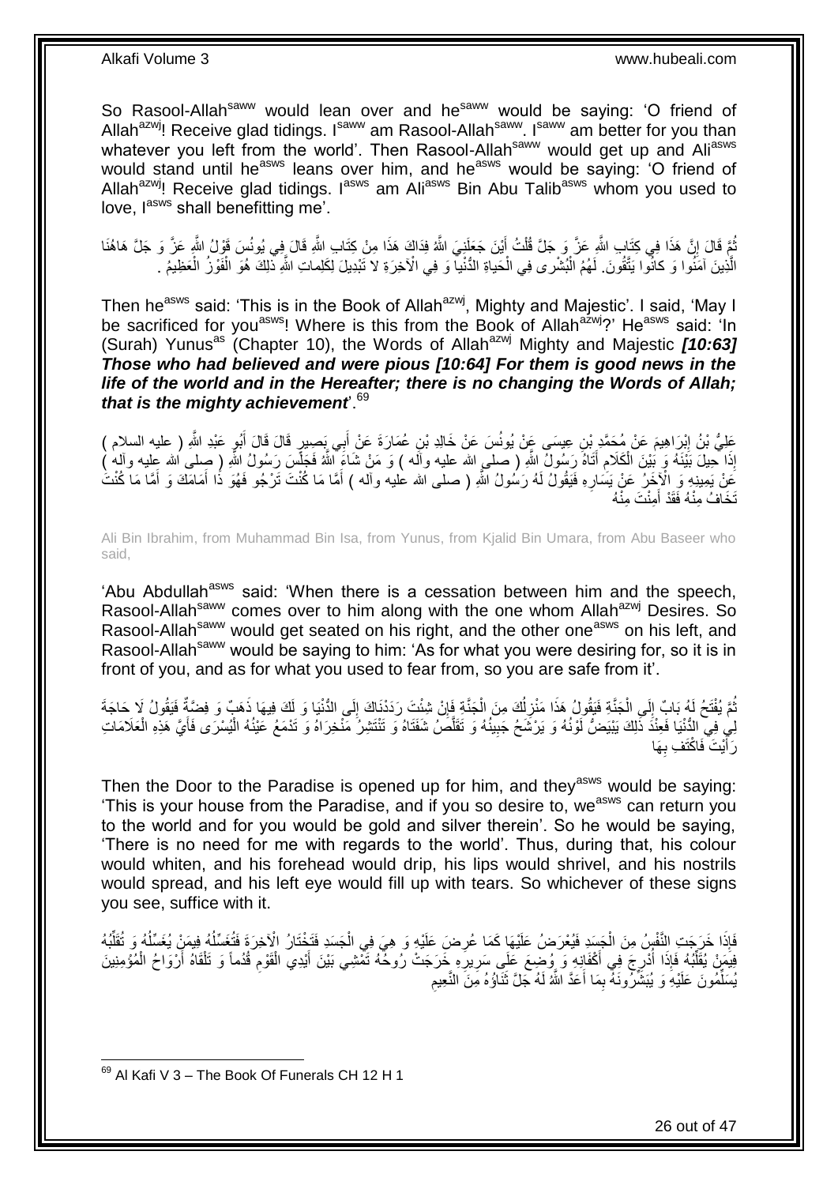So Rasool-Allah[saww] would lean over and he[saww] would be saying: 'O friend of Allah[azwj]! Receive glad tidings. I[saww] am Rasool-Allah[saww]. I[saww] am better for you than whatever you left from the world'. Then Rasool-Allah[saww] would get up and Ali[asws] would stand until he[asws] leans over him, and he[asws] would be saying: 'O friend of Allah[azwj]! Receive glad tidings. I[asws] am Ali[asws] Bin Abu Talib[asws] whom you used to love, I[asws] shall benefitting me'.

ثُمَّ قَالَ إِنَّ هَذَا فِي كِتَابِ اللَّهِ عَزَّ وَ جَلَّ قُلْتُ أَيْنَ جَعَلَنِيَ اللَّهُ فِدَاكَ هَذَا مِنْ كِتَابِ اللَّهِ قَالَ فِي يُونُسَ قَوْلُ اللَّهِ عَزَّ وَ جَلَّ هَاهُنَا الَّذِينَ آمَنُوا وَ كانُوا يَتَّقُونَ. لَهُمُ الْبُشْرى فِي الْحَياةِ الدُّنْيا وَ فِي الْآخِرَةِ لا تَبْدِيلَ لِكَلِماتِ اللَّهِ ذلِكَ هُوَ الْفَوْزُ الْعَظِيمُ .

Then he[asws] said: 'This is in the Book of Allah[azwj], Mighty and Majestic'. I said, 'May I be sacrificed for you[asws]! Where is this from the Book of Allah[azwj]?' He[asws] said: 'In (Surah) Yunus[as] (Chapter 10), the Words of Allah[azwj] Mighty and Majestic ***[10:63] Those who had believed and were pious [10:64] For them is good news in the life of the world and in the Hereafter; there is no changing the Words of Allah; that is the mighty achievement***'.[69]

عَلِيُّ بْنُ إِبْرَاهِيمَ عَنْ مُحَمَّدِ بْنِ عِيسَى عَنْ يُونُسَ عَنْ خَالِدِ بْنِ عُمَارَةَ عَنْ أَبِي بَصِيرٍ قَالَ قَالَ أَبُو عَبْدِ اللَّهِ ( عليه السلام ) إِذَا حِيلَ بَيْنَهُ وَ بَيْنَ الْكَلَامِ أَتَاهُ رَسُولُ اللَّهِ ( صلى الله عليه وآله ) وَ مَنْ شَاءَ اللَّهُ فَجَلَسَ رَسُولُ اللَّهِ ( صلى الله عليه وآله ) عَنْ يَمِينِهِ وَ الْآخَرُ عَنْ يَسَارِهِ فَيَقُولُ لَهُ رَسُولُ اللَّهِ ( صلى الله عليه وآله ) أَمَّا مَا كُنْتَ تَرْجُو فَهُوَ ذَا أَمَامَكَ وَ أَمَّا مَا كُنْتَ تَخَافُ مِنْهُ فَقَدْ أَمِنْتَ مِنْهُ

Ali Bin Ibrahim, from Muhammad Bin Isa, from Yunus, from Kjalid Bin Umara, from Abu Baseer who said,

'Abu Abdullah[asws] said: 'When there is a cessation between him and the speech, Rasool-Allah[saww] comes over to him along with the one whom Allah[azwj] Desires. So Rasool-Allah[saww] would get seated on his right, and the other one[asws] on his left, and Rasool-Allah[saww] would be saying to him: 'As for what you were desiring for, so it is in front of you, and as for what you used to fear from, so you are safe from it'.

ثُمَّ يُفْتَحُ لَهُ بَابٌ إِلَى الْجَنَّةِ فَيَقُولُ هَذَا مَنْزِلُكَ مِنَ الْجَنَّةِ فَإِنْ شِئْتَ رَدَدْنَاكَ إِلَى الدُّنْيَا وَ لَكَ فِيهَا ذَهَبٌ وَ فِضَّةٌ فَيَقُولُ لَا حَاجَةَ لِي فِي الدُّنْيَا فَعِنْدَ ذَلِكَ يَبْيَضُّ لَوْنُهُ وَ يَرْشَحُ جَبِينُهُ وَ تَقَلَّصُ شَفَتَاهُ وَ تَنْتَشِرُ مَنْخِرَاهُ وَ تَدْمَعُ عَيْنُهُ الْيُسْرَى فَأَيَّ هَذِهِ الْعَلَامَاتِ رَأَيْتَ فَاكْتَفِ بِهَا

Then the Door to the Paradise is opened up for him, and they[asws] would be saying: 'This is your house from the Paradise, and if you so desire to, we[asws] can return you to the world and for you would be gold and silver therein'. So he would be saying, 'There is no need for me with regards to the world'. Thus, during that, his colour would whiten, and his forehead would drip, his lips would shrivel, and his nostrils would spread, and his left eye would fill up with tears. So whichever of these signs you see, suffice with it.

فَإِذَا خَرَجَتِ النَّفْسُ مِنَ الْجَسَدِ فَيُعْرَضُ عَلَيْهَا كَمَا عُرِضَ عَلَيْهِ وَ هِيَ فِي الْجَسَدِ فَتَخْتَارُ الْآخِرَةَ فَتُغَسِّلُهُ فِيمَنْ يُغَسِّلُهُ وَ تُقَلِّبُهُ فِيمَنْ يُقَلِّبُهُ فَإِذَا أُدْرِجَ فِي أَكْفَانِهِ وَ وُضِعَ عَلَى سَرِيرِهِ خَرَجَتْ رُوحُهُ تَمْشِي بَيْنَ أَيْدِي الْقَوْمِ قُدُماً وَ تَلْقَاهُ أَرْوَاحُ الْمُؤْمِنِينَ يُسَلِّمُونَ عَلَيْهِ وَ يُبَشِّرُونَهُ بِمَا أَعَدَّ اللَّهُ لَهُ جَلَّ ثَنَاؤُهُ مِنَ النَّعِيمِ

[69] Al Kafi V 3 – The Book Of Funerals CH 12 H 1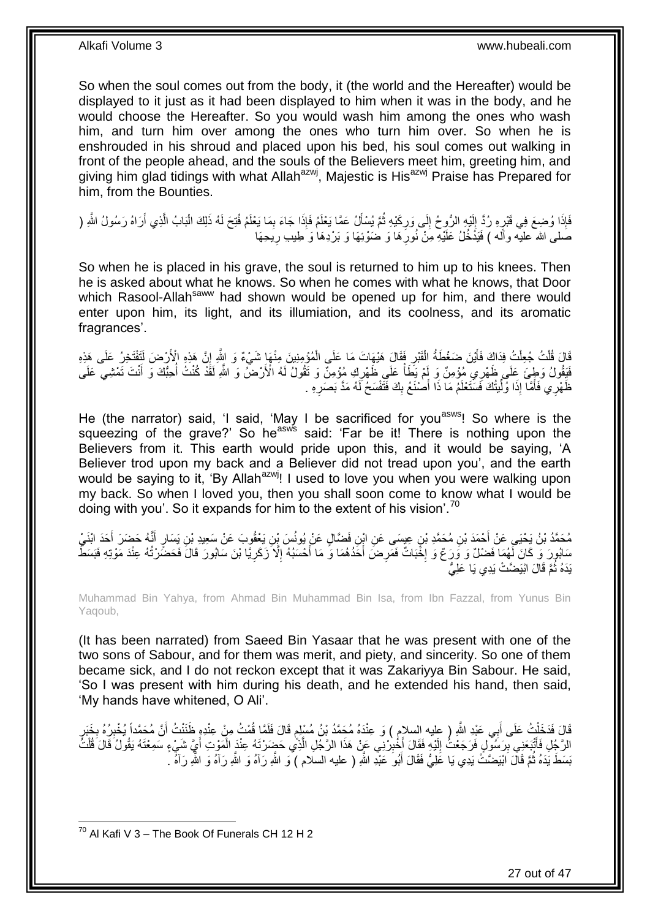So when the soul comes out from the body, it (the world and the Hereafter) would be displayed to it just as it had been displayed to him when it was in the body, and he would choose the Hereafter. So you would wash him among the ones who wash him, and turn him over among the ones who turn him over. So when he is enshrouded in his shroud and placed upon his bed, his soul comes out walking in front of the people ahead, and the souls of the Believers meet him, greeting him, and giving him glad tidings with what Allah[azwj], Majestic is His[azwj] Praise has Prepared for him, from the Bounties.

فَإِذَا وُضِعَ فِي قَبْرِهِ رُدَّ إِلَيْهِ الرُّوحُ إِلَى وَرِكَيْهِ ثُمَّ يُسْأَلُ عَمَّا يَعْلَمُ فَإِذَا جَاءَ بِمَا يَعْلَمُ فُتِحَ لَهُ ذَلِكَ الْبَابُ الَّذِي أَرَاهُ رَسُولُ اللَّهِ ( صلى الله عليه وآله ) فَيَدْخُلُ عَلَيْهِ مِنْ نُورِهَا وَ ضَوْئِهَا وَ بَرْدِهَا وَ طِيبِ رِيحِهَا

So when he is placed in his grave, the soul is returned to him up to his knees. Then he is asked about what he knows. So when he comes with what he knows, that Door which Rasool-Allah[saww] had shown would be opened up for him, and there would enter upon him, its light, and its illumiation, and its coolness, and its aromatic fragrances'.

قَالَ قُلْتُ جُعِلْتُ فِدَاكَ فَأَيْنَ ضَغْطَةُ الْقَبْرِ فَقَالَ هَيْهَاتَ مَا عَلَى الْمُؤْمِنِينَ مِنْهَا شَيْءٌ وَ اللَّهِ إِنَّ هَذِهِ الْأَرْضَ لَتَفْتَخِرُ عَلَى هَذِهِ فَيَقُولُ وَطِئَ عَلَى ظَهْرِي مُؤْمِنٌ وَ لَمْ يَطَأْ عَلَى ظَهْرِكِ مُؤْمِنٌ وَ تَقُولُ لَهُ الْأَرْضُ وَ اللَّهِ لَقَدْ كُنْتُ أُحِبُّكَ وَ أَنْتَ تَمْشِي عَلَى ظَهْرِي فَأَمَّا إِذَا وُلِّيتُكَ فَسَتَعْلَمُ مَا ذَا أَصْنَعُ بِكَ فَتَفْسَحُ لَهُ مَدَّ بَصَرِهِ .

He (the narrator) said, 'I said, 'May I be sacrificed for you[asws]! So where is the squeezing of the grave?' So he[asws] said: 'Far be it! There is nothing upon the Believers from it. This earth would pride upon this, and it would be saying, 'A Believer trod upon my back and a Believer did not tread upon you', and the earth would be saying to it, 'By Allah[azwj]! I used to love you when you were walking upon my back. So when I loved you, then you shall soon come to know what I would be doing with you'. So it expands for him to the extent of his vision'.[70]

مُحَمَّدُ بْنُ يَحْيَى عَنْ أَحْمَدَ بْنِ مُحَمَّدِ بْنِ عِيسَى عَنِ ابْنِ فَضَّالٍ عَنْ يُونُسَ بْنِ يَعْقُوبَ عَنْ سَعِيدِ بْنِ يَسَارٍ أَنَّهُ حَضَرَ أَحَدَ ابْنَيْ سَابُورَ وَ كَانَ لَهُمَا فَضْلٌ وَ وَرَعٌ وَ إِخْبَاتٌ فَمَرِضَ أَحَدُهُمَا وَ مَا أَحْسَبُهُ إِلَّا زَكَرِيَّا بْنَ سَابُورَ قَالَ فَحَضَرْتُهُ عِنْدَ مَوْتِهِ فَبَسَطَ يَدَهُ ثُمَّ قَالَ ابْيَضَّتْ يَدِي يَا عَلِيُّ

Muhammad Bin Yahya, from Ahmad Bin Muhammad Bin Isa, from Ibn Fazzal, from Yunus Bin Yaqoub,

(It has been narrated) from Saeed Bin Yasaar that he was present with one of the two sons of Sabour, and for them was merit, and piety, and sincerity. So one of them became sick, and I do not reckon except that it was Zakariyya Bin Sabour. He said, 'So I was present with him during his death, and he extended his hand, then said, 'My hands have whitened, O Ali'.

قَالَ فَدَخَلْتُ عَلَى أَبِي عَبْدِ اللَّهِ ( عليه السلام ) وَ عِنْدَهُ مُحَمَّدُ بْنُ مُسْلِمٍ قَالَ فَلَمَّا قُمْتُ مِنْ عِنْدِهِ ظَنَنْتُ أَنَّ مُحَمَّداً يُخْبِرُهُ بِخَبَرِ الرَّجُلِ فَأَتْبَعَنِي بِرَسُولٍ فَرَجَعْتُ إِلَيْهِ فَقَالَ أَخْبِرْنِي عَنْ هَذَا الرَّجُلِ الَّذِي حَضَرْتَهُ عِنْدَ الْمَوْتِ أَيَّ شَيْءٍ سَمِعْتَهُ يَقُولُ قَالَ قُلْتُ بَسَطَ يَدَهُ ثُمَّ قَالَ ابْيَضَّتْ يَدِي يَا عَلِيُّ فَقَالَ أَبُو عَبْدِ اللَّهِ ( عليه السلام ) وَ اللَّهِ رَآهُ وَ اللَّهِ رَآهُ وَ اللَّهِ رَآهُ .

[70] Al Kafi V 3 – The Book Of Funerals CH 12 H 2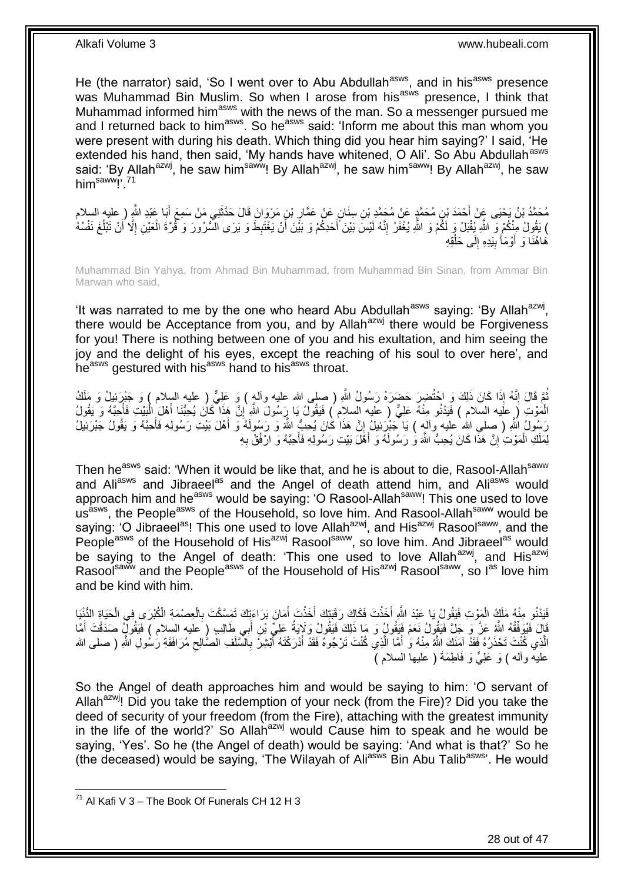He (the narrator) said, 'So I went over to Abu Abdullah[asws], and in his[asws] presence was Muhammad Bin Muslim. So when I arose from his[asws] presence, I think that Muhammad informed him[asws] with the news of the man. So a messenger pursued me and I returned back to him[asws]. So he[asws] said: 'Inform me about this man whom you were present with during his death. Which thing did you hear him saying?' I said, 'He extended his hand, then said, 'My hands have whitened, O Ali'. So Abu Abdullah[asws] said: 'By Allah[azwj], he saw him[saww]! By Allah[azwj], he saw him[saww]! By Allah[azwj], he saw him[saww]!'.[71]

مُحَمَّدُ بْنُ يَحْيَى عَنْ أَحْمَدَ بْنِ مُحَمَّدٍ عَنْ مُحَمَّدِ بْنِ سِنَانٍ عَنْ عَمَّارِ بْنِ مَرْوَانَ قَالَ حَدَّثَنِي مَنْ سَمِعَ أَبَا عَبْدِ اللَّهِ ( عليه السلام ) يَقُولُ مِنْكُمْ وَ اللَّهِ يُقْبَلُ وَ لَكُمْ وَ اللَّهِ يُغْفَرُ إِنَّهُ لَيْسَ بَيْنَ أَحَدِكُمْ وَ بَيْنَ أَنْ يَغْتَبِطَ وَ يَرَى السُّرُورَ وَ قُرَّةَ الْعَيْنِ إِلَّا أَنْ تَبْلُغَ نَفْسُهُ هَاهُنَا وَ أَوْمَأَ بِيَدِهِ إِلَى حَلْقِهِ

Muhammad Bin Yahya, from Ahmad Bin Muhammad, from Muhammad Bin Sinan, from Ammar Bin Marwan who said,

'It was narrated to me by the one who heard Abu Abdullah[asws] saying: 'By Allah[azwj], there would be Acceptance from you, and by Allah[azwj] there would be Forgiveness for you! There is nothing between one of you and his exultation, and him seeing the joy and the delight of his eyes, except the reaching of his soul to over here', and he[asws] gestured with his[asws] hand to his[asws] throat.

ثُمَّ قَالَ إِنَّهُ إِذَا كَانَ ذَلِكَ وَ احْتُضِرَ حَضَرَهُ رَسُولُ اللَّهِ ( صلى الله عليه وآله ) وَ عَلِيٌّ ( عليه السلام ) وَ جَبْرَئِيلُ وَ مَلَكُ الْمَوْتِ ( عليه السلام ) فَيَدْنُو مِنْهُ عَلِيٌّ ( عليه السلام ) فَيَقُولُ يَا رَسُولَ اللَّهِ إِنَّ هَذَا كَانَ يُحِبُّنَا أَهْلَ الْبَيْتِ فَأَحِبَّهُ وَ يَقُولُ رَسُولُ اللَّهِ ( صلى الله عليه وآله ) يَا جَبْرَئِيلُ إِنَّ هَذَا كَانَ يُحِبُّ اللَّهَ وَ رَسُولَهُ وَ أَهْلَ بَيْتِ رَسُولِهِ فَأَحِبَّهُ وَ يَقُولُ جَبْرَئِيلُ لِمَلَكِ الْمَوْتِ إِنَّ هَذَا كَانَ يُحِبُّ اللَّهَ وَ رَسُولَهُ وَ أَهْلَ بَيْتِ رَسُولِهِ فَأَحِبَّهُ وَ ارْفُقْ بِهِ

Then he[asws] said: 'When it would be like that, and he is about to die, Rasool-Allah[saww] and Ali[asws] and Jibraeel[as] and the Angel of death attend him, and Ali[asws] would approach him and he[asws] would be saying: 'O Rasool-Allah[saww]! This one used to love us[asws], the People[asws] of the Household, so love him. And Rasool-Allah[saww] would be saying: 'O Jibraeel[as]! This one used to love Allah[azwj], and His[azwj] Rasool[saww], and the People[asws] of the Household of His[azwj] Rasool[saww], so love him. And Jibraeel[as] would be saying to the Angel of death: 'This one used to love Allah[azwj], and His[azwj] Rasool[saww] and the People[asws] of the Household of His[azwj] Rasool[saww], so I[as] love him and be kind with him.

فَيَدْنُو مِنْهُ مَلَكُ الْمَوْتِ فَيَقُولُ يَا عَبْدَ اللَّهِ أَخَذْتَ فَكَاكَ رَقَبَتِكَ أَخَذْتَ أَمَانَ بَرَاءَتِكَ تَمَسَّكْتَ بِالْعِصْمَةِ الْكُبْرَى فِي الْحَيَاةِ الدُّنْيَا قَالَ فَيُوَفِّقُهُ اللَّهُ عَزَّ وَ جَلَّ فَيَقُولُ نَعَمْ فَيَقُولُ وَ مَا ذَلِكَ فَيَقُولُ وَلَايَةُ عَلِيِّ بْنِ أَبِي طَالِبٍ ( عليه السلام ) فَيَقُولُ صَدَقْتَ أَمَّا الَّذِي كُنْتَ تَحْذَرُهُ فَقَدْ آمَنَكَ اللَّهُ مِنْهُ وَ أَمَّا الَّذِي كُنْتَ تَرْجُوهُ فَقَدْ أَدْرَكْتَهُ أَبْشِرْ بِالسَّلَفِ الصَّالِحِ مُرَافَقَةِ رَسُولِ اللَّهِ ( صلى الله عليه وآله ) وَ عَلِيٍّ وَ فَاطِمَةَ ( عليها السلام )

So the Angel of death approaches him and would be saying to him: 'O servant of Allah[azwj]! Did you take the redemption of your neck (from the Fire)? Did you take the deed of security of your freedom (from the Fire), attaching with the greatest immunity in the life of the world?' So Allah[azwj] would Cause him to speak and he would be saying, 'Yes'. So he (the Angel of death) would be saying: 'And what is that?' So he (the deceased) would be saying, 'The Wilayah of Ali[asws] Bin Abu Talib[asws]'. He would

[71] Al Kafi V 3 – The Book Of Funerals CH 12 H 3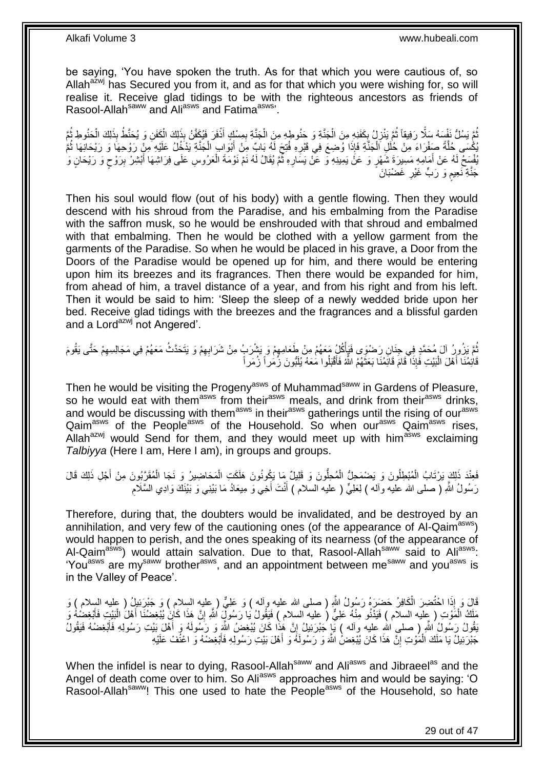be saying, 'You have spoken the truth. As for that which you were cautious of, so Allah[azwj] has Secured you from it, and as for that which you were wishing for, so will realise it. Receive glad tidings to be with the righteous ancestors as friends of Rasool-Allah[saww] and Ali[asws] and Fatima[asws]'.

ثُمَّ يَسُلُّ نَفْسَهُ سَلًّا رَفِيقاً ثُمَّ يَنْزِلُ بِكَفَنِهِ مِنَ الْجَنَّةِ وَ حَنُوطِهِ مِنَ الْجَنَّةِ بِمِسْكٍ أَذْفَرَ فَيُكَفَّنُ بِذَلِكَ الْكَفَنِ وَ يُحَنَّطُ بِذَلِكَ الْحَنُوطِ ثُمَّ يُكْسَى حُلَّةً صَفْرَاءَ مِنْ حُلَلِ الْجَنَّةِ فَإِذَا وُضِعَ فِي قَبْرِهِ فُتِحَ لَهُ بَابٌ مِنْ أَبْوَابِ الْجَنَّةِ يَدْخُلُ عَلَيْهِ مِنْ رَوْحِهَا وَ رَيْحَانِهَا ثُمَّ يُفْسَحُ لَهُ عَنْ أَمَامِهِ مَسِيرَةَ شَهْرٍ وَ عَنْ يَمِينِهِ وَ عَنْ يَسَارِهِ ثُمَّ يُقَالُ لَهُ نَمْ نَوْمَةَ الْعَرُوسِ عَلَى فِرَاشِهَا أَبْشِرْ بِرَوْحٍ وَ رَيْحَانٍ وَ جَنَّةِ نَعِيمٍ وَ رَبٍّ غَيْرِ غَضْبَانَ

Then his soul would flow (out of his body) with a gentle flowing. Then they would descend with his shroud from the Paradise, and his embalming from the Paradise with the saffron musk, so he would be enshrouded with that shroud and embalmed with that embalming. Then he would be clothed with a yellow garment from the garments of the Paradise. So when he would be placed in his grave, a Door from the Doors of the Paradise would be opened up for him, and there would be entering upon him its breezes and its fragrances. Then there would be expanded for him, from ahead of him, a travel distance of a year, and from his right and from his left. Then it would be said to him: 'Sleep the sleep of a newly wedded bride upon her bed. Receive glad tidings with the breezes and the fragrances and a blissful garden and a Lord[azwj] not Angered'.

ثُمَّ يَزُورُ آلَ مُحَمَّدٍ فِي جِنَانِ رَضْوَى فَيَأْكُلُ مَعَهُمْ مِنْ طَعَامِهِمْ وَ يَشْرَبُ مِنْ شَرَابِهِمْ وَ يَتَحَدَّثُ مَعَهُمْ فِي مَجَالِسِهِمْ حَتَّى يَقُومَ قَائِمُنَا أَهْلَ الْبَيْتِ فَإِذَا قَامَ قَائِمُنَا بَعَثَهُمُ اللَّهُ فَأَقْبَلُوا مَعَهُ يُلَبُّونَ زُمَراً زُمَراً

Then he would be visiting the Progeny[asws] of Muhammad[saww] in Gardens of Pleasure, so he would eat with them[asws] from their[asws] meals, and drink from their[asws] drinks, and would be discussing with them[asws] in their[asws] gatherings until the rising of our[asws] Qaim[asws] of the People[asws] of the Household. So when our[asws] Qaim[asws] rises, Allah[azwj] would Send for them, and they would meet up with him[asws] exclaiming *Talbiyya* (Here I am, Here I am), in groups and groups.

فَعِنْدَ ذَلِكَ يَرْتَابُ الْمُبْطِلُونَ وَ يَضْمَحِلُّ الْمُحِلُّونَ وَ قَلِيلٌ مَا يَكُونُونَ هَلَكَتِ الْمَحَاضِيرُ وَ نَجَا الْمُقَرَّبُونَ مِنْ أَجْلِ ذَلِكَ قَالَ رَسُولُ اللَّهِ ( صلى الله عليه وآله ) لِعَلِيٍّ ( عليه السلام ) أَنْتَ أَخِي وَ مِيعَادُ مَا بَيْنِي وَ بَيْنَكَ وَادِي السَّلَامِ

Therefore, during that, the doubters would be invalidated, and be destroyed by an annihilation, and very few of the cautioning ones (of the appearance of Al-Qaim[asws]) would happen to perish, and the ones speaking of its nearness (of the appearance of Al-Qaim[asws]) would attain salvation. Due to that, Rasool-Allah[saww] said to Ali[asws]: 'You[asws] are my[saww] brother[asws], and an appointment between me[saww] and you[asws] is in the Valley of Peace'.

قَالَ وَ إِذَا احْتُضِرَ الْكَافِرُ حَضَرَهُ رَسُولُ اللَّهِ ( صلى الله عليه وآله ) وَ عَلِيٌّ ( عليه السلام ) وَ جَبْرَئِيلُ ( عليه السلام ) وَ مَلَكُ الْمَوْتِ ( عليه السلام ) فَيَدْنُو مِنْهُ عَلِيٌّ ( عليه السلام ) فَيَقُولُ يَا رَسُولَ اللَّهِ إِنَّ هَذَا كَانَ يُبْغِضُنَا أَهْلَ الْبَيْتِ فَأَبْغِضْهُ وَ يَقُولُ رَسُولُ اللَّهِ ( صلى الله عليه وآله ) يَا جَبْرَئِيلُ إِنَّ هَذَا كَانَ يُبْغِضُ اللَّهَ وَ رَسُولَهُ وَ أَهْلَ بَيْتِ رَسُولِهِ فَأَبْغِضْهُ فَيَقُولُ جَبْرَئِيلُ يَا مَلَكَ الْمَوْتِ إِنَّ هَذَا كَانَ يُبْغِضُ اللَّهَ وَ رَسُولَهُ وَ أَهْلَ بَيْتِ رَسُولِهِ فَأَبْغِضْهُ وَ اعْنُفْ عَلَيْهِ

When the infidel is near to dying, Rasool-Allah[saww] and Ali[asws] and Jibraeel[as] and the Angel of death come over to him. So Ali[asws] approaches him and would be saying: 'O Rasool-Allah[saww]! This one used to hate the People[asws] of the Household, so hate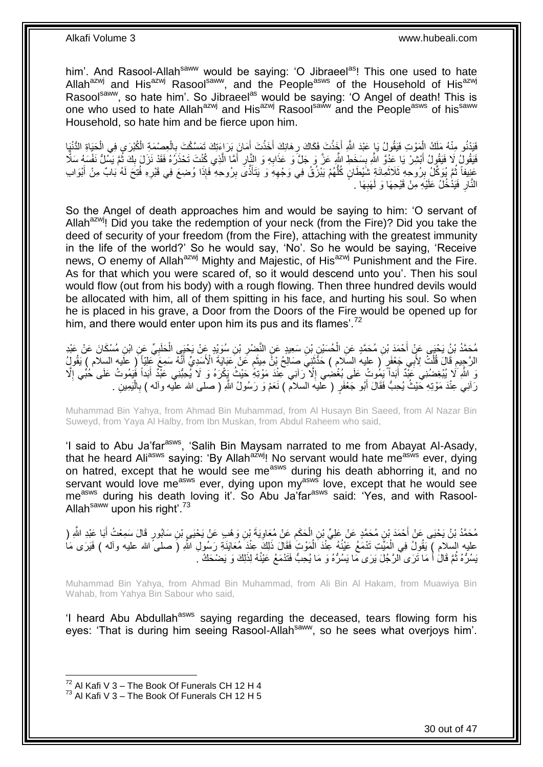him'. And Rasool-Allah[saww] would be saying: 'O Jibraeel[as]! This one used to hate Allah[azwj] and His[azwj] Rasool[saww], and the People[asws] of the Household of His[azwj] Rasool[saww], so hate him'. So Jibraeel[as] would be saying: 'O Angel of death! This is one who used to hate Allah[azwj] and His[azwj] Rasool[saww] and the People[asws] of his[saww] Household, so hate him and be fierce upon him.

فَيَدْنُو مِنْهُ مَلَكُ الْمَوْتِ فَيَقُولُ يَا عَبْدَ اللَّهِ أَخَذْتَ فَكَاكَ رِهَانِكَ أَخَذْتَ أَمَانَ بَرَاءَتِكَ تَمَسَّكْتَ بِالْعِصْمَةِ الْكُبْرَى فِي الْحَيَاةِ الدُّنْيَا فَيَقُولُ لَا فَيَقُولُ أَبْشِرْ يَا عَدُوَّ اللَّهِ بِسَخَطِ اللَّهِ عَزَّ وَ جَلَّ وَ عَذَابِهِ وَ النَّارِ أَمَّا الَّذِي كُنْتَ تَحْذَرُهُ فَقَدْ نَزَلَ بِكَ ثُمَّ يَسُلُّ نَفْسَهُ سَلًّا عَنِيفاً ثُمَّ يُوَكِّلُ بِرُوحِهِ ثَلَاثَمِائَةِ شَيْطَانٍ كُلُّهُمْ يَبْزُقُ فِي وَجْهِهِ وَ يَتَأَذَّى بِرُوحِهِ فَإِذَا وُضِعَ فِي قَبْرِهِ فُتِحَ لَهُ بَابٌ مِنْ أَبْوَابِ النَّارِ فَيَدْخُلُ عَلَيْهِ مِنْ قَيْحِهَا وَ لَهَبِهَا .

So the Angel of death approaches him and would be saying to him: 'O servant of Allah[azwj]! Did you take the redemption of your neck (from the Fire)? Did you take the deed of security of your freedom (from the Fire), attaching with the greatest immunity in the life of the world?' So he would say, 'No'. So he would be saying, 'Receive news, O enemy of Allah[azwj] Mighty and Majestic, of His[azwj] Punishment and the Fire. As for that which you were scared of, so it would descend unto you'. Then his soul would flow (out from his body) with a rough flowing. Then three hundred devils would be allocated with him, all of them spitting in his face, and hurting his soul. So when he is placed in his grave, a Door from the Doors of the Fire would be opened up for him, and there would enter upon him its pus and its flames'.[72]

مُحَمَّدُ بْنُ يَحْيَى عَنْ أَحْمَدَ بْنِ مُحَمَّدٍ عَنِ الْحُسَيْنِ بْنِ سَعِيدٍ عَنِ النَّضْرِ بْنِ سُوَيْدٍ عَنْ يَحْيَى الْحَلَبِيِّ عَنِ ابْنِ مُسْكَانَ عَنْ عَبْدِ الرَّحِيمِ قَالَ قُلْتُ لِأَبِي جَعْفَرٍ ( عليه السلام ) حَدَّثَنِي صَالِحُ بْنُ مِيثَمٍ عَنْ عَبَايَةَ الْأَسَدِيِّ أَنَّهُ سَمِعَ عَلِيّاً ( عليه السلام ) يَقُولُ وَ اللَّهِ لَا يُبْغِضُنِي عَبْدٌ أَبَداً يَمُوتُ عَلَى بُغْضِي إِلَّا رَآنِي عِنْدَ مَوْتِهِ حَيْثُ يَكْرَهُ وَ لَا يُحِبُّنِي عَبْدٌ أَبَداً فَيَمُوتُ عَلَى حُبِّي إِلَّا رَآنِي عِنْدَ مَوْتِهِ حَيْثُ يُحِبُّ فَقَالَ أَبُو جَعْفَرٍ ( عليه السلام ) نَعَمْ وَ رَسُولُ اللَّهِ ( صلى الله عليه وآله ) بِالْيَمِينِ .

Muhammad Bin Yahya, from Ahmad Bin Muhammad, from Al Husayn Bin Saeed, from Al Nazar Bin Suweyd, from Yaya Al Halby, from Ibn Muskan, from Abdul Raheem who said,

'I said to Abu Ja'far[asws], 'Salih Bin Maysam narrated to me from Abayat Al-Asady, that he heard Ali[asws] saying: 'By Allah[azwj]! No servant would hate me[asws] ever, dying on hatred, except that he would see me[asws] during his death abhorring it, and no servant would love me[asws] ever, dying upon my[asws] love, except that he would see me[asws] during his death loving it'. So Abu Ja'far[asws] said: 'Yes, and with Rasool-Allah[saww] upon his right'.[73]

مُحَمَّدُ بْنُ يَحْيَى عَنْ أَحْمَدَ بْنِ مُحَمَّدٍ عَنْ عَلِيِّ بْنِ الْحَكَمِ عَنْ مُعَاوِيَةَ بْنِ وَهْبٍ عَنْ يَحْيَى بْنِ سَابُورٍ قَالَ سَمِعْتُ أَبَا عَبْدِ اللَّهِ ( عليه السلام ) يَقُولُ فِي الْمَيِّتِ تَدْمَعُ عَيْنُهُ عِنْدَ الْمَوْتِ فَقَالَ ذَلِكَ عِنْدَ مُعَايَنَةِ رَسُولِ اللَّهِ ( صلى الله عليه وآله ) فَيَرَى مَا يَسُرُّهُ ثُمَّ قَالَ أَ مَا تَرَى الرَّجُلَ يَرَى مَا يَسُرُّهُ وَ مَا يُحِبُّ فَتَدْمَعُ عَيْنُهُ لِذَلِكَ وَ يَضْحَكُ .

Muhammad Bin Yahya, from Ahmad Bin Muhammad, from Ali Bin Al Hakam, from Muawiya Bin Wahab, from Yahya Bin Sabour who said,

'I heard Abu Abdullah[asws] saying regarding the deceased, tears flowing form his eyes: 'That is during him seeing Rasool-Allah[saww], so he sees what overjoys him'.

[72] Al Kafi V 3 – The Book Of Funerals CH 12 H 4
[73] Al Kafi V 3 – The Book Of Funerals CH 12 H 5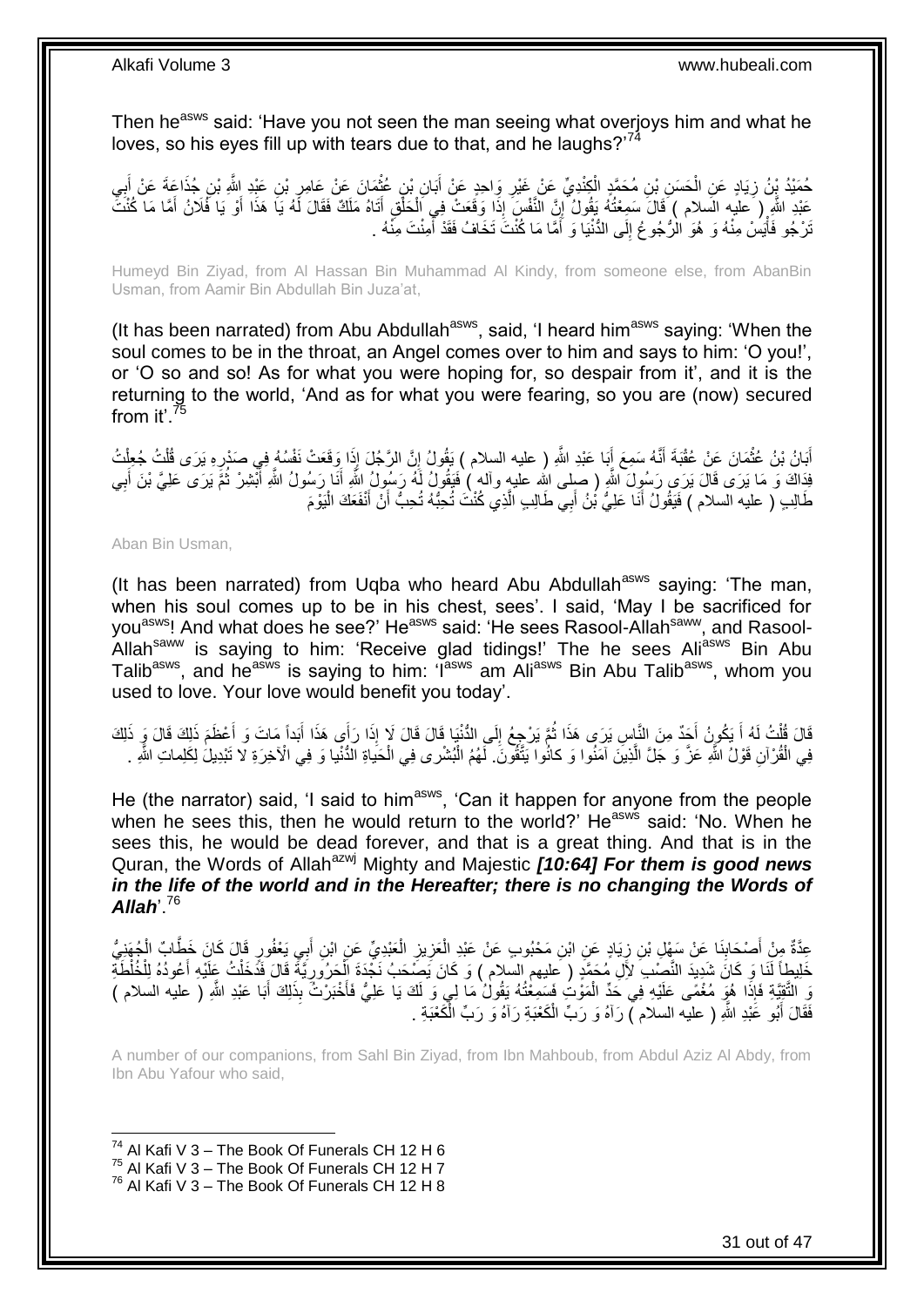Then he[asws] said: 'Have you not seen the man seeing what overjoys him and what he loves, so his eyes fill up with tears due to that, and he laughs?'[74]

حُمَيْدُ بْنُ زِيَادٍ عَنِ الْحَسَنِ بْنِ مُحَمَّدٍ الْكِنْدِيِّ عَنْ غَيْرِ وَاحِدٍ عَنْ أَبَانِ بْنِ عُثْمَانَ عَنْ عَامِرِ بْنِ عَبْدِ اللَّهِ بْنِ جُذَاعَةَ عَنْ أَبِي عَبْدِ اللَّهِ ( عليه السلام ) قَالَ سَمِعْتُهُ يَقُولُ إِنَّ النَّفْسَ إِذَا وَقَعَتْ فِي الْحَلْقِ أَتَاهُ مَلَكٌ فَقَالَ لَهُ يَا هَذَا أَوْ يَا فُلَانُ أَمَّا مَا كُنْتَ تَرْجُو فَأَيِسْ مِنْهُ وَ هُوَ الرُّجُوعُ إِلَى الدُّنْيَا وَ أَمَّا مَا كُنْتَ تَخَافُ فَقَدْ أَمِنْتَ مِنْهُ .

Humeyd Bin Ziyad, from Al Hassan Bin Muhammad Al Kindy, from someone else, from AbanBin Usman, from Aamir Bin Abdullah Bin Juza'at,

(It has been narrated) from Abu Abdullah[asws], said, 'I heard him[asws] saying: 'When the soul comes to be in the throat, an Angel comes over to him and says to him: 'O you!', or 'O so and so! As for what you were hoping for, so despair from it', and it is the returning to the world, 'And as for what you were fearing, so you are (now) secured from it'.[75]

أَبَانُ بْنُ عُثْمَانَ عَنْ عُقْبَةَ أَنَّهُ سَمِعَ أَبَا عَبْدِ اللَّهِ ( عليه السلام ) يَقُولُ إِنَّ الرَّجُلَ إِذَا وَقَعَتْ نَفْسُهُ فِي صَدْرِهِ يَرَى قُلْتُ جُعِلْتُ فِدَاكَ وَ مَا يَرَى قَالَ يَرَى رَسُولَ اللَّهِ ( صلى الله عليه وآله ) فَيَقُولُ لَهُ رَسُولُ اللَّهِ أَنَا رَسُولُ اللَّهِ أَبْشِرْ ثُمَّ يَرَى عَلِيَّ بْنَ أَبِي طَالِبٍ ( عليه السلام ) فَيَقُولُ أَنَا عَلِيُّ بْنُ أَبِي طَالِبٍ الَّذِي كُنْتَ تُحِبُّهُ تُحِبُّ أَنْ أَنْفَعَكَ الْيَوْمَ

Aban Bin Usman,

(It has been narrated) from Uqba who heard Abu Abdullah[asws] saying: 'The man, when his soul comes up to be in his chest, sees'. I said, 'May I be sacrificed for you[asws]! And what does he see?' He[asws] said: 'He sees Rasool-Allah[saww], and Rasool-Allah[saww] is saying to him: 'Receive glad tidings!' The he sees Ali[asws] Bin Abu Talib[asws], and he[asws] is saying to him: 'I[asws] am Ali[asws] Bin Abu Talib[asws], whom you used to love. Your love would benefit you today'.

قَالَ قُلْتُ لَهُ أَ يَكُونُ أَحَدٌ مِنَ النَّاسِ يَرَى هَذَا ثُمَّ يَرْجِعُ إِلَى الدُّنْيَا قَالَ قَالَ لَا إِذَا رَأَى هَذَا أَبَداً مَاتَ وَ أَعْظَمَ ذَلِكَ قَالَ وَ ذَلِكَ فِي الْقُرْآنِ قَوْلُ اللَّهِ عَزَّ وَ جَلَّ الَّذِينَ آمَنُوا وَ كانُوا يَتَّقُونَ. لَهُمُ الْبُشْرى فِي الْحَياةِ الدُّنْيا وَ فِي الْآخِرَةِ لا تَبْدِيلَ لِكَلِماتِ اللَّهِ .

He (the narrator) said, 'I said to him[asws], 'Can it happen for anyone from the people when he sees this, then he would return to the world?' He[asws] said: 'No. When he sees this, he would be dead forever, and that is a great thing. And that is in the Quran, the Words of Allah[azwj] Mighty and Majestic ***[10:64] For them is good news in the life of the world and in the Hereafter; there is no changing the Words of Allah***'.[76]

عِدَّةٌ مِنْ أَصْحَابِنَا عَنْ سَهْلِ بْنِ زِيَادٍ عَنِ ابْنِ مَحْبُوبٍ عَنْ عَبْدِ الْعَزِيزِ الْعَبْدِيِّ عَنِ ابْنِ أَبِي يَعْفُورٍ قَالَ كَانَ خَطَّابٌ الْجُهَنِيُّ خَلِيطاً لَنَا وَ كَانَ شَدِيدَ النَّصْبِ لِآلِ مُحَمَّدٍ ( عليهم السلام ) وَ كَانَ يَصْحَبُ نَجْدَةَ الْحَرُورِيَّةَ قَالَ فَدَخَلْتُ عَلَيْهِ أَعُودُهُ لِلْخُلْطَةِ وَ التَّقِيَّةِ فَإِذَا هُوَ مُغْمًى عَلَيْهِ فِي حَدِّ الْمَوْتِ فَسَمِعْتُهُ يَقُولُ مَا لِي وَ لَكَ يَا عَلِيُّ فَأَخْبَرْتُ بِذَلِكَ أَبَا عَبْدِ اللَّهِ ( عليه السلام ) فَقَالَ أَبُو عَبْدِ اللَّهِ ( عليه السلام ) رَآهُ وَ رَبِّ الْكَعْبَةِ رَآهُ وَ رَبِّ الْكَعْبَةِ .

A number of our companions, from Sahl Bin Ziyad, from Ibn Mahboub, from Abdul Aziz Al Abdy, from Ibn Abu Yafour who said,

---

[74] Al Kafi V 3 – The Book Of Funerals CH 12 H 6
[75] Al Kafi V 3 – The Book Of Funerals CH 12 H 7
[76] Al Kafi V 3 – The Book Of Funerals CH 12 H 8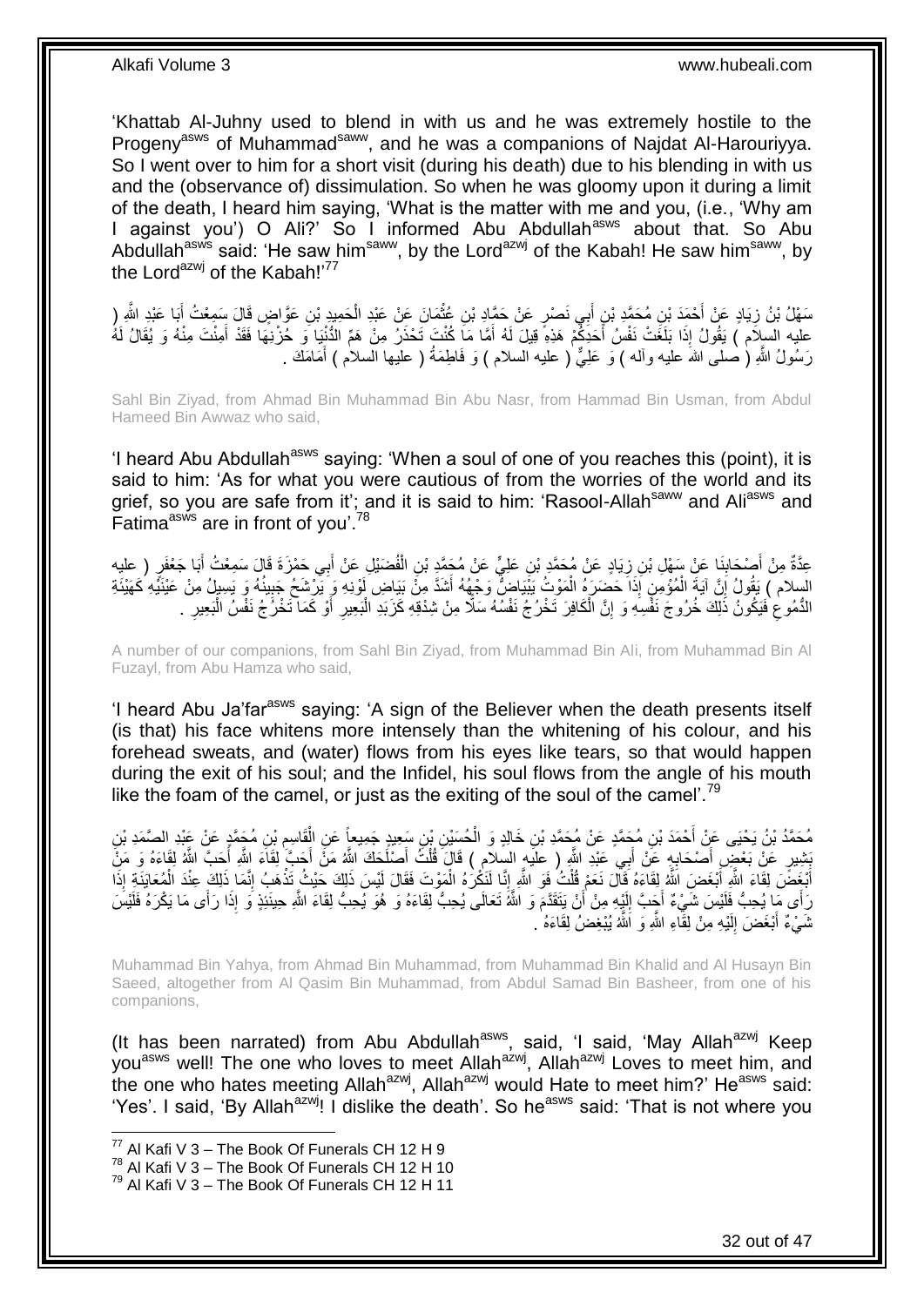'Khattab Al-Juhny used to blend in with us and he was extremely hostile to the Progeny[asws] of Muhammad[saww], and he was a companions of Najdat Al-Harouriyya. So I went over to him for a short visit (during his death) due to his blending in with us and the (observance of) dissimulation. So when he was gloomy upon it during a limit of the death, I heard him saying, 'What is the matter with me and you, (i.e., 'Why am I against you') O Ali?' So I informed Abu Abdullah[asws] about that. So Abu Abdullah[asws] said: 'He saw him[saww], by the Lord[azwj] of the Kabah! He saw him[saww], by the Lord[azwj] of the Kabah!'[77]

سَهْلُ بْنُ زِيَادٍ عَنْ أَحْمَدَ بْنِ مُحَمَّدِ بْنِ أَبِي نَصْرٍ عَنْ حَمَّادِ بْنِ عُثْمَانَ عَنْ عَبْدِ الْحَمِيدِ بْنِ عَوَّاضٍ قَالَ سَمِعْتُ أَبَا عَبْدِ اللَّهِ ( عليه السلام ) يَقُولُ إِذَا بَلَغَتْ نَفْسُ أَحَدِكُمْ هَذِهِ قِيلَ لَهُ أَمَّا مَا كُنْتَ تَحْذَرُ مِنْ هَمِّ الدُّنْيَا وَ حُزْنِهَا فَقَدْ أَمِنْتَ مِنْهُ وَ يُقَالُ لَهُ رَسُولُ اللَّهِ ( صلى الله عليه وآله ) وَ عَلِيٌّ ( عليه السلام ) وَ فَاطِمَةُ ( عليها السلام ) أَمَامَكَ .

Sahl Bin Ziyad, from Ahmad Bin Muhammad Bin Abu Nasr, from Hammad Bin Usman, from Abdul Hameed Bin Awwaz who said,

'I heard Abu Abdullah[asws] saying: 'When a soul of one of you reaches this (point), it is said to him: 'As for what you were cautious of from the worries of the world and its grief, so you are safe from it'; and it is said to him: 'Rasool-Allah[saww] and Ali[asws] and Fatima[asws] are in front of you'.[78]

عِدَّةٌ مِنْ أَصْحَابِنَا عَنْ سَهْلِ بْنِ زِيَادٍ عَنْ مُحَمَّدِ بْنِ عَلِيٍّ عَنْ مُحَمَّدِ بْنِ الْفُضَيْلِ عَنْ أَبِي حَمْزَةَ قَالَ سَمِعْتُ أَبَا جَعْفَرٍ ( عليه السلام ) يَقُولُ إِنَّ آيَةَ الْمُؤْمِنِ إِذَا حَضَرَهُ الْمَوْتُ يَبْيَاضُّ وَجْهُهُ أَشَدَّ مِنْ بَيَاضِ لَوْنِهِ وَ يَرْشَحُ جَبِينُهُ وَ يَسِيلُ مِنْ عَيْنَيْهِ كَهَيْئَةِ الدُّمُوعِ فَيَكُونُ ذَلِكَ خُرُوجَ نَفْسِهِ وَ إِنَّ الْكَافِرَ تَخْرُجُ نَفْسُهُ سَلًّا مِنْ شِدْقِهِ كَزَبَدِ الْبَعِيرِ أَوْ كَمَا تَخْرُجُ نَفْسُ الْبَعِيرِ .

A number of our companions, from Sahl Bin Ziyad, from Muhammad Bin Ali, from Muhammad Bin Al Fuzayl, from Abu Hamza who said,

'I heard Abu Ja'far[asws] saying: 'A sign of the Believer when the death presents itself (is that) his face whitens more intensely than the whitening of his colour, and his forehead sweats, and (water) flows from his eyes like tears, so that would happen during the exit of his soul; and the Infidel, his soul flows from the angle of his mouth like the foam of the camel, or just as the exiting of the soul of the camel'.[79]

مُحَمَّدُ بْنُ يَحْيَى عَنْ أَحْمَدَ بْنِ مُحَمَّدٍ عَنْ مُحَمَّدِ بْنِ خَالِدٍ وَ الْحُسَيْنِ بْنِ سَعِيدٍ جَمِيعاً عَنِ الْقَاسِمِ بْنِ مُحَمَّدٍ عَنْ عَبْدِ الصَّمَدِ بْنِ بَشِيرٍ عَنْ بَعْضِ أَصْحَابِهِ عَنْ أَبِي عَبْدِ اللَّهِ ( عليه السلام ) قَالَ قُلْتُ أَصْلَحَكَ اللَّهُ مَنْ أَحَبَّ لِقَاءَ اللَّهِ أَحَبَّ اللَّهُ لِقَاءَهُ وَ مَنْ أَبْغَضَ لِقَاءَ اللَّهِ أَبْغَضَ اللَّهُ لِقَاءَهُ قَالَ نَعَمْ قُلْتُ فَوَ اللَّهِ إِنَّا لَنَكْرَهُ الْمَوْتَ فَقَالَ لَيْسَ ذَلِكَ حَيْثُ تَذْهَبُ إِنَّمَا ذَلِكَ عِنْدَ الْمُعَايَنَةِ إِذَا رَأَى مَا يُحِبُّ فَلَيْسَ شَيْءٌ أَحَبَّ إِلَيْهِ مِنْ أَنْ يَتَقَدَّمَ وَ اللَّهُ تَعَالَى يُحِبُّ لِقَاءَهُ وَ هُوَ يُحِبُّ لِقَاءَ اللَّهِ حِينَئِذٍ وَ إِذَا رَأَى مَا يَكْرَهُ فَلَيْسَ شَيْءٌ أَبْغَضَ إِلَيْهِ مِنْ لِقَاءِ اللَّهِ وَ اللَّهُ يُبْغِضُ لِقَاءَهُ .

Muhammad Bin Yahya, from Ahmad Bin Muhammad, from Muhammad Bin Khalid and Al Husayn Bin Saeed, altogether from Al Qasim Bin Muhammad, from Abdul Samad Bin Basheer, from one of his companions,

(It has been narrated) from Abu Abdullah[asws], said, 'I said, 'May Allah[azwj] Keep you[asws] well! The one who loves to meet Allah[azwj], Allah[azwj] Loves to meet him, and the one who hates meeting Allah[azwj], Allah[azwj] would Hate to meet him?' He[asws] said: 'Yes'. I said, 'By Allah[azwj]! I dislike the death'. So he[asws] said: 'That is not where you

[77] Al Kafi V 3 – The Book Of Funerals CH 12 H 9
[78] Al Kafi V 3 – The Book Of Funerals CH 12 H 10
[79] Al Kafi V 3 – The Book Of Funerals CH 12 H 11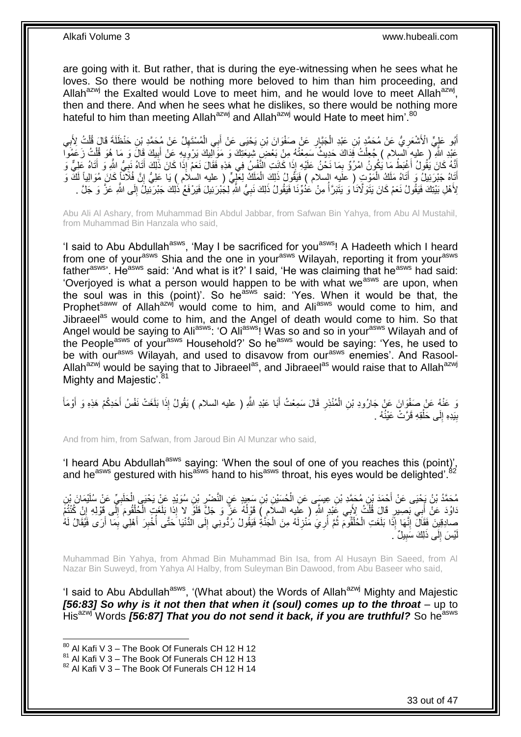are going with it. But rather, that is during the eye-witnessing when he sees what he loves. So there would be nothing more beloved to him than him proceeding, and Allah[azwj] the Exalted would Love to meet him, and he would love to meet Allah[azwj], then and there. And when he sees what he dislikes, so there would be nothing more hateful to him than meeting Allah[azwj] and Allah[azwj] would Hate to meet him'.[80]

أَبُو عَلِيٍّ الْأَشْعَرِيُّ عَنْ مُحَمَّدِ بْنِ عَبْدِ الْجَبَّارِ عَنْ صَفْوَانَ بْنِ يَحْيَى عَنْ أَبِي الْمُسْتَهِلِّ عَنْ مُحَمَّدِ بْنِ حَنْظَلَةَ قَالَ قُلْتُ لِأَبِي عَبْدِ اللَّهِ ( عليه السلام ) جُعِلْتُ فِدَاكَ حَدِيثٌ سَمِعْتُهُ مِنْ بَعْضِ شِيعَتِكَ وَ مَوَالِيكَ يَرْوِيهِ عَنْ أَبِيكَ قَالَ وَ مَا هُوَ قُلْتُ زَعَمُوا أَنَّهُ كَانَ يَقُولُ أَغْبَطُ مَا يَكُونُ امْرُؤٌ بِمَا نَحْنُ عَلَيْهِ إِذَا كَانَتِ النَّفْسُ فِي هَذِهِ فَقَالَ نَعَمْ إِذَا كَانَ ذَلِكَ أَتَاهُ نَبِيُّ اللَّهِ وَ أَتَاهُ عَلِيٌّ وَ أَتَاهُ جَبْرَئِيلُ وَ أَتَاهُ مَلَكُ الْمَوْتِ ( عليه السلام ) فَيَقُولُ ذَلِكَ الْمَلَكُ لِعَلِيٍّ ( عليه السلام ) يَا عَلِيُّ إِنَّ فُلَاناً كَانَ مُوَالِياً لَكَ وَ لِأَهْلِ بَيْتِكَ فَيَقُولُ نَعَمْ كَانَ يَتَوَلَّانَا وَ يَتَبَرَّأُ مِنْ عَدُوِّنَا فَيَقُولُ ذَلِكَ نَبِيُّ اللَّهِ لِجَبْرَئِيلَ فَيَرْفَعُ ذَلِكَ جَبْرَئِيلُ إِلَى اللَّهِ عَزَّ وَ جَلَّ .

Abu Ali Al Ashary, from Muhammad Bin Abdul Jabbar, from Safwan Bin Yahya, from Abu Al Mustahil, from Muhammad Bin Hanzala who said,

'I said to Abu Abdullah[asws], 'May I be sacrificed for you[asws]! A Hadeeth which I heard from one of your[asws] Shia and the one in your[asws] Wilayah, reporting it from your[asws] father[asws]'. He[asws] said: 'And what is it?' I said, 'He was claiming that he[asws] had said: 'Overjoyed is what a person would happen to be with what we[asws] are upon, when the soul was in this (point)'. So he[asws] said: 'Yes. When it would be that, the Prophet[saww] of Allah[azwj] would come to him, and Ali[asws] would come to him, and Jibraeel[as] would come to him, and the Angel of death would come to him. So that Angel would be saying to Ali[asws]: 'O Ali[asws]! Was so and so in your[asws] Wilayah and of the People[asws] of your[asws] Household?' So he[asws] would be saying: 'Yes, he used to be with our[asws] Wilayah, and used to disavow from our[asws] enemies'. And Rasool-Allah[azwj] would be saying that to Jibraeel[as], and Jibraeel[as] would raise that to Allah[azwj] Mighty and Majestic'.[81]

وَ عَنْهُ عَنْ صَفْوَانَ عَنْ جَارُودِ بْنِ الْمُنْذِرِ قَالَ سَمِعْتُ أَبَا عَبْدِ اللَّهِ ( عليه السلام ) يَقُولُ إِذَا بَلَغَتْ نَفْسُ أَحَدِكُمْ هَذِهِ وَ أَوْمَأَ بِيَدِهِ إِلَى حَلْقِهِ قَرَّتْ عَيْنُهُ .

And from him, from Safwan, from Jaroud Bin Al Munzar who said,

'I heard Abu Abdullah[asws] saying: 'When the soul of one of you reaches this (point)', and he[asws] gestured with his[asws] hand to his[asws] throat, his eyes would be delighted'.[82]

مُحَمَّدُ بْنُ يَحْيَى عَنْ أَحْمَدَ بْنِ مُحَمَّدِ بْنِ عِيسَى عَنِ الْحُسَيْنِ بْنِ سَعِيدٍ عَنِ النَّضْرِ بْنِ سُوَيْدٍ عَنْ يَحْيَى الْحَلَبِيِّ عَنْ سُلَيْمَانَ بْنِ دَاوُدَ عَنْ أَبِي بَصِيرٍ قَالَ قُلْتُ لِأَبِي عَبْدِ اللَّهِ ( عليه السلام ) قَوْلُهُ عَزَّ وَ جَلَّ فَلَوْ لا إِذا بَلَغَتِ الْحُلْقُومَ إِلَى قَوْلِهِ إِنْ كُنْتُمْ صادِقِينَ فَقَالَ إِنَّهَا إِذَا بَلَغَتِ الْحُلْقُومَ ثُمَّ أُرِيَ مَنْزِلَهُ مِنَ الْجَنَّةِ فَيَقُولُ رُدُّونِي إِلَى الدُّنْيَا حَتَّى أُخْبِرَ أَهْلِي بِمَا أَرَى فَيُقَالُ لَهُ لَيْسَ إِلَى ذَلِكَ سَبِيلٌ .

Muhammad Bin Yahya, from Ahmad Bin Muhammad Bin Isa, from Al Husayn Bin Saeed, from Al Nazar Bin Suweyd, from Yahya Al Halby, from Suleyman Bin Dawood, from Abu Baseer who said,

'I said to Abu Abdullah[asws], '(What about) the Words of Allah[azwj] Mighty and Majestic ***[56:83] So why is it not then that when it (soul) comes up to the throat*** – up to His[azwj] Words ***[56:87] That you do not send it back, if you are truthful?*** So he[asws]

[80] Al Kafi V 3 – The Book Of Funerals CH 12 H 12
[81] Al Kafi V 3 – The Book Of Funerals CH 12 H 13
[82] Al Kafi V 3 – The Book Of Funerals CH 12 H 14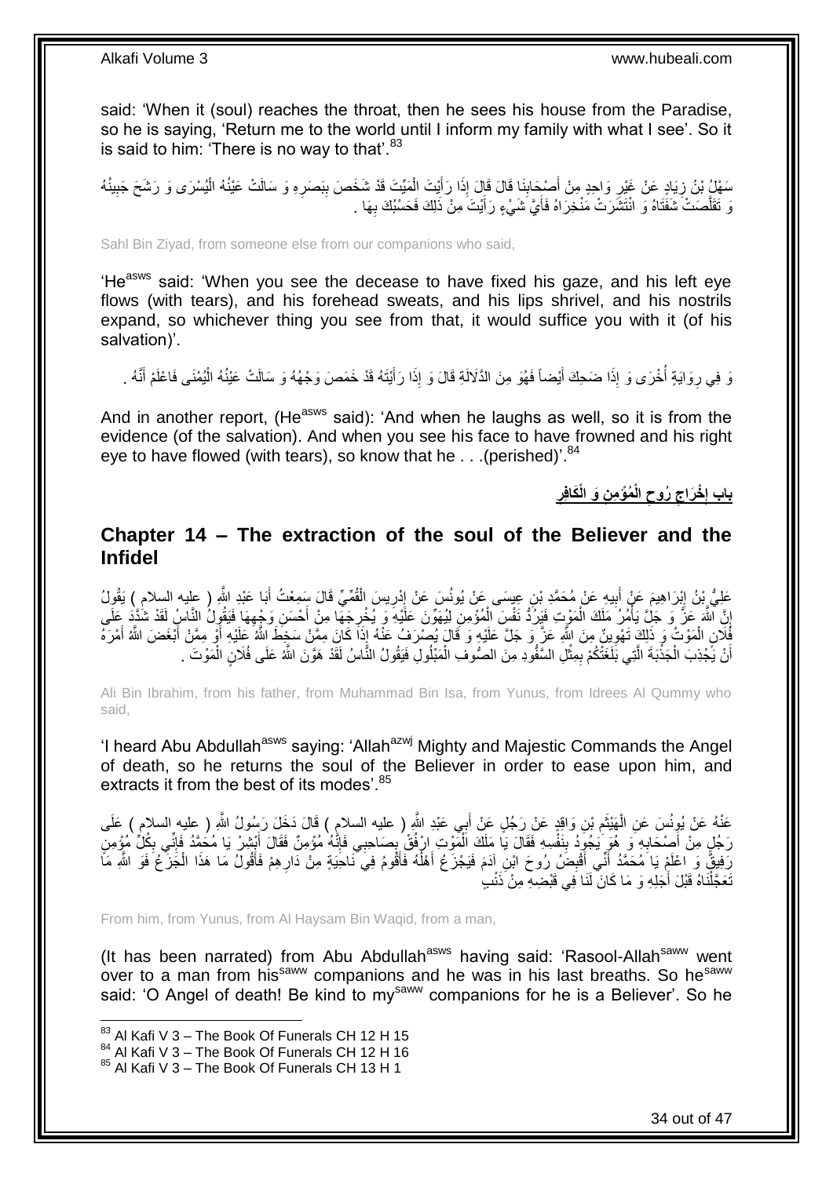said: 'When it (soul) reaches the throat, then he sees his house from the Paradise, so he is saying, 'Return me to the world until I inform my family with what I see'. So it is said to him: 'There is no way to that'.[83]

سَهْلُ بْنُ زِيَادٍ عَنْ غَيْرِ وَاحِدٍ مِنْ أَصْحَابِنَا قَالَ قَالَ إِذَا رَأَيْتَ الْمَيِّتَ قَدْ شَخَصَ بِبَصَرِهِ وَ سَالَتْ عَيْنُهُ الْيُسْرَى وَ رَشَحَ جَبِينُهُ وَ تَقَلَّصَتْ شَفَتَاهُ وَ انْتَشَرَتْ مَنْخِرَاهُ فَأَيَّ شَيْءٍ رَأَيْتَ مِنْ ذَلِكَ فَحَسْبُكَ بِهَا .

Sahl Bin Ziyad, from someone else from our companions who said,

'He[asws] said: 'When you see the decease to have fixed his gaze, and his left eye flows (with tears), and his forehead sweats, and his lips shrivel, and his nostrils expand, so whichever thing you see from that, it would suffice you with it (of his salvation)'.

وَ فِي رِوَايَةٍ أُخْرَى وَ إِذَا ضَحِكَ أَيْضاً فَهُوَ مِنَ الدَّلَالَةِ قَالَ وَ إِذَا رَأَيْتَهُ قَدْ خَمَصَ وَجْهُهُ وَ سَالَتْ عَيْنُهُ الْيُمْنَى فَاعْلَمْ أَنَّهُ .

And in another report, (He[asws] said): 'And when he laughs as well, so it is from the evidence (of the salvation). And when you see his face to have frowned and his right eye to have flowed (with tears), so know that he . . .(perished)'.[84]

## بابِ إِخْرَاجِ رُوحِ الْمُؤْمِنِ وَ الْكَافِرِ

## Chapter 14 – The extraction of the soul of the Believer and the Infidel

عَلِيُّ بْنُ إِبْرَاهِيمَ عَنْ أَبِيهِ عَنْ مُحَمَّدِ بْنِ عِيسَى عَنْ يُونُسَ عَنْ إِدْرِيسَ الْقُمِّيِّ قَالَ سَمِعْتُ أَبَا عَبْدِ اللَّهِ ( عليه السلام ) يَقُولُ إِنَّ اللَّهَ عَزَّ وَ جَلَّ يَأْمُرُ مَلَكَ الْمَوْتِ فَيَرُدُّ نَفْسَ الْمُؤْمِنِ لِيُهَوِّنَ عَلَيْهِ وَ يُخْرِجَهَا مِنْ أَحْسَنِ وَجْهِهَا فَيَقُولُ النَّاسُ لَقَدْ شُدِّدَ عَلَى فُلَانٍ الْمَوْتُ وَ ذَلِكَ تَهْوِينٌ مِنَ اللَّهِ عَزَّ وَ جَلَّ عَلَيْهِ وَ قَالَ يُصْرَفُ عَنْهُ إِذَا كَانَ مِمَّنْ سَخِطَ اللَّهُ عَلَيْهِ أَوْ مِمَّنْ أَبْغَضَ اللَّهُ أَمْرَهُ أَنْ يَجْذِبَ الْجَذْبَةَ الَّتِي بَلَغَتْكُمْ بِمِثْلِ السَّفُّودِ مِنَ الصُّوفِ الْمَبْلُولِ فَيَقُولُ النَّاسُ لَقَدْ هَوَّنَ اللَّهُ عَلَى فُلَانٍ الْمَوْتَ .

Ali Bin Ibrahim, from his father, from Muhammad Bin Isa, from Yunus, from Idrees Al Qummy who said,

'I heard Abu Abdullah[asws] saying: 'Allah[azwj] Mighty and Majestic Commands the Angel of death, so he returns the soul of the Believer in order to ease upon him, and extracts it from the best of its modes'.[85]

عَنْهُ عَنْ يُونُسَ عَنِ الْهَيْثَمِ بْنِ وَاقِدٍ عَنْ رَجُلٍ عَنْ أَبِي عَبْدِ اللَّهِ ( عليه السلام ) قَالَ دَخَلَ رَسُولُ اللَّهِ ( عليه السلام ) عَلَى رَجُلٍ مِنْ أَصْحَابِهِ وَ هُوَ يَجُودُ بِنَفْسِهِ فَقَالَ يَا مَلَكَ الْمَوْتِ ارْفُقْ بِصَاحِبِي فَإِنَّهُ مُؤْمِنٌ فَقَالَ أَبْشِرْ يَا مُحَمَّدُ فَإِنِّي بِكُلِّ مُؤْمِنٍ رَفِيقٌ وَ اعْلَمْ يَا مُحَمَّدُ أَنِّي أَقْبِضُ رُوحَ ابْنِ آدَمَ فَيَجْزَعُ أَهْلُهُ فَأَقُومُ فِي نَاحِيَةٍ مِنْ دَارِهِمْ فَأَقُولُ مَا هَذَا الْجَزَعُ فَوَ اللَّهِ مَا تَعَجَّلْنَاهُ قَبْلَ أَجَلِهِ وَ مَا كَانَ لَنَا فِي قَبْضِهِ مِنْ ذَنْبٍ

From him, from Yunus, from Al Haysam Bin Waqid, from a man,

(It has been narrated) from Abu Abdullah[asws] having said: 'Rasool-Allah[saww] went over to a man from his[saww] companions and he was in his last breaths. So he[saww] said: 'O Angel of death! Be kind to my[saww] companions for he is a Believer'. So he

[83] Al Kafi V 3 – The Book Of Funerals CH 12 H 15
[84] Al Kafi V 3 – The Book Of Funerals CH 12 H 16
[85] Al Kafi V 3 – The Book Of Funerals CH 13 H 1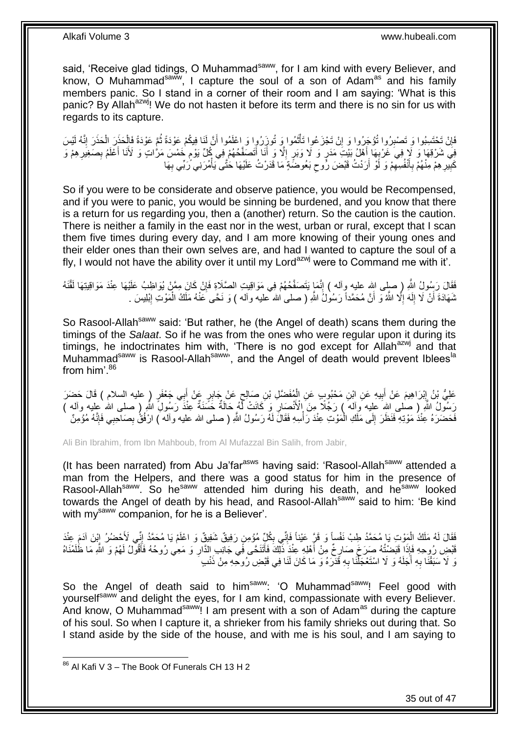said, 'Receive glad tidings, O Muhammad[saww], for I am kind with every Believer, and know, O Muhammad[saww], I capture the soul of a son of Adam[as] and his family members panic. So I stand in a corner of their room and I am saying: 'What is this panic? By Allah[azwj]! We do not hasten it before its term and there is no sin for us with regards to its capture.

فَإِنْ تَحْتَسِبُوا وَ تَصْبِرُوا تُؤْجَرُوا وَ إِنْ تَجْزَعُوا تَأْثَمُوا وَ تُوزَرُوا وَ اعْلَمُوا أَنَّ لَنَا فِيكُمْ عَوْدَةً ثُمَّ عَوْدَةً فَالْحَذَرَ الْحَذَرَ إِنَّهُ لَيْسَ فِي شَرْقِهَا وَ لَا فِي غَرْبِهَا أَهْلُ بَيْتِ مَدَرٍ وَ لَا وَبَرٍ إِلَّا وَ أَنَا أَتَصَفَّحُهُمْ فِي كُلِّ يَوْمٍ خَمْسَ مَرَّاتٍ وَ لَأَنَا أَعْلَمُ بِصَغِيرِهِمْ وَ كَبِيرِهِمْ مِنْهُمْ بِأَنْفُسِهِمْ وَ لَوْ أَرَدْتُ قَبْضَ رُوحِ بَعُوضَةٍ مَا قَدَرْتُ عَلَيْهَا حَتَّى يَأْمُرَنِي رَبِّي بِهَا

So if you were to be considerate and observe patience, you would be Recompensed, and if you were to panic, you would be sinning be burdened, and you know that there is a return for us regarding you, then a (another) return. So the caution is the caution. There is neither a family in the east nor in the west, urban or rural, except that I scan them five times during every day, and I am more knowing of their young ones and their elder ones than their own selves are, and had I wanted to capture the soul of a fly, I would not have the ability over it until my Lord[azwj] were to Command me with it'.

فَقَالَ رَسُولُ اللَّهِ ( صلى الله عليه وآله ) إِنَّمَا يَتَصَفَّحُهُمْ فِي مَوَاقِيتِ الصَّلَاةِ فَإِنْ كَانَ مِمَّنْ يُوَاظِبُ عَلَيْهَا عِنْدَ مَوَاقِيتِهَا لَقَّنَهُ شَهَادَةَ أَنْ لَا إِلَهَ إِلَّا اللَّهُ وَ أَنَّ مُحَمَّداً رَسُولُ اللَّهِ ( صلى الله عليه وآله ) وَ نَحَّى عَنْهُ مَلَكُ الْمَوْتِ إِبْلِيسَ .

So Rasool-Allah[saww] said: 'But rather, he (the Angel of death) scans them during the timings of the *Salaat*. So if he was from the ones who were regular upon it during its timings, he indoctrinates him with, 'There is no god except for Allah[azwj] and that Muhammad[saww] is Rasool-Allah[saww]', and the Angel of death would prevent Iblees[la] from him'.[86]

عَلِيُّ بْنُ إِبْرَاهِيمَ عَنْ أَبِيهِ عَنِ ابْنِ مَحْبُوبٍ عَنِ الْمُفَضَّلِ بْنِ صَالِحٍ عَنْ جَابِرٍ عَنْ أَبِي جَعْفَرٍ ( عليه السلام ) قَالَ حَضَرَ رَسُولُ اللَّهِ ( صلى الله عليه وآله ) رَجُلًا مِنَ الْأَنْصَارِ وَ كَانَتْ لَهُ حَالَةٌ حَسَنَةٌ عِنْدَ رَسُولِ اللَّهِ ( صلى الله عليه وآله ) فَحَضَرَهُ عِنْدَ مَوْتِهِ فَنَظَرَ إِلَى مَلَكِ الْمَوْتِ عِنْدَ رَأْسِهِ فَقَالَ لَهُ رَسُولُ اللَّهِ ( صلى الله عليه وآله ) ارْفُقْ بِصَاحِبِي فَإِنَّهُ مُؤْمِنٌ

Ali Bin Ibrahim, from Ibn Mahboub, from Al Mufazzal Bin Salih, from Jabir,

(It has been narrated) from Abu Ja'far[asws] having said: 'Rasool-Allah[saww] attended a man from the Helpers, and there was a good status for him in the presence of Rasool-Allah[saww]. So he[saww] attended him during his death, and he[saww] looked towards the Angel of death by his head, and Rasool-Allah[saww] said to him: 'Be kind with my[saww] companion, for he is a Believer'.

فَقَالَ لَهُ مَلَكُ الْمَوْتِ يَا مُحَمَّدُ طِبْ نَفْساً وَ قَرَّ عَيْناً فَإِنِّي بِكُلِّ مُؤْمِنٍ رَفِيقٌ شَفِيقٌ وَ اعْلَمْ يَا مُحَمَّدُ إِنِّي لَأَحْضُرُ ابْنَ آدَمَ عِنْدَ قَبْضِ رُوحِهِ فَإِذَا قَبَضْتُهُ صَرَخَ صَارِخٌ مِنْ أَهْلِهِ عِنْدَ ذَلِكَ فَأَتَنَحَّى فِي جَانِبِ الدَّارِ وَ مَعِي رُوحُهُ فَأَقُولُ لَهُمْ وَ اللَّهِ مَا ظَلَمْنَاهُ وَ لَا سَبَقْنَا بِهِ أَجَلَهُ وَ لَا اسْتَعْجَلْنَا بِهِ قَدَرَهُ وَ مَا كَانَ لَنَا فِي قَبْضِ رُوحِهِ مِنْ ذَنْبٍ

So the Angel of death said to him[saww]: 'O Muhammad[saww]! Feel good with yourself[saww] and delight the eyes, for I am kind, compassionate with every Believer. And know, O Muhammad[saww]! I am present with a son of Adam[as] during the capture of his soul. So when I capture it, a shrieker from his family shrieks out during that. So I stand aside by the side of the house, and with me is his soul, and I am saying to

[86] Al Kafi V 3 – The Book Of Funerals CH 13 H 2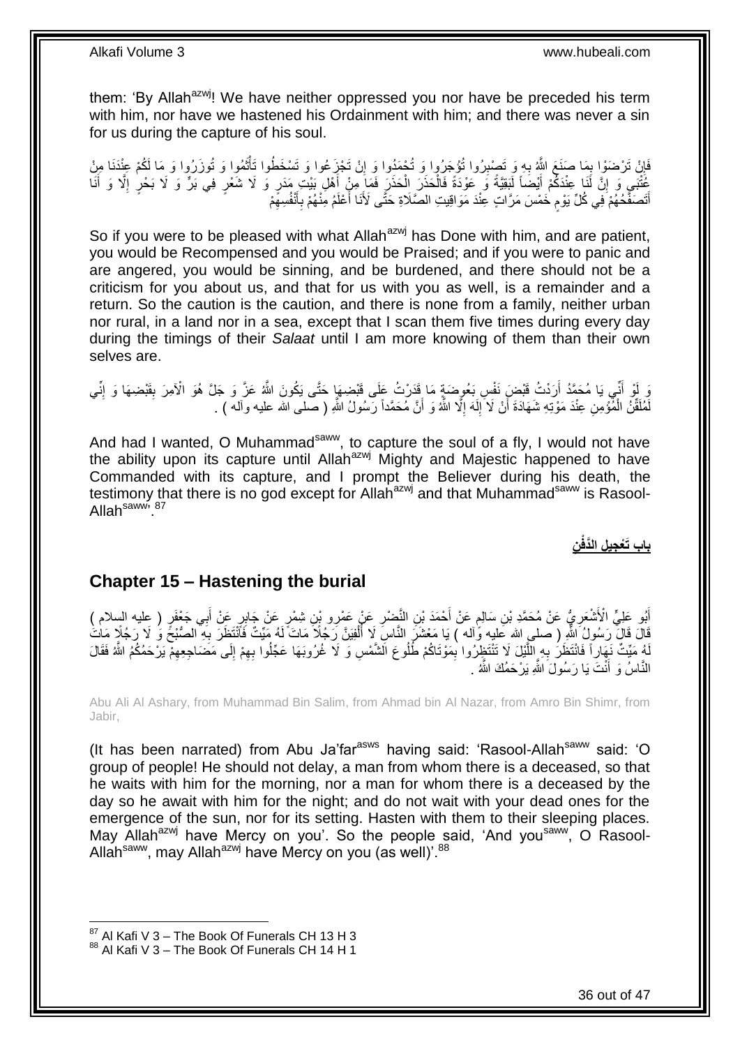them: 'By Allah[azwj]! We have neither oppressed you nor have be preceded his term with him, nor have we hastened his Ordainment with him; and there was never a sin for us during the capture of his soul.

فَإِنْ تَرْضَوْا بِمَا صَنَعَ اللَّهُ بِهِ وَ تَصْبِرُوا تُؤْجَرُوا وَ تُحْمَدُوا وَ إِنْ تَجْزَعُوا وَ تَسْخَطُوا تَأْثَمُوا وَ تُوزَرُوا وَ مَا لَكُمْ عِنْدَنَا مِنْ عُتْبَى وَ إِنَّ لَنَا عِنْدَكُمْ أَيْضاً لَبَقِيَّةً وَ عَوْدَةً فَالْحَذَرَ الْحَذَرَ فَمَا مِنْ أَهْلِ بَيْتِ مَدَرٍ وَ لَا شَعْرٍ فِي بَرٍّ وَ لَا بَحْرٍ إِلَّا وَ أَنَا أَتَصَفَّحُهُمْ فِي كُلِّ يَوْمٍ خَمْسَ مَرَّاتٍ عِنْدَ مَوَاقِيتِ الصَّلَاةِ حَتَّى لَأَنَا أَعْلَمُ مِنْهُمْ بِأَنْفُسِهِمْ

So if you were to be pleased with what Allah[azwj] has Done with him, and are patient, you would be Recompensed and you would be Praised; and if you were to panic and are angered, you would be sinning, and be burdened, and there should not be a criticism for you about us, and that for us with you as well, is a remainder and a return. So the caution is the caution, and there is none from a family, neither urban nor rural, in a land nor in a sea, except that I scan them five times during every day during the timings of their *Salaat* until I am more knowing of them than their own selves are.

وَ لَوْ أَنِّي يَا مُحَمَّدُ أَرَدْتُ قَبْضَ نَفْسِ بَعُوضَةٍ مَا قَدَرْتُ عَلَى قَبْضِهَا حَتَّى يَكُونَ اللَّهُ عَزَّ وَ جَلَّ هُوَ الْآمِرَ بِقَبْضِهَا وَ إِنِّي لَمُلَقِّنُ الْمُؤْمِنِ عِنْدَ مَوْتِهِ شَهَادَةَ أَنْ لَا إِلَهَ إِلَّا اللَّهُ وَ أَنَّ مُحَمَّداً رَسُولُ اللَّهِ ( صلى الله عليه وآله ) .

And had I wanted, O Muhammad[saww], to capture the soul of a fly, I would not have the ability upon its capture until Allah[azwj] Mighty and Majestic happened to have Commanded with its capture, and I prompt the Believer during his death, the testimony that there is no god except for Allah[azwj] and that Muhammad[saww] is Rasool-Allah[saww]'.[87]

## باب تَعْجِيلِ الدَّفْنِ

## Chapter 15 – Hastening the burial

أَبُو عَلِيٍّ الْأَشْعَرِيُّ عَنْ مُحَمَّدِ بْنِ سَالِمٍ عَنْ أَحْمَدَ بْنِ النَّضْرِ عَنْ عَمْرِو بْنِ شِمْرٍ عَنْ جَابِرٍ عَنْ أَبِي جَعْفَرٍ ( عليه السلام ) قَالَ قَالَ رَسُولُ اللَّهِ ( صلى الله عليه وآله ) يَا مَعْشَرَ النَّاسِ لَا أُلْفِيَنَّ رَجُلًا مَاتَ لَهُ مَيِّتٌ لَيْلًا فَانْتَظَرَ بِهِ الصُّبْحَ وَ لَا رَجُلًا مَاتَ لَهُ مَيِّتٌ نَهَاراً فَانْتَظَرَ بِهِ اللَّيْلَ لَا تَنْتَظِرُوا بِمَوْتَاكُمْ طُلُوعَ الشَّمْسِ وَ لَا غُرُوبَهَا عَجِّلُوا بِهِمْ إِلَى مَضَاجِعِهِمْ يَرْحَمُكُمُ اللَّهُ فَقَالَ النَّاسُ وَ أَنْتَ يَا رَسُولَ اللَّهِ يَرْحَمُكَ اللَّهُ .

Abu Ali Al Ashary, from Muhammad Bin Salim, from Ahmad bin Al Nazar, from Amro Bin Shimr, from Jabir,

(It has been narrated) from Abu Ja'far[asws] having said: 'Rasool-Allah[saww] said: 'O group of people! He should not delay, a man from whom there is a deceased, so that he waits with him for the morning, nor a man for whom there is a deceased by the day so he await with him for the night; and do not wait with your dead ones for the emergence of the sun, nor for its setting. Hasten with them to their sleeping places. May Allah[azwj] have Mercy on you'. So the people said, 'And you[saww], O Rasool-Allah[saww], may Allah[azwj] have Mercy on you (as well)'.[88]

[87] Al Kafi V 3 – The Book Of Funerals CH 13 H 3
[88] Al Kafi V 3 – The Book Of Funerals CH 14 H 1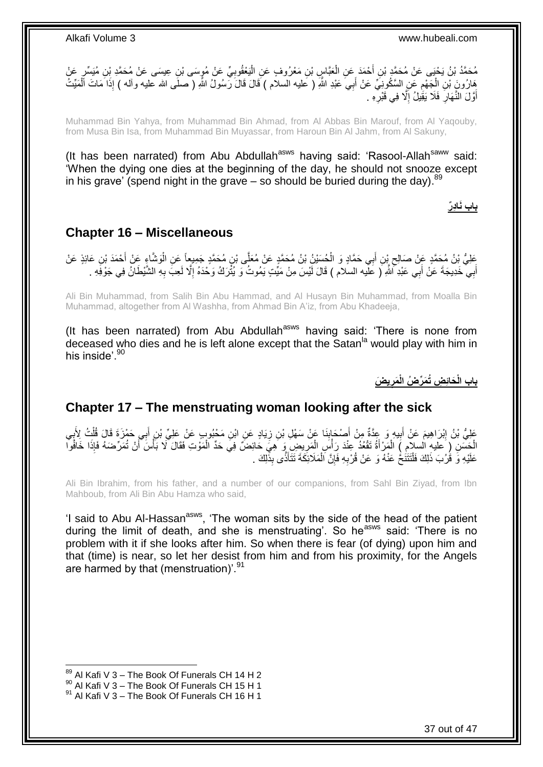مُحَمَّدُ بْنُ يَحْيَى عَنْ مُحَمَّدِ بْنِ أَحْمَدَ عَنِ الْعَبَّاسِ بْنِ مَعْرُوفٍ عَنِ الْيَعْقُوبِيِّ عَنْ مُوسَى بْنِ عِيسَى عَنْ مُحَمَّدِ بْنِ مُيَسِّرٍ عَنْ هَارُونَ بْنِ الْجَهْمِ عَنِ السَّكُونِيِّ عَنْ أَبِي عَبْدِ اللَّهِ ( عليه السلام ) قَالَ قَالَ رَسُولُ اللَّهِ ( صلى الله عليه وآله ) إِذَا مَاتَ الْمَيِّتُ أَوَّلَ النَّهَارِ فَلَا يَقِيلُ إِلَّا فِي قَبْرِهِ .

Muhammad Bin Yahya, from Muhammad Bin Ahmad, from Al Abbas Bin Marouf, from Al Yaqouby, from Musa Bin Isa, from Muhammad Bin Muyassar, from Haroun Bin Al Jahm, from Al Sakuny,

(It has been narrated) from Abu Abdullah[asws] having said: 'Rasool-Allah[saww] said: 'When the dying one dies at the beginning of the day, he should not snooze except in his grave' (spend night in the grave – so should be buried during the day).[89]

**باب نَادِرٌ**

## Chapter 16 – Miscellaneous

عَلِيُّ بْنُ مُحَمَّدٍ عَنْ صَالِحِ بْنِ أَبِي حَمَّادٍ وَ الْحُسَيْنُ بْنُ مُحَمَّدٍ عَنْ مُعَلَّى بْنِ مُحَمَّدٍ جَمِيعاً عَنِ الْوَشَّاءِ عَنْ أَحْمَدَ بْنِ عَائِذٍ عَنْ أَبِي خَدِيجَةَ عَنْ أَبِي عَبْدِ اللَّهِ ( عليه السلام ) قَالَ لَيْسَ مِنْ مَيِّتٍ يَمُوتُ وَ يُتْرَكُ وَحْدَهُ إِلَّا لَعِبَ بِهِ الشَّيْطَانُ فِي جَوْفِهِ .

Ali Bin Muhammad, from Salih Bin Abu Hammad, and Al Husayn Bin Muhammad, from Moalla Bin Muhammad, altogether from Al Washha, from Ahmad Bin A'iz, from Abu Khadeeja,

(It has been narrated) from Abu Abdullah[asws] having said: 'There is none from deceased who dies and he is left alone except that the Satan[la] would play with him in his inside'.[90]

**باب الْحَائِضِ تُمَرِّضُ الْمَرِيضَ**

## Chapter 17 – The menstruating woman looking after the sick

عَلِيُّ بْنُ إِبْرَاهِيمَ عَنْ أَبِيهِ وَ عِدَّةٌ مِنْ أَصْحَابِنَا عَنْ سَهْلِ بْنِ زِيَادٍ عَنِ ابْنِ مَحْبُوبٍ عَنْ عَلِيِّ بْنِ أَبِي حَمْزَةَ قَالَ قُلْتُ لِأَبِي الْحَسَنِ ( عليه السلام ) الْمَرْأَةُ تَقْعُدُ عِنْدَ رَأْسِ الْمَرِيضِ وَ هِيَ حَائِضٌ فِي حَدِّ الْمَوْتِ فَقَالَ لَا بَأْسَ أَنْ تُمَرِّضَهُ فَإِذَا خَافُوا عَلَيْهِ وَ قَرُبَ ذَلِكَ فَلْتَتَنَحَّ عَنْهُ وَ عَنْ قُرْبِهِ فَإِنَّ الْمَلَائِكَةَ تَتَأَذَّى بِذَلِكَ .

Ali Bin Ibrahim, from his father, and a number of our companions, from Sahl Bin Ziyad, from Ibn Mahboub, from Ali Bin Abu Hamza who said,

'I said to Abu Al-Hassan[asws], 'The woman sits by the side of the head of the patient during the limit of death, and she is menstruating'. So he[asws] said: 'There is no problem with it if she looks after him. So when there is fear (of dying) upon him and that (time) is near, so let her desist from him and from his proximity, for the Angels are harmed by that (menstruation)'.[91]

[89] Al Kafi V 3 – The Book Of Funerals CH 14 H 2
[90] Al Kafi V 3 – The Book Of Funerals CH 15 H 1
[91] Al Kafi V 3 – The Book Of Funerals CH 16 H 1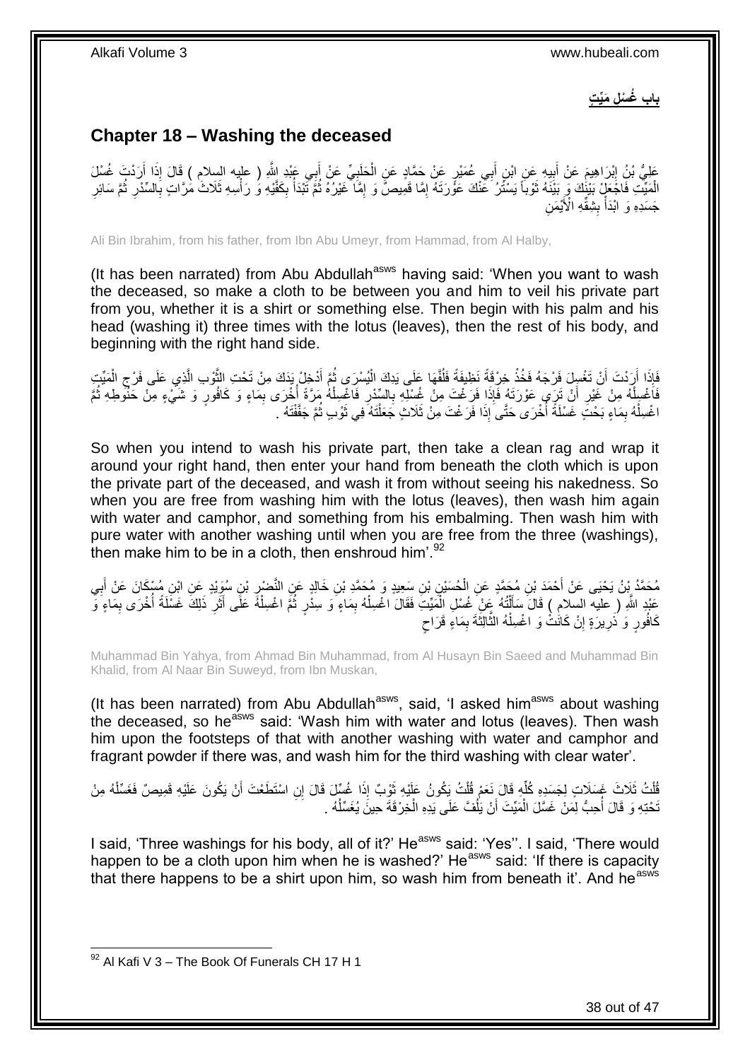## باب غُسْلِ مَيِّتٍ

## Chapter 18 – Washing the deceased

عَلِيُّ بْنُ إِبْرَاهِيمَ عَنْ أَبِيهِ عَنِ ابْنِ أَبِي عُمَيْرٍ عَنْ حَمَّادٍ عَنِ الْحَلَبِيِّ عَنْ أَبِي عَبْدِ اللَّهِ ( عليه السلام ) قَالَ إِذَا أَرَدْتَ غُسْلَ الْمَيِّتِ فَاجْعَلْ بَيْنَكَ وَ بَيْنَهُ ثَوْباً يَسْتُرُ عَنْكَ عَوْرَتَهُ إِمَّا قَمِيصٌ وَ إِمَّا غَيْرُهُ ثُمَّ تَبْدَأُ بِكَفَّيْهِ وَ رَأْسِهِ ثَلَاثَ مَرَّاتٍ بِالسِّدْرِ ثُمَّ سَائِرِ جَسَدِهِ وَ ابْدَأْ بِشِقِّهِ الْأَيْمَنِ

Ali Bin Ibrahim, from his father, from Ibn Abu Umeyr, from Hammad, from Al Halby,

(It has been narrated) from Abu Abdullah[asws] having said: 'When you want to wash the deceased, so make a cloth to be between you and him to veil his private part from you, whether it is a shirt or something else. Then begin with his palm and his head (washing it) three times with the lotus (leaves), then the rest of his body, and beginning with the right hand side.

فَإِذَا أَرَدْتَ أَنْ تَغْسِلَ فَرْجَهُ فَخُذْ خِرْقَةً نَظِيفَةً فَلُفَّهَا عَلَى يَدِكَ الْيُسْرَى ثُمَّ أَدْخِلْ يَدَكَ مِنْ تَحْتِ الثَّوْبِ الَّذِي عَلَى فَرْجِ الْمَيِّتِ فَاغْسِلْهُ مِنْ غَيْرِ أَنْ تَرَى عَوْرَتَهُ فَإِذَا فَرَغْتَ مِنْ غُسْلِهِ بِالسِّدْرِ فَاغْسِلْهُ مَرَّةً أُخْرَى بِمَاءٍ وَ كَافُورٍ وَ شَيْءٍ مِنْ حَنُوطِهِ ثُمَّ اغْسِلْهُ بِمَاءٍ بَحْتٍ غَسْلَةً أُخْرَى حَتَّى إِذَا فَرَغْتَ مِنْ ثَلَاثٍ جَعَلْتَهُ فِي ثَوْبٍ ثُمَّ جَفَّفْتَهُ .

So when you intend to wash his private part, then take a clean rag and wrap it around your right hand, then enter your hand from beneath the cloth which is upon the private part of the deceased, and wash it from without seeing his nakedness. So when you are free from washing him with the lotus (leaves), then wash him again with water and camphor, and something from his embalming. Then wash him with pure water with another washing until when you are free from the three (washings), then make him to be in a cloth, then enshroud him'.[92]

مُحَمَّدُ بْنُ يَحْيَى عَنْ أَحْمَدَ بْنِ مُحَمَّدٍ عَنِ الْحُسَيْنِ بْنِ سَعِيدٍ وَ مُحَمَّدِ بْنِ خَالِدٍ عَنِ النَّضْرِ بْنِ سُوَيْدٍ عَنِ ابْنِ مُسْكَانَ عَنْ أَبِي عَبْدِ اللَّهِ ( عليه السلام ) قَالَ سَأَلْتُهُ عَنْ غُسْلِ الْمَيِّتِ فَقَالَ اغْسِلْهُ بِمَاءٍ وَ سِدْرٍ ثُمَّ اغْسِلْهُ عَلَى أَثَرِ ذَلِكَ غَسْلَةً أُخْرَى بِمَاءٍ وَ كَافُورٍ وَ ذَرِيرَةٍ إِنْ كَانَتْ وَ اغْسِلْهُ الثَّالِثَةَ بِمَاءٍ قَرَاحٍ

Muhammad Bin Yahya, from Ahmad Bin Muhammad, from Al Husayn Bin Saeed and Muhammad Bin Khalid, from Al Naar Bin Suweyd, from Ibn Muskan,

(It has been narrated) from Abu Abdullah[asws], said, 'I asked him[asws] about washing the deceased, so he[asws] said: 'Wash him with water and lotus (leaves). Then wash him upon the footsteps of that with another washing with water and camphor and fragrant powder if there was, and wash him for the third washing with clear water'.

قُلْتُ ثَلَاثَ غَسَلَاتٍ لِجَسَدِهِ كُلِّهِ قَالَ نَعَمْ قُلْتُ يَكُونُ عَلَيْهِ ثَوْبٌ إِذَا غُسِّلَ قَالَ إِنِ اسْتَطَعْتَ أَنْ يَكُونَ عَلَيْهِ قَمِيصٌ فَغَسِّلْهُ مِنْ تَحْتِهِ وَ قَالَ أُحِبُّ لِمَنْ غَسَّلَ الْمَيِّتَ أَنْ يَلُفَّ عَلَى يَدِهِ الْخِرْقَةَ حِينَ يُغَسِّلُهُ .

I said, 'Three washings for his body, all of it?' He[asws] said: 'Yes''. I said, 'There would happen to be a cloth upon him when he is washed?' He[asws] said: 'If there is capacity that there happens to be a shirt upon him, so wash him from beneath it'. And he[asws]

---

[92] Al Kafi V 3 – The Book Of Funerals CH 17 H 1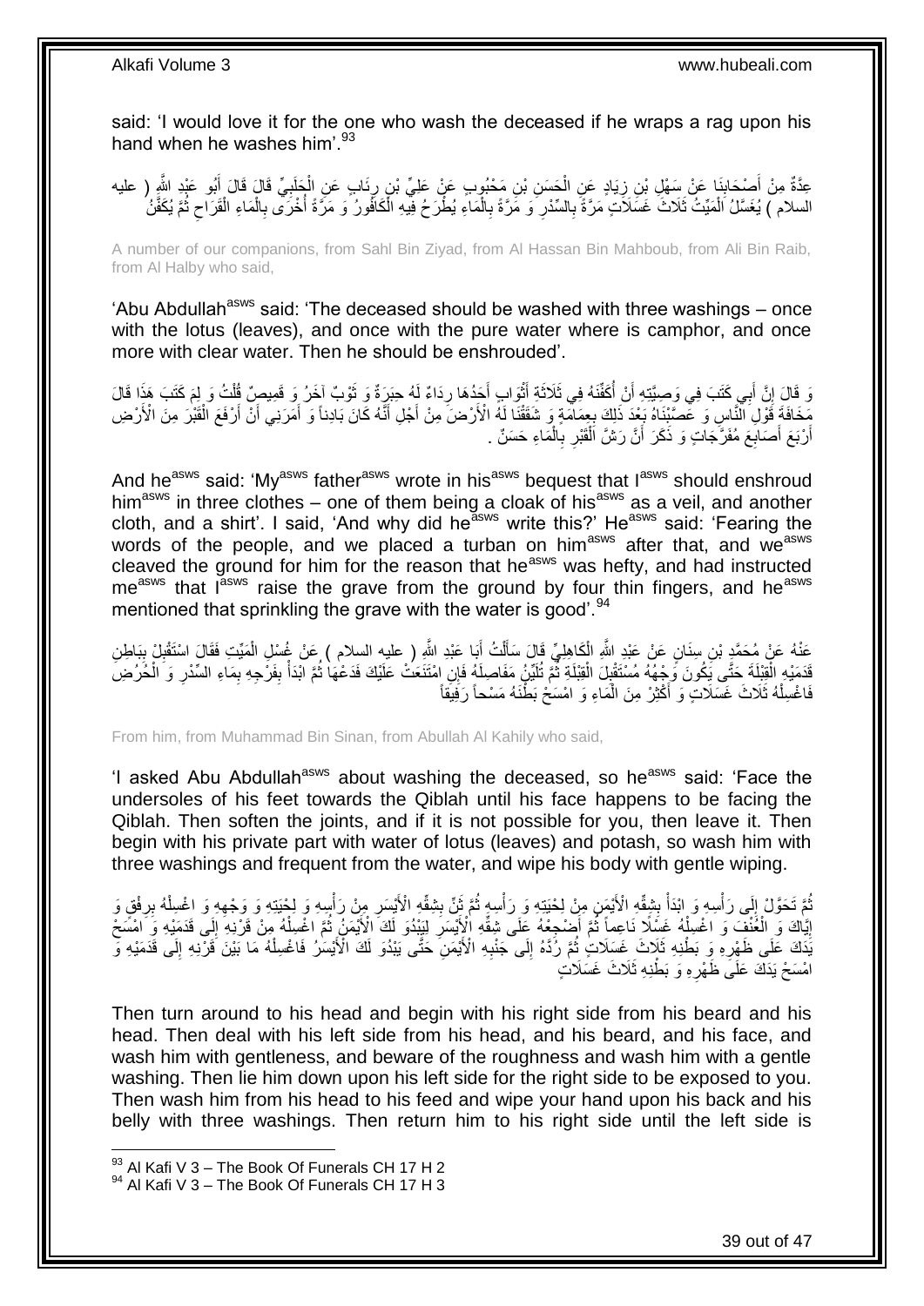said: 'I would love it for the one who wash the deceased if he wraps a rag upon his hand when he washes him'.[93]

عِدَّةٌ مِنْ أَصْحَابِنَا عَنْ سَهْلِ بْنِ زِيَادٍ عَنِ الْحَسَنِ بْنِ مَحْبُوبٍ عَنْ عَلِيِّ بْنِ رِئَابٍ عَنِ الْحَلَبِيِّ قَالَ قَالَ أَبُو عَبْدِ اللَّهِ ( عليه السلام ) يُغَسَّلُ الْمَيِّتُ ثَلَاثَ غَسَلَاتٍ مَرَّةً بِالسِّدْرِ وَ مَرَّةً بِالْمَاءِ يُطْرَحُ فِيهِ الْكَافُورُ وَ مَرَّةً أُخْرَى بِالْمَاءِ الْقَرَاحِ ثُمَّ يُكَفَّنُ

A number of our companions, from Sahl Bin Ziyad, from Al Hassan Bin Mahboub, from Ali Bin Raib, from Al Halby who said,

'Abu Abdullah[asws] said: 'The deceased should be washed with three washings – once with the lotus (leaves), and once with the pure water where is camphor, and once more with clear water. Then he should be enshrouded'.

وَ قَالَ إِنَّ أَبِي كَتَبَ فِي وَصِيَّتِهِ أَنْ أُكَفِّنَهُ فِي ثَلَاثَةِ أَثْوَابٍ أَحَدُهَا رِدَاءٌ لَهُ حِبَرَةٌ وَ ثَوْبٌ آخَرُ وَ قَمِيصٌ قُلْتُ وَ لِمَ كَتَبَ هَذَا قَالَ مَخَافَةَ قَوْلِ النَّاسِ وَ عَصَّبْنَاهُ بَعْدَ ذَلِكَ بِعِمَامَةٍ وَ شَقَقْنَا لَهُ الْأَرْضَ مِنْ أَجْلِ أَنَّهُ كَانَ بَادِناً وَ أَمَرَنِي أَنْ أَرْفَعَ الْقَبْرَ مِنَ الْأَرْضِ أَرْبَعَ أَصَابِعَ مُفَرَّجَاتٍ وَ ذَكَرَ أَنَّ رَشَّ الْقَبْرِ بِالْمَاءِ حَسَنٌ .

And he[asws] said: 'My[asws] father[asws] wrote in his[asws] bequest that I[asws] should enshroud him[asws] in three clothes – one of them being a cloak of his[asws] as a veil, and another cloth, and a shirt'. I said, 'And why did he[asws] write this?' He[asws] said: 'Fearing the words of the people, and we placed a turban on him[asws] after that, and we[asws] cleaved the ground for him for the reason that he[asws] was hefty, and had instructed me[asws] that I[asws] raise the grave from the ground by four thin fingers, and he[asws] mentioned that sprinkling the grave with the water is good'.[94]

عَنْهُ عَنْ مُحَمَّدِ بْنِ سِنَانٍ عَنْ عَبْدِ اللَّهِ الْكَاهِلِيِّ قَالَ سَأَلْتُ أَبَا عَبْدِ اللَّهِ ( عليه السلام ) عَنْ غُسْلِ الْمَيِّتِ فَقَالَ اسْتَقْبِلْ بِبَاطِنِ قَدَمَيْهِ الْقِبْلَةَ حَتَّى يَكُونَ وَجْهُهُ مُسْتَقْبِلَ الْقِبْلَةِ ثُمَّ تُلَيِّنُ مَفَاصِلَهُ فَإِنِ امْتَنَعَتْ عَلَيْكَ فَدَعْهَا ثُمَّ ابْدَأْ بِفَرْجِهِ بِمَاءِ السِّدْرِ وَ الْحُرُضِ فَاغْسِلْهُ ثَلَاثَ غَسَلَاتٍ وَ أَكْثِرْ مِنَ الْمَاءِ وَ امْسَحْ بَطْنَهُ مَسْحاً رَفِيقاً

From him, from Muhammad Bin Sinan, from Abullah Al Kahily who said,

'I asked Abu Abdullah[asws] about washing the deceased, so he[asws] said: 'Face the undersoles of his feet towards the Qiblah until his face happens to be facing the Qiblah. Then soften the joints, and if it is not possible for you, then leave it. Then begin with his private part with water of lotus (leaves) and potash, so wash him with three washings and frequent from the water, and wipe his body with gentle wiping.

ثُمَّ تَحَوَّلْ إِلَى رَأْسِهِ وَ ابْدَأْ بِشِقِّهِ الْأَيْمَنِ مِنْ لِحْيَتِهِ وَ رَأْسِهِ ثُمَّ ثَنِّ بِشِقِّهِ الْأَيْسَرِ مِنْ رَأْسِهِ وَ لِحْيَتِهِ وَ وَجْهِهِ وَ اغْسِلْهُ بِرِفْقٍ وَ إِيَّاكَ وَ الْعُنْفَ وَ اغْسِلْهُ غَسْلًا نَاعِماً ثُمَّ أَضْجِعْهُ عَلَى شِقِّهِ الْأَيْسَرِ لِيَبْدُوَ لَكَ الْأَيْمَنُ ثُمَّ اغْسِلْهُ مِنْ قَرْنِهِ إِلَى قَدَمَيْهِ وَ امْسَحْ يَدَكَ عَلَى ظَهْرِهِ وَ بَطْنِهِ ثَلَاثَ غَسَلَاتٍ ثُمَّ رُدَّهُ إِلَى جَنْبِهِ الْأَيْمَنِ حَتَّى يَبْدُوَ لَكَ الْأَيْسَرُ فَاغْسِلْهُ مَا بَيْنَ قَرْنِهِ إِلَى قَدَمَيْهِ وَ امْسَحْ يَدَكَ عَلَى ظَهْرِهِ وَ بَطْنِهِ ثَلَاثَ غَسَلَاتٍ

Then turn around to his head and begin with his right side from his beard and his head. Then deal with his left side from his head, and his beard, and his face, and wash him with gentleness, and beware of the roughness and wash him with a gentle washing. Then lie him down upon his left side for the right side to be exposed to you. Then wash him from his head to his feed and wipe your hand upon his back and his belly with three washings. Then return him to his right side until the left side is

[93] Al Kafi V 3 – The Book Of Funerals CH 17 H 2
[94] Al Kafi V 3 – The Book Of Funerals CH 17 H 3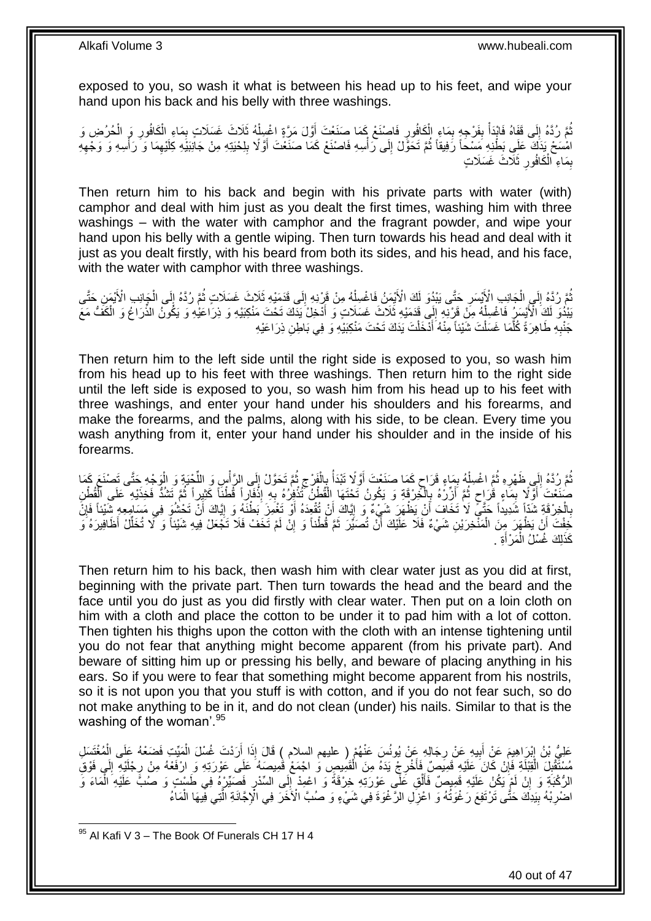exposed to you, so wash it what is between his head up to his feet, and wipe your hand upon his back and his belly with three washings.

ثُمَّ رُدَّهُ إِلَى قَفَاهُ فَابْدَأْ بِفَرْجِهِ بِمَاءِ الْكَافُورِ فَاصْنَعْ كَمَا صَنَعْتَ أَوَّلَ مَرَّةٍ اغْسِلْهُ ثَلَاثَ غَسَلَاتٍ بِمَاءِ الْكَافُورِ وَ الْحُرُضِ وَ امْسَحْ يَدَكَ عَلَى بَطْنِهِ مَسْحاً رَفِيقاً ثُمَّ تَحَوَّلْ إِلَى رَأْسِهِ فَاصْنَعْ كَمَا صَنَعْتَ أَوَّلًا بِلِحْيَتِهِ مِنْ جَانِبَيْهِ كِلَيْهِمَا وَ رَأْسِهِ وَ وَجْهِهِ بِمَاءِ الْكَافُورِ ثَلَاثَ غَسَلَاتٍ

Then return him to his back and begin with his private parts with water (with) camphor and deal with him just as you dealt the first times, washing him with three washings – with the water with camphor and the fragrant powder, and wipe your hand upon his belly with a gentle wiping. Then turn towards his head and deal with it just as you dealt firstly, with his beard from both its sides, and his head, and his face, with the water with camphor with three washings.

ثُمَّ رُدَّهُ إِلَى الْجَانِبِ الْأَيْسَرِ حَتَّى يَبْدُوَ لَكَ الْأَيْمَنُ فَاغْسِلْهُ مِنْ قَرْنِهِ إِلَى قَدَمَيْهِ ثَلَاثَ غَسَلَاتٍ ثُمَّ رُدَّهُ إِلَى الْجَانِبِ الْأَيْمَنِ حَتَّى يَبْدُوَ لَكَ الْأَيْسَرُ فَاغْسِلْهُ مِنْ قَرْنِهِ إِلَى قَدَمَيْهِ ثَلَاثَ غَسَلَاتٍ وَ أَدْخِلْ يَدَكَ تَحْتَ مَنْكِبَيْهِ وَ ذِرَاعَيْهِ وَ يَكُونُ الذِّرَاعُ وَ الْكَفُّ مَعَ جَنْبِهِ طَاهِرَةً كُلَّمَا غَسَلْتَ شَيْئاً مِنْهُ أَدْخَلْتَ يَدَكَ تَحْتَ مَنْكِبَيْهِ وَ فِي بَاطِنِ ذِرَاعَيْهِ

Then return him to the left side until the right side is exposed to you, so wash him from his head up to his feet with three washings. Then return him to the right side until the left side is exposed to you, so wash him from his head up to his feet with three washings, and enter your hand under his shoulders and his forearms, and make the forearms, and the palms, along with his side, to be clean. Every time you wash anything from it, enter your hand under his shoulder and in the inside of his forearms.

ثُمَّ رُدَّهُ إِلَى ظَهْرِهِ ثُمَّ اغْسِلْهُ بِمَاءٍ قَرَاحٍ كَمَا صَنَعْتَ أَوَّلًا تَبْدَأُ بِالْفَرْجِ ثُمَّ تَحَوَّلْ إِلَى الرَّأْسِ وَ اللِّحْيَةِ وَ الْوَجْهِ حَتَّى تَصْنَعَ كَمَا صَنَعْتَ أَوَّلًا بِمَاءٍ قَرَاحٍ ثُمَّ أَزِّرْهُ بِالْخِرْقَةِ وَ يَكُونُ تَحْتَهَا الْقُطْنُ تُذْفِرُهُ بِهِ إِذْفَاراً قُطْناً كَثِيراً ثُمَّ تَشُدُّ فَخِذَيْهِ عَلَى الْقُطْنِ بِالْخِرْقَةِ شَدّاً شَدِيداً حَتَّى لَا تَخَافَ أَنْ يَظْهَرَ شَيْءٌ وَ إِيَّاكَ أَنْ تُقْعِدَهُ أَوْ تَغْمِزَ بَطْنَهُ وَ إِيَّاكَ أَنْ تَحْشُوَ فِي مَسَامِعِهِ شَيْئاً فَإِنْ خِفْتَ أَنْ يَظْهَرَ مِنَ الْمَنْخِرَيْنِ شَيْءٌ فَلَا عَلَيْكَ أَنْ تُصَيِّرَ ثَمَّ قُطْناً وَ إِنْ لَمْ تَخَفْ فَلَا تَجْعَلْ فِيهِ شَيْئاً وَ لَا تُخَلِّلْ أَظَافِيرَهُ وَ كَذَلِكَ غُسْلُ الْمَرْأَةِ .

Then return him to his back, then wash him with clear water just as you did at first, beginning with the private part. Then turn towards the head and the beard and the face until you do just as you did firstly with clear water. Then put on a loin cloth on him with a cloth and place the cotton to be under it to pad him with a lot of cotton. Then tighten his thighs upon the cotton with the cloth with an intense tightening until you do not fear that anything might become apparent (from his private part). And beware of sitting him up or pressing his belly, and beware of placing anything in his ears. So if you were to fear that something might become apparent from his nostrils, so it is not upon you that you stuff is with cotton, and if you do not fear such, so do not make anything to be in it, and do not clean (under) his nails. Similar to that is the washing of the woman'.[95]

عَلِيُّ بْنُ إِبْرَاهِيمَ عَنْ أَبِيهِ عَنْ رِجَالِهِ عَنْ يُونُسَ عَنْهُمْ ( عليهم السلام ) قَالَ إِذَا أَرَدْتَ غُسْلَ الْمَيِّتِ فَضَعْهُ عَلَى الْمُغْتَسَلِ مُسْتَقْبِلَ الْقِبْلَةِ فَإِنْ كَانَ عَلَيْهِ قَمِيصٌ فَأَخْرِجْ يَدَهُ مِنَ الْقَمِيصِ وَ اجْمَعْ قَمِيصَهُ عَلَى عَوْرَتِهِ وَ ارْفَعْهُ مِنْ رِجْلَيْهِ إِلَى فَوْقِ الرُّكْبَةِ وَ إِنْ لَمْ يَكُنْ عَلَيْهِ قَمِيصٌ فَأَلْقِ عَلَى عَوْرَتِهِ خِرْقَةً وَ اعْمِدْ إِلَى السِّدْرِ فَصَيِّرْهُ فِي طَشْتٍ وَ صُبَّ عَلَيْهِ الْمَاءَ وَ اضْرِبْهُ بِيَدِكَ حَتَّى تَرْتَفِعَ رَغْوَتُهُ وَ اعْزِلِ الرَّغْوَةَ فِي شَيْءٍ وَ صُبَّ الْآخَرَ فِي الْإِجَّانَةِ الَّتِي فِيهَا الْمَاءُ

[95] Al Kafi V 3 – The Book Of Funerals CH 17 H 4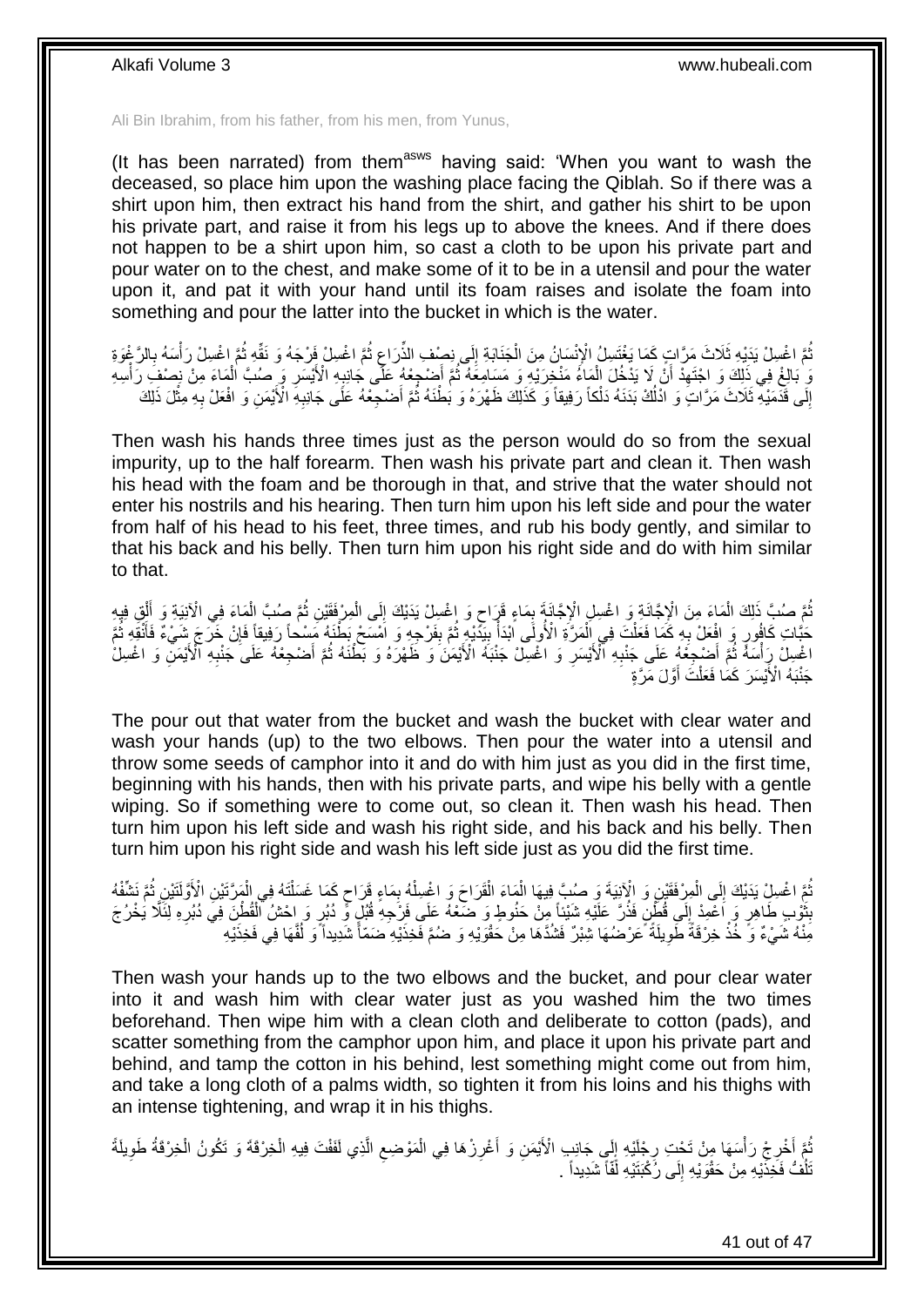Ali Bin Ibrahim, from his father, from his men, from Yunus,

(It has been narrated) from them[asws] having said: 'When you want to wash the deceased, so place him upon the washing place facing the Qiblah. So if there was a shirt upon him, then extract his hand from the shirt, and gather his shirt to be upon his private part, and raise it from his legs up to above the knees. And if there does not happen to be a shirt upon him, so cast a cloth to be upon his private part and pour water on to the chest, and make some of it to be in a utensil and pour the water upon it, and pat it with your hand until its foam raises and isolate the foam into something and pour the latter into the bucket in which is the water.

ثُمَّ اغْسِلْ يَدَيْهِ ثَلَاثَ مَرَّاتٍ كَمَا يَغْتَسِلُ الْإِنْسَانُ مِنَ الْجَنَابَةِ إِلَى نِصْفِ الذِّرَاعِ ثُمَّ اغْسِلْ فَرْجَهُ وَ نَقِّهِ ثُمَّ اغْسِلْ رَأْسَهُ بِالرَّغْوَةِ وَ بَالِغْ فِي ذَلِكَ وَ اجْتَهِدْ أَنْ لَا يَدْخُلَ الْمَاءُ مَنْخِرَيْهِ وَ مَسَامِعَهُ ثُمَّ أَضْجِعْهُ عَلَى جَانِبِهِ الْأَيْسَرِ وَ صُبَّ الْمَاءَ مِنْ نِصْفِ رَأْسِهِ إِلَى قَدَمَيْهِ ثَلَاثَ مَرَّاتٍ وَ ادْلُكْ بَدَنَهُ دَلْكاً رَفِيقاً وَ كَذَلِكَ ظَهْرَهُ وَ بَطْنَهُ ثُمَّ أَضْجِعْهُ عَلَى جَانِبِهِ الْأَيْمَنِ وَ افْعَلْ بِهِ مِثْلَ ذَلِكَ

Then wash his hands three times just as the person would do so from the sexual impurity, up to the half forearm. Then wash his private part and clean it. Then wash his head with the foam and be thorough in that, and strive that the water should not enter his nostrils and his hearing. Then turn him upon his left side and pour the water from half of his head to his feet, three times, and rub his body gently, and similar to that his back and his belly. Then turn him upon his right side and do with him similar to that.

ثُمَّ صُبَّ ذَلِكَ الْمَاءَ مِنَ الْإِجَّانَةِ وَ اغْسِلِ الْإِجَّانَةَ بِمَاءٍ قَرَاحٍ وَ اغْسِلْ يَدَيْكَ إِلَى الْمِرْفَقَيْنِ ثُمَّ صُبَّ الْمَاءَ فِي الْآنِيَةِ وَ أَلْقِ فِيهِ حَبَّاتِ كَافُورٍ وَ افْعَلْ بِهِ كَمَا فَعَلْتَ فِي الْمَرَّةِ الْأُولَى ابْدَأْ بِيَدَيْهِ ثُمَّ بِفَرْجِهِ وَ امْسَحْ بَطْنَهُ مَسْحاً رَفِيقاً فَإِنْ خَرَجَ شَيْءٌ فَأَنْقِهِ ثُمَّ اغْسِلْ رَأْسَهُ ثُمَّ أَضْجِعْهُ عَلَى جَنْبِهِ الْأَيْسَرِ وَ اغْسِلْ جَنْبَهُ الْأَيْمَنَ وَ ظَهْرَهُ وَ بَطْنَهُ ثُمَّ أَضْجِعْهُ عَلَى جَنْبِهِ الْأَيْمَنِ وَ اغْسِلْ جَنْبَهُ الْأَيْسَرَ كَمَا فَعَلْتَ أَوَّلَ مَرَّةٍ

The pour out that water from the bucket and wash the bucket with clear water and wash your hands (up) to the two elbows. Then pour the water into a utensil and throw some seeds of camphor into it and do with him just as you did in the first time, beginning with his hands, then with his private parts, and wipe his belly with a gentle wiping. So if something were to come out, so clean it. Then wash his head. Then turn him upon his left side and wash his right side, and his back and his belly. Then turn him upon his right side and wash his left side just as you did the first time.

ثُمَّ اغْسِلْ يَدَيْكَ إِلَى الْمِرْفَقَيْنِ وَ الْآنِيَةَ وَ صُبَّ فِيهَا الْمَاءَ الْقَرَاحَ وَ اغْسِلْهُ بِمَاءٍ قَرَاحٍ كَمَا غَسَلْتَهُ فِي الْمَرَّتَيْنِ الْأَوَّلَتَيْنِ ثُمَّ نَشِّفْهُ بِثَوْبٍ طَاهِرٍ وَ اعْمِدْ إِلَى قُطْنٍ فَذُرَّ عَلَيْهِ شَيْئاً مِنْ حَنُوطٍ وَ ضَعْهُ عَلَى فَرْجِهِ قُبُلٍ وَ دُبُرٍ وَ احْشُ الْقُطْنَ فِي دُبُرِهِ لِئَلَّا يَخْرُجَ مِنْهُ شَيْءٌ وَ خُذْ خِرْقَةً طَوِيلَةً عَرْضُهَا شِبْرٌ فَشُدَّهَا مِنْ حَقْوَيْهِ وَ ضُمَّ فَخِذَيْهِ ضَمّاً شَدِيداً وَ لُفَّهَا فِي فَخِذَيْهِ

Then wash your hands up to the two elbows and the bucket, and pour clear water into it and wash him with clear water just as you washed him the two times beforehand. Then wipe him with a clean cloth and deliberate to cotton (pads), and scatter something from the camphor upon him, and place it upon his private part and behind, and tamp the cotton in his behind, lest something might come out from him, and take a long cloth of a palms width, so tighten it from his loins and his thighs with an intense tightening, and wrap it in his thighs.

ثُمَّ أَخْرِجْ رَأْسَهَا مِنْ تَحْتِ رِجْلَيْهِ إِلَى جَانِبِ الْأَيْمَنِ وَ أَغْرِزْهَا فِي الْمَوْضِعِ الَّذِي لَفَفْتَ فِيهِ الْخِرْقَةَ وَ تَكُونُ الْخِرْقَةُ طَوِيلَةً تَلُفُّ فَخِذَيْهِ مِنْ حَقْوَيْهِ إِلَى رُكْبَتَيْهِ لَفّاً شَدِيداً .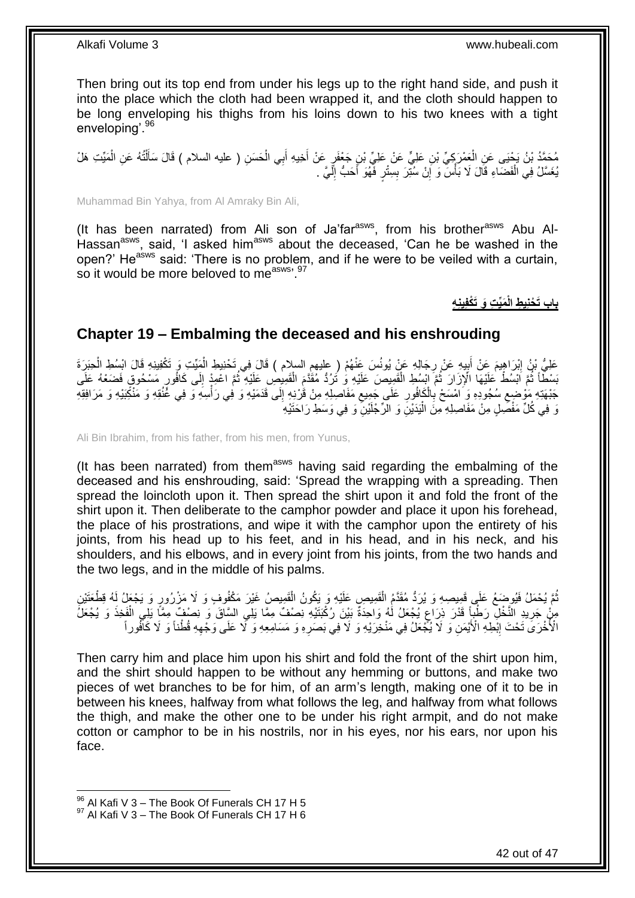Then bring out its top end from under his legs up to the right hand side, and push it into the place which the cloth had been wrapped it, and the cloth should happen to be long enveloping his thighs from his loins down to his two knees with a tight enveloping'.[96]

مُحَمَّدُ بْنُ يَحْيَى عَنِ الْعَمْرَكِيِّ بْنِ عَلِيٍّ عَنْ عَلِيِّ بْنِ جَعْفَرٍ عَنْ أَخِيهِ أَبِي الْحَسَنِ ( عليه السلام ) قَالَ سَأَلْتُهُ عَنِ الْمَيِّتِ هَلْ يُغَسَّلُ فِي الْفَضَاءِ قَالَ لَا بَأْسَ وَ إِنْ سُتِرَ بِسِتْرٍ فَهُوَ أَحَبُّ إِلَيَّ .

Muhammad Bin Yahya, from Al Amraky Bin Ali,

(It has been narrated) from Ali son of Ja'far[asws], from his brother[asws] Abu Al-Hassan[asws], said, 'I asked him[asws] about the deceased, 'Can he be washed in the open?' He[asws] said: 'There is no problem, and if he were to be veiled with a curtain, so it would be more beloved to me[asws]'.[97]

**بَابُ تَحْنِيطِ الْمَيِّتِ وَ تَكْفِينِهِ**

## Chapter 19 – Embalming the deceased and his enshrouding

عَلِيُّ بْنُ إِبْرَاهِيمَ عَنْ أَبِيهِ عَنْ رِجَالِهِ عَنْ يُونُسَ عَنْهُمْ ( عليهم السلام ) قَالَ فِي تَحْنِيطِ الْمَيِّتِ وَ تَكْفِينِهِ قَالَ ابْسُطِ الْحِبَرَةَ بَسْطاً ثُمَّ ابْسُطْ عَلَيْهَا الْإِزَارَ ثُمَّ ابْسُطِ الْقَمِيصَ عَلَيْهِ وَ تَرُدُّ مُقَدَّمَ الْقَمِيصِ عَلَيْهِ ثُمَّ اعْمِدْ إِلَى كَافُورٍ مَسْحُوقٍ فَضَعْهُ عَلَى جَبْهَتِهِ مَوْضِعِ سُجُودِهِ وَ امْسَحْ بِالْكَافُورِ عَلَى جَمِيعِ مَفَاصِلِهِ مِنْ قَرْنِهِ إِلَى قَدَمَيْهِ وَ فِي رَأْسِهِ وَ فِي عُنُقِهِ وَ مَنْكِبَيْهِ وَ مَرَافِقِهِ وَ فِي كُلِّ مَفْصِلٍ مِنْ مَفَاصِلِهِ مِنَ الْيَدَيْنِ وَ الرِّجْلَيْنِ وَ فِي وَسَطِ رَاحَتَيْهِ

Ali Bin Ibrahim, from his father, from his men, from Yunus,

(It has been narrated) from them[asws] having said regarding the embalming of the deceased and his enshrouding, said: 'Spread the wrapping with a spreading. Then spread the loincloth upon it. Then spread the shirt upon it and fold the front of the shirt upon it. Then deliberate to the camphor powder and place it upon his forehead, the place of his prostrations, and wipe it with the camphor upon the entirety of his joints, from his head up to his feet, and in his head, and in his neck, and his shoulders, and his elbows, and in every joint from his joints, from the two hands and the two legs, and in the middle of his palms.

ثُمَّ يُحْمَلُ فَيُوضَعُ عَلَى قَمِيصِهِ وَ يُرَدُّ مُقَدَّمُ الْقَمِيصِ عَلَيْهِ وَ يَكُونُ الْقَمِيصُ غَيْرَ مَكْفُوفٍ وَ لَا مَزْرُورٍ وَ يَجْعَلُ لَهُ قِطْعَتَيْنِ مِنْ جَرِيدِ النَّخْلِ رَطْباً قَدْرَ ذِرَاعٍ يُجْعَلُ لَهُ وَاحِدَةٌ بَيْنَ رُكْبَتَيْهِ نِصْفٌ مِمَّا يَلِي السَّاقَ وَ نِصْفٌ مِمَّا يَلِي الْفَخِذَ وَ يُجْعَلُ الْأُخْرَى تَحْتَ إِبْطِهِ الْأَيْمَنِ وَ لَا يُجْعَلُ فِي مَنْخِرَيْهِ وَ لَا فِي بَصَرِهِ وَ مَسَامِعِهِ وَ لَا عَلَى وَجْهِهِ قُطْناً وَ لَا كَافُوراً

Then carry him and place him upon his shirt and fold the front of the shirt upon him, and the shirt should happen to be without any hemming or buttons, and make two pieces of wet branches to be for him, of an arm's length, making one of it to be in between his knees, halfway from what follows the leg, and halfway from what follows the thigh, and make the other one to be under his right armpit, and do not make cotton or camphor to be in his nostrils, nor in his eyes, nor his ears, nor upon his face.

[96] Al Kafi V 3 – The Book Of Funerals CH 17 H 5
[97] Al Kafi V 3 – The Book Of Funerals CH 17 H 6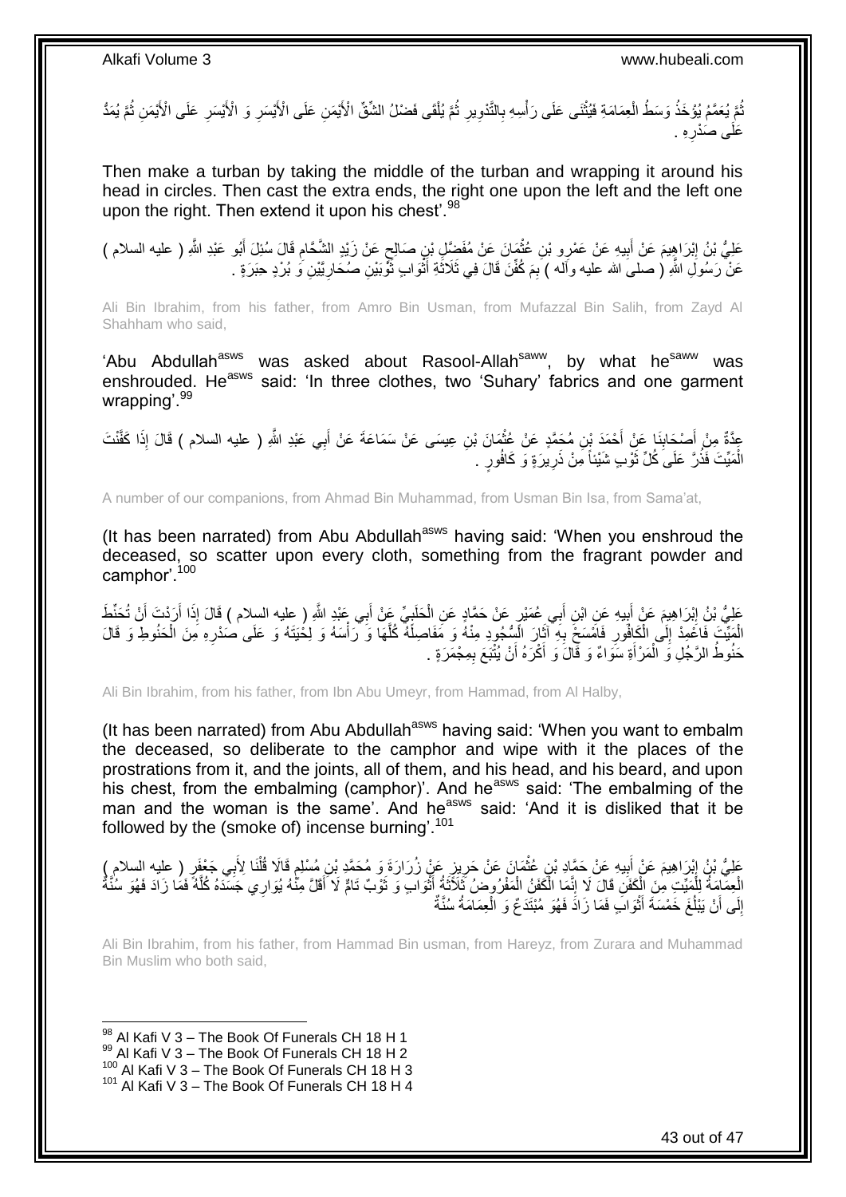ثُمَّ يُعَمَّمُ يُؤْخَذُ وَسَطُ الْعِمَامَةِ فَيُثْنَى عَلَى رَأْسِهِ بِالتَّدْوِيرِ ثُمَّ يُلْقَى فَضْلُ الشِّقِّ الْأَيْمَنِ عَلَى الْأَيْسَرِ وَ الْأَيْسَرِ عَلَى الْأَيْمَنِ ثُمَّ يُمَدُّ عَلَى صَدْرِهِ .

Then make a turban by taking the middle of the turban and wrapping it around his head in circles. Then cast the extra ends, the right one upon the left and the left one upon the right. Then extend it upon his chest'.[98]

عَلِيُّ بْنُ إِبْرَاهِيمَ عَنْ أَبِيهِ عَنْ عَمْرِو بْنِ عُثْمَانَ عَنْ مُفَضَّلِ بْنِ صَالِحٍ عَنْ زَيْدٍ الشَّحَّامِ قَالَ سُئِلَ أَبُو عَبْدِ اللَّهِ ( عليه السلام ) عَنْ رَسُولِ اللَّهِ ( صلى الله عليه وآله ) بِمَ كُفِّنَ قَالَ فِي ثَلَاثَةِ أَثْوَابٍ ثَوْبَيْنِ صُحَارِيَّيْنِ وَ بُرْدٍ حِبَرَةٍ .

Ali Bin Ibrahim, from his father, from Amro Bin Usman, from Mufazzal Bin Salih, from Zayd Al Shahham who said,

'Abu Abdullah[asws] was asked about Rasool-Allah[saww], by what he[saww] was enshrouded. He[asws] said: 'In three clothes, two 'Suhary' fabrics and one garment wrapping'.[99]

عِدَّةٌ مِنْ أَصْحَابِنَا عَنْ أَحْمَدَ بْنِ مُحَمَّدٍ عَنْ عُثْمَانَ بْنِ عِيسَى عَنْ سَمَاعَةَ عَنْ أَبِي عَبْدِ اللَّهِ ( عليه السلام ) قَالَ إِذَا كَفَّنْتَ الْمَيِّتَ فَذُرَّ عَلَى كُلِّ ثَوْبٍ شَيْئاً مِنْ ذَرِيرَةٍ وَ كَافُورٍ .

A number of our companions, from Ahmad Bin Muhammad, from Usman Bin Isa, from Sama'at,

(It has been narrated) from Abu Abdullah[asws] having said: 'When you enshroud the deceased, so scatter upon every cloth, something from the fragrant powder and camphor'.[100]

عَلِيُّ بْنُ إِبْرَاهِيمَ عَنْ أَبِيهِ عَنِ ابْنِ أَبِي عُمَيْرٍ عَنْ حَمَّادٍ عَنِ الْحَلَبِيِّ عَنْ أَبِي عَبْدِ اللَّهِ ( عليه السلام ) قَالَ إِذَا أَرَدْتَ أَنْ تُحَنِّطَ الْمَيِّتَ فَاعْمِدْ إِلَى الْكَافُورِ فَامْسَحْ بِهِ آثَارَ السُّجُودِ مِنْهُ وَ مَفَاصِلَهُ كُلَّهَا وَ رَأْسَهُ وَ لِحْيَتَهُ وَ عَلَى صَدْرِهِ مِنَ الْحَنُوطِ وَ قَالَ حَنُوطُ الرَّجُلِ وَ الْمَرْأَةِ سَوَاءٌ وَ قَالَ وَ أَكْرَهُ أَنْ يُتْبَعَ بِمِجْمَرَةٍ .

Ali Bin Ibrahim, from his father, from Ibn Abu Umeyr, from Hammad, from Al Halby,

(It has been narrated) from Abu Abdullah[asws] having said: 'When you want to embalm the deceased, so deliberate to the camphor and wipe with it the places of the prostrations from it, and the joints, all of them, and his head, and his beard, and upon his chest, from the embalming (camphor)'. And he[asws] said: 'The embalming of the man and the woman is the same'. And he[asws] said: 'And it is disliked that it be followed by the (smoke of) incense burning'.[101]

عَلِيُّ بْنُ إِبْرَاهِيمَ عَنْ أَبِيهِ عَنْ حَمَّادِ بْنِ عُثْمَانَ عَنْ حَرِيزٍ عَنْ زُرَارَةَ وَ مُحَمَّدِ بْنِ مُسْلِمٍ قَالا قُلْنَا لِأَبِي جَعْفَرٍ ( عليه السلام ) الْعِمَامَةُ لِلْمَيِّتِ مِنَ الْكَفَنِ قَالَ لَا إِنَّمَا الْكَفَنُ الْمَفْرُوضُ ثَلَاثَةُ أَثْوَابٍ وَ ثَوْبٌ تَامٌّ لَا أَقَلَّ مِنْهُ يُوَارِي جَسَدَهُ كُلَّهُ فَمَا زَادَ فَهُوَ سُنَّةٌ إِلَى أَنْ يَبْلُغَ خَمْسَةَ أَثْوَابٍ فَمَا زَادَ فَهُوَ مُبْتَدَعٌ وَ الْعِمَامَةُ سُنَّةٌ

Ali Bin Ibrahim, from his father, from Hammad Bin usman, from Hareyz, from Zurara and Muhammad Bin Muslim who both said,

[98] Al Kafi V 3 – The Book Of Funerals CH 18 H 1
[99] Al Kafi V 3 – The Book Of Funerals CH 18 H 2
[100] Al Kafi V 3 – The Book Of Funerals CH 18 H 3
[101] Al Kafi V 3 – The Book Of Funerals CH 18 H 4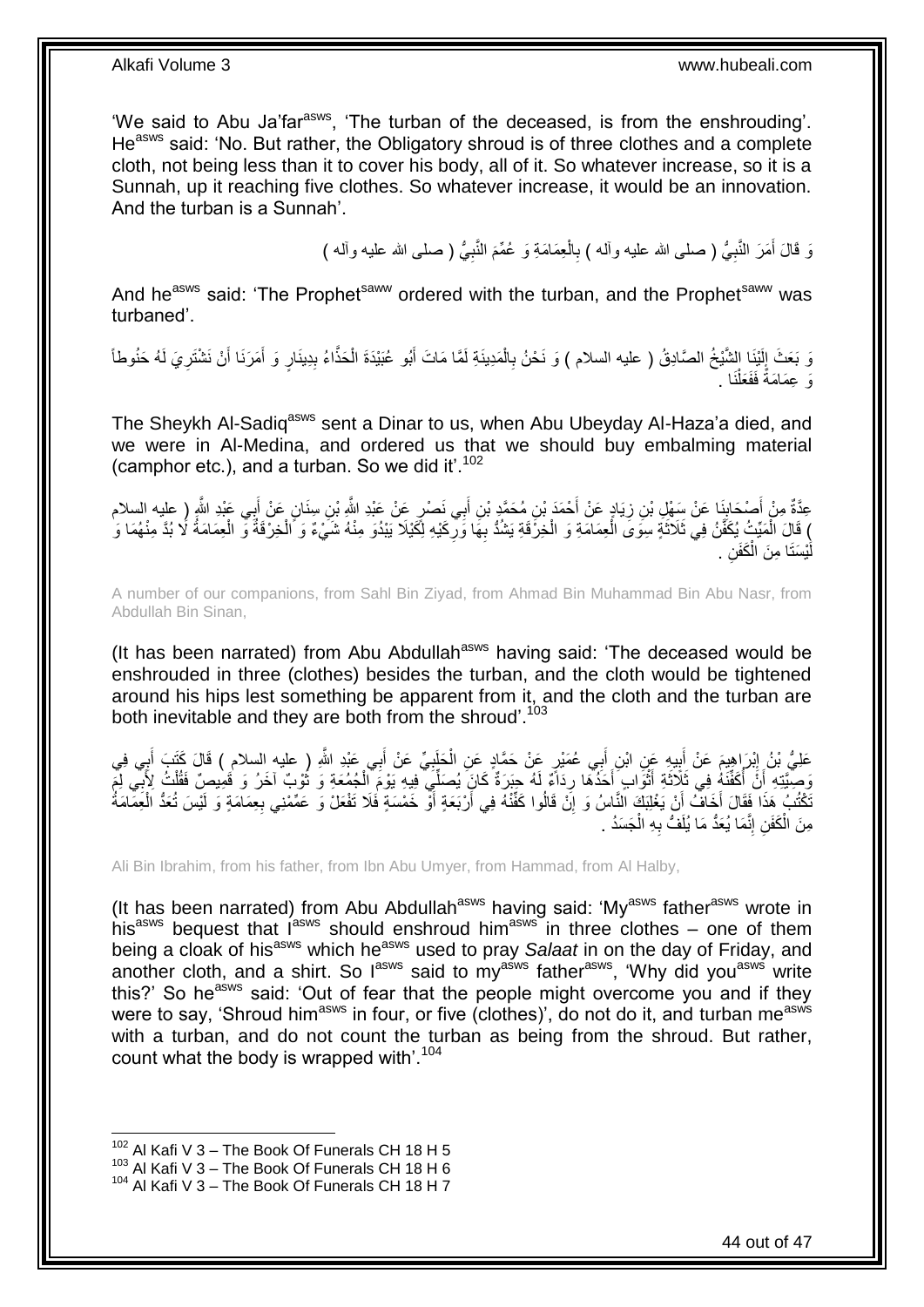'We said to Abu Ja'far[asws], 'The turban of the deceased, is from the enshrouding'. He[asws] said: 'No. But rather, the Obligatory shroud is of three clothes and a complete cloth, not being less than it to cover his body, all of it. So whatever increase, so it is a Sunnah, up it reaching five clothes. So whatever increase, it would be an innovation. And the turban is a Sunnah'.

وَ قَالَ أَمَرَ النَّبِيُّ ( صلى الله عليه وآله ) بِالْعِمَامَةِ وَ عُمِّمَ النَّبِيُّ ( صلى الله عليه وآله )

And he[asws] said: 'The Prophet[saww] ordered with the turban, and the Prophet[saww] was turbaned'.

وَ بَعَثَ إِلَيْنَا الشَّيْخُ الصَّادِقُ ( عليه السلام ) وَ نَحْنُ بِالْمَدِينَةِ لَمَّا مَاتَ أَبُو عُبَيْدَةَ الْحَذَّاءُ بِدِينَارٍ وَ أَمَرَنَا أَنْ نَشْتَرِيَ لَهُ حَنُوطاً وَ عِمَامَةً فَفَعَلْنَا .

The Sheykh Al-Sadiq[asws] sent a Dinar to us, when Abu Ubeyday Al-Haza'a died, and we were in Al-Medina, and ordered us that we should buy embalming material (camphor etc.), and a turban. So we did it'.[102]

عِدَّةٌ مِنْ أَصْحَابِنَا عَنْ سَهْلِ بْنِ زِيَادٍ عَنْ أَحْمَدَ بْنِ مُحَمَّدِ بْنِ أَبِي نَصْرٍ عَنْ عَبْدِ اللَّهِ بْنِ سِنَانٍ عَنْ أَبِي عَبْدِ اللَّهِ ( عليه السلام ) قَالَ الْمَيِّتُ يُكَفَّنُ فِي ثَلَاثَةٍ سِوَى الْعِمَامَةِ وَ الْخِرْقَةِ يَشُدُّ بِهَا وَرِكَيْهِ لِكَيْلَا يَبْدُوَ مِنْهُ شَيْءٌ وَ الْخِرْقَةُ وَ الْعِمَامَةُ لَا بُدَّ مِنْهُمَا وَ لَيْسَتَا مِنَ الْكَفَنِ .

A number of our companions, from Sahl Bin Ziyad, from Ahmad Bin Muhammad Bin Abu Nasr, from Abdullah Bin Sinan,

(It has been narrated) from Abu Abdullah[asws] having said: 'The deceased would be enshrouded in three (clothes) besides the turban, and the cloth would be tightened around his hips lest something be apparent from it, and the cloth and the turban are both inevitable and they are both from the shroud'.[103]

عَلِيُّ بْنُ إِبْرَاهِيمَ عَنْ أَبِيهِ عَنِ ابْنِ أَبِي عُمَيْرٍ عَنْ حَمَّادٍ عَنِ الْحَلَبِيِّ عَنْ أَبِي عَبْدِ اللَّهِ ( عليه السلام ) قَالَ كَتَبَ أَبِي فِي وَصِيَّتِهِ أَنْ أُكَفِّنَهُ فِي ثَلَاثَةِ أَثْوَابٍ أَحَدُهَا رِدَاءٌ لَهُ حِبَرَةٌ كَانَ يُصَلِّي فِيهِ يَوْمَ الْجُمُعَةِ وَ ثَوْبٌ آخَرُ وَ قَمِيصٌ فَقُلْتُ لِأَبِي لِمَ تَكْتُبُ هَذَا فَقَالَ أَخَافُ أَنْ يَغْلِبَكَ النَّاسُ وَ إِنْ قَالُوا كَفِّنْهُ فِي أَرْبَعَةٍ أَوْ خَمْسَةٍ فَلَا تَفْعَلْ وَ عَمِّمْنِي بِعِمَامَةٍ وَ لَيْسَ تُعَدُّ الْعِمَامَةُ مِنَ الْكَفَنِ إِنَّمَا يُعَدُّ مَا يُلَفُّ بِهِ الْجَسَدُ .

Ali Bin Ibrahim, from his father, from Ibn Abu Umyer, from Hammad, from Al Halby,

(It has been narrated) from Abu Abdullah[asws] having said: 'My[asws] father[asws] wrote in his[asws] bequest that I[asws] should enshroud him[asws] in three clothes – one of them being a cloak of his[asws] which he[asws] used to pray *Salaat* in on the day of Friday, and another cloth, and a shirt. So I[asws] said to my[asws] father[asws], 'Why did you[asws] write this?' So he[asws] said: 'Out of fear that the people might overcome you and if they were to say, 'Shroud him[asws] in four, or five (clothes)', do not do it, and turban me[asws] with a turban, and do not count the turban as being from the shroud. But rather, count what the body is wrapped with'.[104]

[102] Al Kafi V 3 – The Book Of Funerals CH 18 H 5
[103] Al Kafi V 3 – The Book Of Funerals CH 18 H 6
[104] Al Kafi V 3 – The Book Of Funerals CH 18 H 7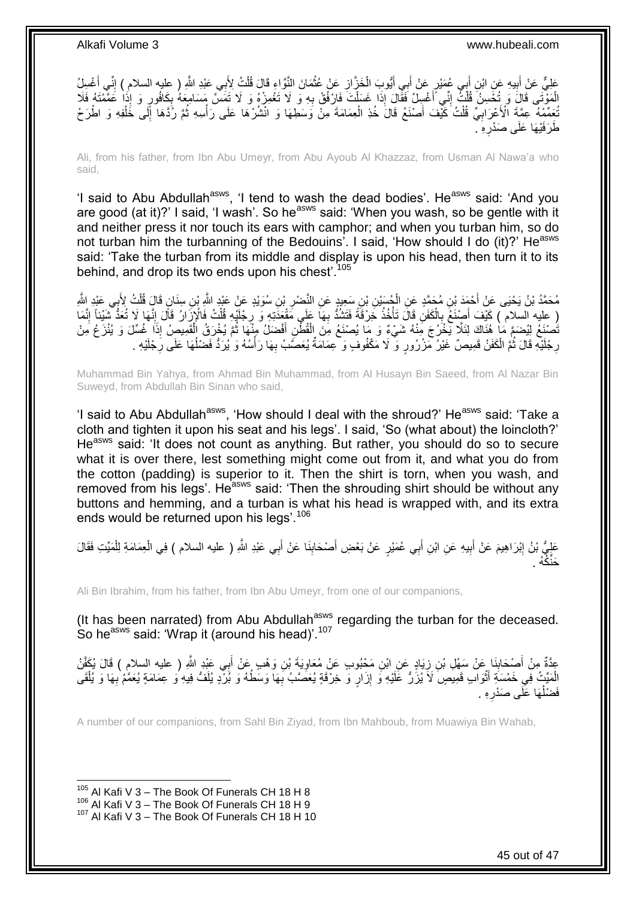عَلِيٌّ عَنْ أَبِيهِ عَنِ ابْنِ أَبِي عُمَيْرٍ عَنْ أَبِي أَيُّوبَ الْخَزَّازِ عَنْ عُثْمَانَ النَّوَّاءِ قَالَ قُلْتُ لِأَبِي عَبْدِ اللَّهِ ( عليه السلام ) إِنِّي أَغْسِلُ الْمَوْتَى قَالَ وَ تُحْسِنُ قُلْتُ إِنِّي أَغْسِلُ فَقَالَ إِذَا غَسَلْتَ فَارْفُقْ بِهِ وَ لَا تَغْمِزْهُ وَ لَا تَمَسَّ مَسَامِعَهُ بِكَافُورٍ وَ إِذَا عَمَّمْتَهُ فَلَا تُعَمِّمْهُ عِمَّةَ الْأَعْرَابِيِّ قُلْتُ كَيْفَ أَصْنَعُ قَالَ خُذِ الْعِمَامَةَ مِنْ وَسَطِهَا وَ انْشُرْهَا عَلَى رَأْسِهِ ثُمَّ رُدَّهَا إِلَى خَلْفِهِ وَ اطْرَحْ طَرَفَيْهَا عَلَى صَدْرِهِ .

Ali, from his father, from Ibn Abu Umeyr, from Abu Ayoub Al Khazzaz, from Usman Al Nawa'a who said,

'I said to Abu Abdullah[asws], 'I tend to wash the dead bodies'. He[asws] said: 'And you are good (at it)?' I said, 'I wash'. So he[asws] said: 'When you wash, so be gentle with it and neither press it nor touch its ears with camphor; and when you turban him, so do not turban him the turbanning of the Bedouins'. I said, 'How should I do (it)?' He[asws] said: 'Take the turban from its middle and display is upon his head, then turn it to its behind, and drop its two ends upon his chest'.[105]

مُحَمَّدُ بْنُ يَحْيَى عَنْ أَحْمَدَ بْنِ مُحَمَّدٍ عَنِ الْحُسَيْنِ بْنِ سَعِيدٍ عَنِ النَّضْرِ بْنِ سُوَيْدٍ عَنْ عَبْدِ اللَّهِ بْنِ سِنَانٍ قَالَ قُلْتُ لِأَبِي عَبْدِ اللَّهِ ( عليه السلام ) كَيْفَ أَصْنَعُ بِالْكَفَنِ قَالَ تَأْخُذُ خِرْقَةً فَتَشُدُّ بِهَا عَلَى مَقْعَدَتِهِ وَ رِجْلَيْهِ قُلْتُ فَالْإِزَارُ قَالَ إِنَّهَا لَا تُعَدُّ شَيْئاً إِنَّمَا تَصْنَعُ لِيُضَمَّ مَا هُنَاكَ لِئَلَّا يَخْرُجَ مِنْهُ شَيْءٌ وَ مَا يُصْنَعُ مِنَ الْقُطْنِ أَفْضَلُ مِنْهَا ثُمَّ يُخْرَقُ الْقَمِيصُ إِذَا غُسِّلَ وَ يُنْزَعُ مِنْ رِجْلَيْهِ قَالَ ثُمَّ الْكَفَنُ قَمِيصٌ غَيْرُ مَزْرُورٍ وَ لَا مَكْفُوفٍ وَ عِمَامَةٌ يُعَصَّبُ بِهَا رَأْسُهُ وَ يُرَدُّ فَضْلُهَا عَلَى رِجْلَيْهِ .

Muhammad Bin Yahya, from Ahmad Bin Muhammad, from Al Husayn Bin Saeed, from Al Nazar Bin Suweyd, from Abdullah Bin Sinan who said,

'I said to Abu Abdullah[asws], 'How should I deal with the shroud?' He[asws] said: 'Take a cloth and tighten it upon his seat and his legs'. I said, 'So (what about) the loincloth?' He[asws] said: 'It does not count as anything. But rather, you should do so to secure what it is over there, lest something might come out from it, and what you do from the cotton (padding) is superior to it. Then the shirt is torn, when you wash, and removed from his legs'. He[asws] said: 'Then the shrouding shirt should be without any buttons and hemming, and a turban is what his head is wrapped with, and its extra ends would be returned upon his legs'.[106]

عَلِيُّ بْنُ إِبْرَاهِيمَ عَنْ أَبِيهِ عَنِ ابْنِ أَبِي عُمَيْرٍ عَنْ بَعْضِ أَصْحَابِنَا عَنْ أَبِي عَبْدِ اللَّهِ ( عليه السلام ) فِي الْعِمَامَةِ لِلْمَيِّتِ فَقَالَ حَنِّكْهُ .

Ali Bin Ibrahim, from his father, from Ibn Abu Umeyr, from one of our companions,

(It has been narrated) from Abu Abdullah[asws] regarding the turban for the deceased. So he[asws] said: 'Wrap it (around his head)'.[107]

عِدَّةٌ مِنْ أَصْحَابِنَا عَنْ سَهْلِ بْنِ زِيَادٍ عَنِ ابْنِ مَحْبُوبٍ عَنْ مُعَاوِيَةَ بْنِ وَهْبٍ عَنْ أَبِي عَبْدِ اللَّهِ ( عليه السلام ) قَالَ يُكَفَّنُ الْمَيِّتُ فِي خَمْسَةِ أَثْوَابٍ قَمِيصٍ لَا يُزَرُّ عَلَيْهِ وَ إِزَارٍ وَ خِرْقَةٍ يُعَصَّبُ بِهَا وَسَطُهُ وَ بُرْدٍ يُلَفُّ فِيهِ وَ عِمَامَةٍ يُعَمَّمُ بِهَا وَ يُلْقَى فَضْلُهَا عَلَى صَدْرِهِ .

A number of our companions, from Sahl Bin Ziyad, from Ibn Mahboub, from Muawiya Bin Wahab,

[105] Al Kafi V 3 – The Book Of Funerals CH 18 H 8
[106] Al Kafi V 3 – The Book Of Funerals CH 18 H 9
[107] Al Kafi V 3 – The Book Of Funerals CH 18 H 10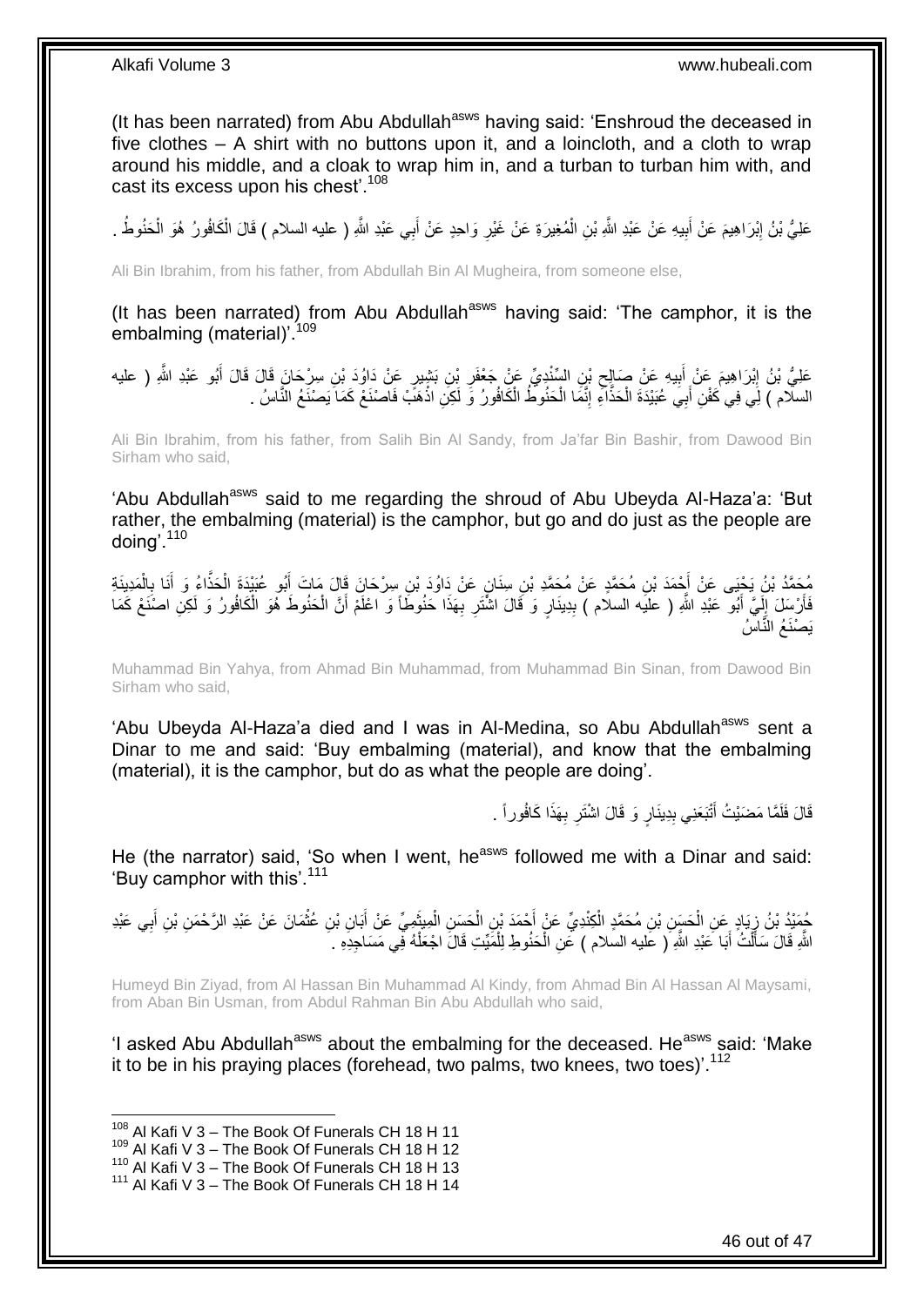(It has been narrated) from Abu Abdullah[asws] having said: 'Enshroud the deceased in five clothes – A shirt with no buttons upon it, and a loincloth, and a cloth to wrap around his middle, and a cloak to wrap him in, and a turban to turban him with, and cast its excess upon his chest'.[108]

عَلِيُّ بْنُ إِبْرَاهِيمَ عَنْ أَبِيهِ عَنْ عَبْدِ اللَّهِ بْنِ الْمُغِيرَةِ عَنْ غَيْرِ وَاحِدٍ عَنْ أَبِي عَبْدِ اللَّهِ ( عليه السلام ) قَالَ الْكَافُورُ هُوَ الْحَنُوطُ .

Ali Bin Ibrahim, from his father, from Abdullah Bin Al Mugheira, from someone else,

(It has been narrated) from Abu Abdullah[asws] having said: 'The camphor, it is the embalming (material)'.[109]

عَلِيُّ بْنُ إِبْرَاهِيمَ عَنْ أَبِيهِ عَنْ صَالِحِ بْنِ السِّنْدِيِّ عَنْ جَعْفَرِ بْنِ بَشِيرٍ عَنْ دَاوُدَ بْنِ سِرْحَانَ قَالَ قَالَ أَبُو عَبْدِ اللَّهِ ( عليه السلام ) لِي فِي كَفَنِ أَبِي عُبَيْدَةَ الْحَذَّاءِ إِنَّمَا الْحَنُوطُ الْكَافُورُ وَ لَكِنِ اذْهَبْ فَاصْنَعْ كَمَا يَصْنَعُ النَّاسُ .

Ali Bin Ibrahim, from his father, from Salih Bin Al Sandy, from Ja'far Bin Bashir, from Dawood Bin Sirham who said,

'Abu Abdullah[asws] said to me regarding the shroud of Abu Ubeyda Al-Haza'a: 'But rather, the embalming (material) is the camphor, but go and do just as the people are doing'.[110]

مُحَمَّدُ بْنُ يَحْيَى عَنْ أَحْمَدَ بْنِ مُحَمَّدٍ عَنْ مُحَمَّدِ بْنِ سِنَانٍ عَنْ دَاوُدَ بْنِ سِرْحَانَ قَالَ مَاتَ أَبُو عُبَيْدَةَ الْحَذَّاءُ وَ أَنَا بِالْمَدِينَةِ فَأَرْسَلَ إِلَيَّ أَبُو عَبْدِ اللَّهِ ( عليه السلام ) بِدِينَارٍ وَ قَالَ اشْتَرِ بِهَذَا حَنُوطاً وَ اعْلَمْ أَنَّ الْحَنُوطَ هُوَ الْكَافُورُ وَ لَكِنِ اصْنَعْ كَمَا يَصْنَعُ النَّاسُ

Muhammad Bin Yahya, from Ahmad Bin Muhammad, from Muhammad Bin Sinan, from Dawood Bin Sirham who said,

'Abu Ubeyda Al-Haza'a died and I was in Al-Medina, so Abu Abdullah[asws] sent a Dinar to me and said: 'Buy embalming (material), and know that the embalming (material), it is the camphor, but do as what the people are doing'.

قَالَ فَلَمَّا مَضَيْتُ أَتْبَعَنِي بِدِينَارٍ وَ قَالَ اشْتَرِ بِهَذَا كَافُوراً .

He (the narrator) said, 'So when I went, he[asws] followed me with a Dinar and said: 'Buy camphor with this'.[111]

حُمَيْدُ بْنُ زِيَادٍ عَنِ الْحَسَنِ بْنِ مُحَمَّدٍ الْكِنْدِيِّ عَنْ أَحْمَدَ بْنِ الْحَسَنِ الْمِيثَمِيِّ عَنْ أَبَانِ بْنِ عُثْمَانَ عَنْ عَبْدِ الرَّحْمَنِ بْنِ أَبِي عَبْدِ اللَّهِ قَالَ سَأَلْتُ أَبَا عَبْدِ اللَّهِ ( عليه السلام ) عَنِ الْحَنُوطِ لِلْمَيِّتِ قَالَ اجْعَلْهُ فِي مَسَاجِدِهِ .

Humeyd Bin Ziyad, from Al Hassan Bin Muhammad Al Kindy, from Ahmad Bin Al Hassan Al Maysami, from Aban Bin Usman, from Abdul Rahman Bin Abu Abdullah who said,

'I asked Abu Abdullah[asws] about the embalming for the deceased. He[asws] said: 'Make it to be in his praying places (forehead, two palms, two knees, two toes)'.[112]

[108] Al Kafi V 3 – The Book Of Funerals CH 18 H 11
[109] Al Kafi V 3 – The Book Of Funerals CH 18 H 12
[110] Al Kafi V 3 – The Book Of Funerals CH 18 H 13
[111] Al Kafi V 3 – The Book Of Funerals CH 18 H 14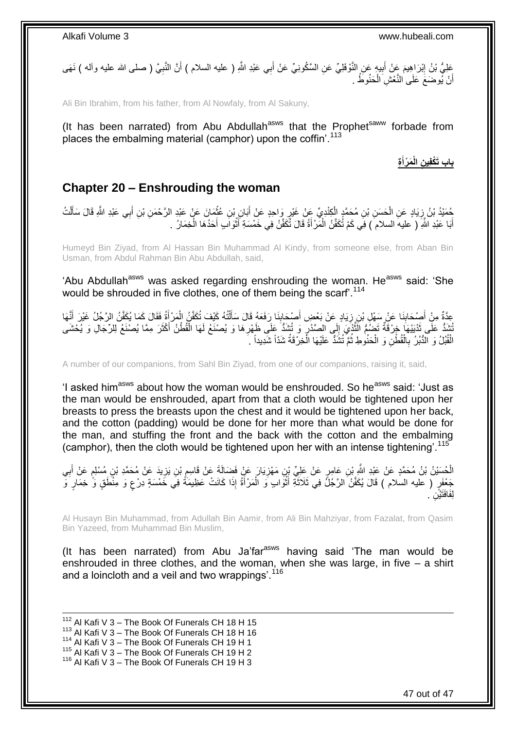عَلِيُّ بْنُ إِبْرَاهِيمَ عَنْ أَبِيهِ عَنِ النَّوْفَلِيِّ عَنِ السَّكُونِيِّ عَنْ أَبِي عَبْدِ اللَّهِ ( عليه السلام ) أَنَّ النَّبِيَّ ( صلى الله عليه وآله ) نَهَى أَنْ يُوضَعَ عَلَى النَّعْشِ الْحَنُوطُ .

Ali Bin Ibrahim, from his father, from Al Nowfaly, from Al Sakuny,

(It has been narrated) from Abu Abdullah[asws] that the Prophet[saww] forbade from places the embalming material (camphor) upon the coffin'.[113]

**بَابُ تَكْفِينِ الْمَرْأَةِ**

## Chapter 20 – Enshrouding the woman

حُمَيْدُ بْنُ زِيَادٍ عَنِ الْحَسَنِ بْنِ مُحَمَّدٍ الْكِنْدِيِّ عَنْ غَيْرِ وَاحِدٍ عَنْ أَبَانِ بْنِ عُثْمَانَ عَنْ عَبْدِ الرَّحْمَنِ بْنِ أَبِي عَبْدِ اللَّهِ قَالَ سَأَلْتُ أَبَا عَبْدِ اللَّهِ ( عليه السلام ) فِي كَمْ تُكَفَّنُ الْمَرْأَةُ قَالَ تُكَفَّنُ فِي خَمْسَةِ أَثْوَابٍ أَحَدُهَا الْخِمَارُ .

Humeyd Bin Ziyad, from Al Hassan Bin Muhammad Al Kindy, from someone else, from Aban Bin Usman, from Abdul Rahman Bin Abu Abdullah, said,

'Abu Abdullah[asws] was asked regarding enshrouding the woman. He[asws] said: 'She would be shrouded in five clothes, one of them being the scarf'.[114]

عِدَّةٌ مِنْ أَصْحَابِنَا عَنْ سَهْلِ بْنِ زِيَادٍ عَنْ بَعْضِ أَصْحَابِنَا رَفَعَهُ قَالَ سَأَلْتُهُ كَيْفَ تُكَفَّنُ الْمَرْأَةُ فَقَالَ كَمَا يُكَفَّنُ الرَّجُلُ غَيْرَ أَنَّهَا تُشَدُّ عَلَى ثَدْيَيْهَا خِرْقَةٌ تَضُمُّ الثَّدْيَ إِلَى الصَّدْرِ وَ تُشَدُّ عَلَى ظَهْرِهَا وَ يُصْنَعُ لَهَا الْقُطْنُ أَكْثَرَ مِمَّا يُصْنَعُ لِلرِّجَالِ وَ يُحْشَى الْقُبُلُ وَ الدُّبُرُ بِالْقُطْنِ وَ الْحَنُوطِ ثُمَّ تُشَدُّ عَلَيْهَا الْخِرْقَةُ شَدّاً شَدِيداً .

A number of our companions, from Sahl Bin Ziyad, from one of our companions, raising it, said,

'I asked him[asws] about how the woman would be enshrouded. So he[asws] said: 'Just as the man would be enshrouded, apart from that a cloth would be tightened upon her breasts to press the breasts upon the chest and it would be tightened upon her back, and the cotton (padding) would be done for her more than what would be done for the man, and stuffing the front and the back with the cotton and the embalming (camphor), then the cloth would be tightened upon her with an intense tightening'.[115]

الْحُسَيْنُ بْنُ مُحَمَّدٍ عَنْ عَبْدِ اللَّهِ بْنِ عَامِرٍ عَنْ عَلِيِّ بْنِ مَهْزِيَارَ عَنْ فَضَالَةَ عَنْ قَاسِمِ بْنِ يَزِيدَ عَنْ مُحَمَّدِ بْنِ مُسْلِمٍ عَنْ أَبِي جَعْفَرٍ ( عليه السلام ) قَالَ يُكَفَّنُ الرَّجُلُ فِي ثَلَاثَةِ أَثْوَابٍ وَ الْمَرْأَةُ إِذَا كَانَتْ عَظِيمَةً فِي خَمْسَةٍ دِرْعٍ وَ مِنْطَقٍ وَ خِمَارٍ وَ لِفَافَتَيْنِ .

Al Husayn Bin Muhammad, from Adullah Bin Aamir, from Ali Bin Mahziyar, from Fazalat, from Qasim Bin Yazeed, from Muhammad Bin Muslim,

(It has been narrated) from Abu Ja'far[asws] having said 'The man would be enshrouded in three clothes, and the woman, when she was large, in five – a shirt and a loincloth and a veil and two wrappings'.[116]

[112] Al Kafi V 3 – The Book Of Funerals CH 18 H 15
[113] Al Kafi V 3 – The Book Of Funerals CH 18 H 16
[114] Al Kafi V 3 – The Book Of Funerals CH 19 H 1
[115] Al Kafi V 3 – The Book Of Funerals CH 19 H 2
[116] Al Kafi V 3 – The Book Of Funerals CH 19 H 3